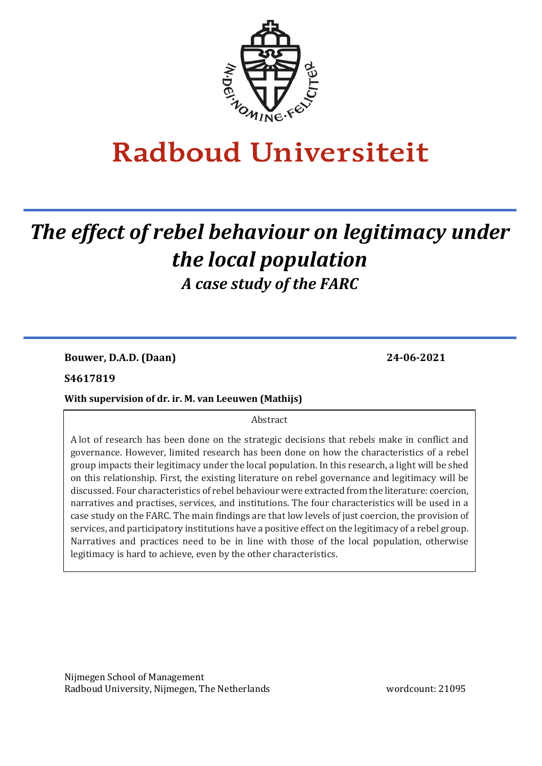Radboud Universiteit

# *The effect of rebel behaviour on legitimacy under the local population*

## *A case study of the FARC*

**Bouwer, D.A.D. (Daan)** **24-06-2021**

**S4617819**

**With supervision of dr. ir. M. van Leeuwen (Mathijs)**

Abstract

A lot of research has been done on the strategic decisions that rebels make in conflict and governance. However, limited research has been done on how the characteristics of a rebel group impacts their legitimacy under the local population. In this research, a light will be shed on this relationship. First, the existing literature on rebel governance and legitimacy will be discussed. Four characteristics of rebel behaviour were extracted from the literature: coercion, narratives and practises, services, and institutions. The four characteristics will be used in a case study on the FARC. The main findings are that low levels of just coercion, the provision of services, and participatory institutions have a positive effect on the legitimacy of a rebel group. Narratives and practices need to be in line with those of the local population, otherwise legitimacy is hard to achieve, even by the other characteristics.

Nijmegen School of Management
Radboud University, Nijmegen, The Netherlands

wordcount: 21095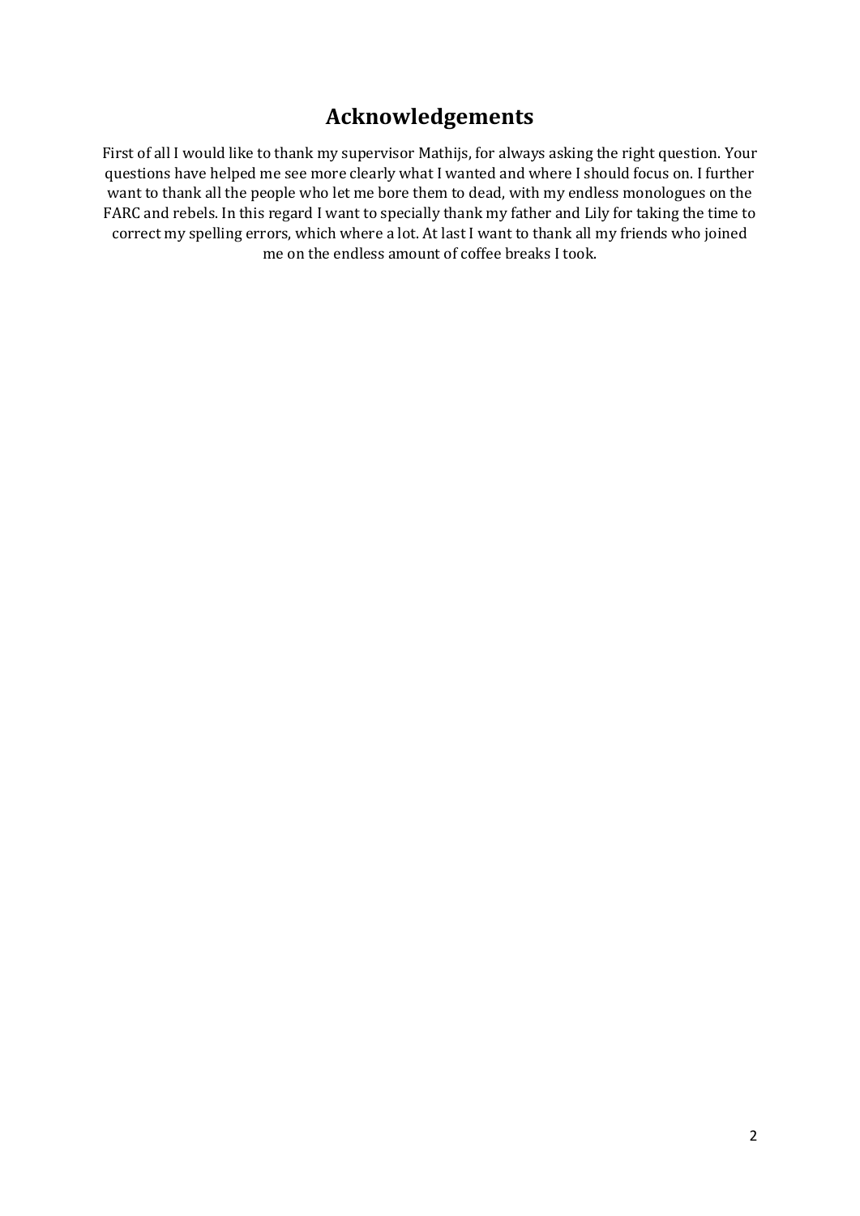# Acknowledgements

First of all I would like to thank my supervisor Mathijs, for always asking the right question. Your questions have helped me see more clearly what I wanted and where I should focus on. I further want to thank all the people who let me bore them to dead, with my endless monologues on the FARC and rebels. In this regard I want to specially thank my father and Lily for taking the time to correct my spelling errors, which where a lot. At last I want to thank all my friends who joined me on the endless amount of coffee breaks I took.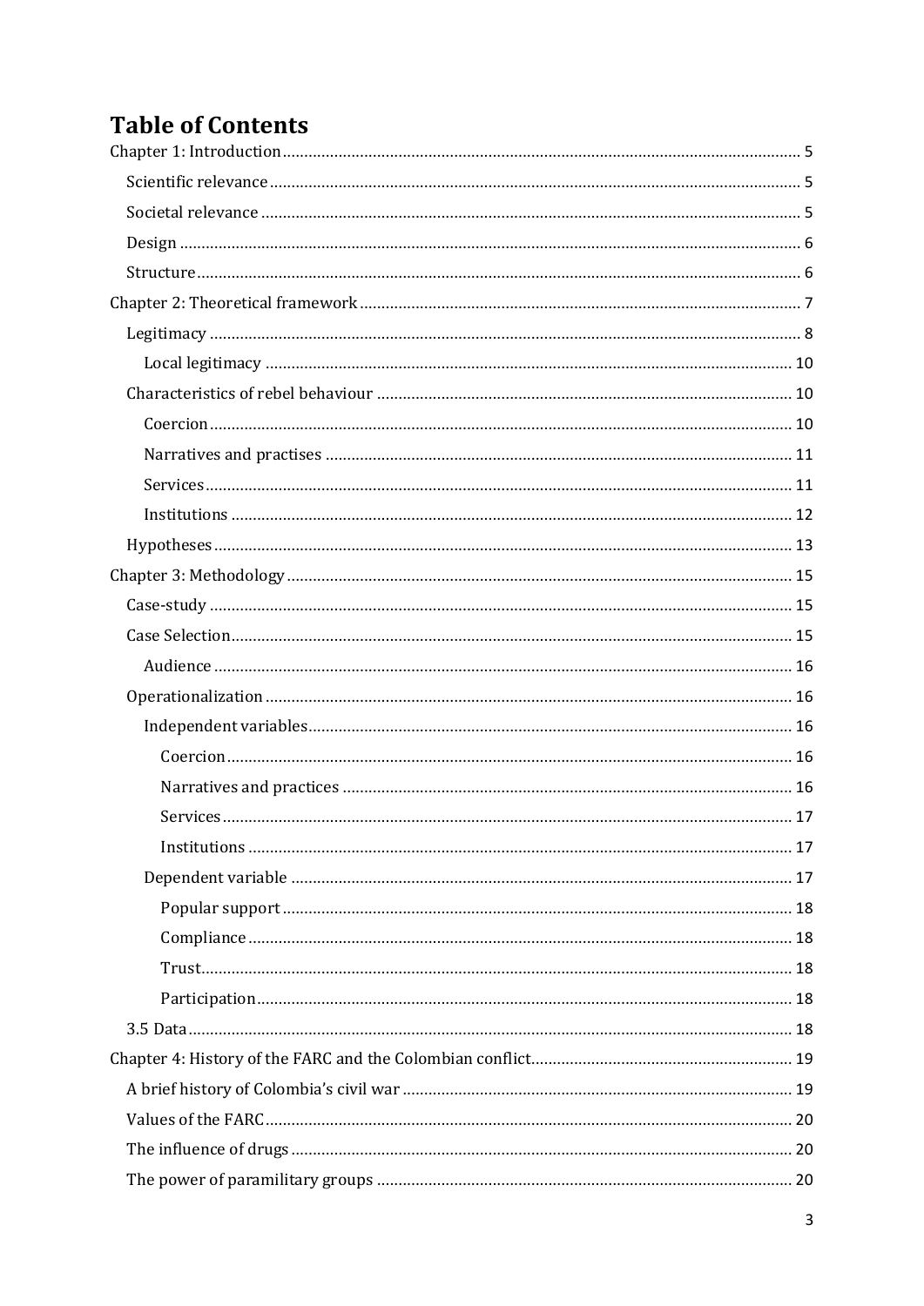# Table of Contents

Chapter 1: Introduction ..... 5

- Scientific relevance ..... 5
- Societal relevance ..... 5
- Design ..... 6
- Structure ..... 6

Chapter 2: Theoretical framework ..... 7

- Legitimacy ..... 8
  - Local legitimacy ..... 10
- Characteristics of rebel behaviour ..... 10
  - Coercion ..... 10
  - Narratives and practises ..... 11
  - Services ..... 11
  - Institutions ..... 12
- Hypotheses ..... 13

Chapter 3: Methodology ..... 15

- Case-study ..... 15
- Case Selection ..... 15
  - Audience ..... 16
- Operationalization ..... 16
  - Independent variables ..... 16
    - Coercion ..... 16
    - Narratives and practices ..... 16
    - Services ..... 17
    - Institutions ..... 17
  - Dependent variable ..... 17
    - Popular support ..... 18
    - Compliance ..... 18
    - Trust ..... 18
    - Participation ..... 18
- 3.5 Data ..... 18

Chapter 4: History of the FARC and the Colombian conflict ..... 19

- A brief history of Colombia's civil war ..... 19
- Values of the FARC ..... 20
- The influence of drugs ..... 20
- The power of paramilitary groups ..... 20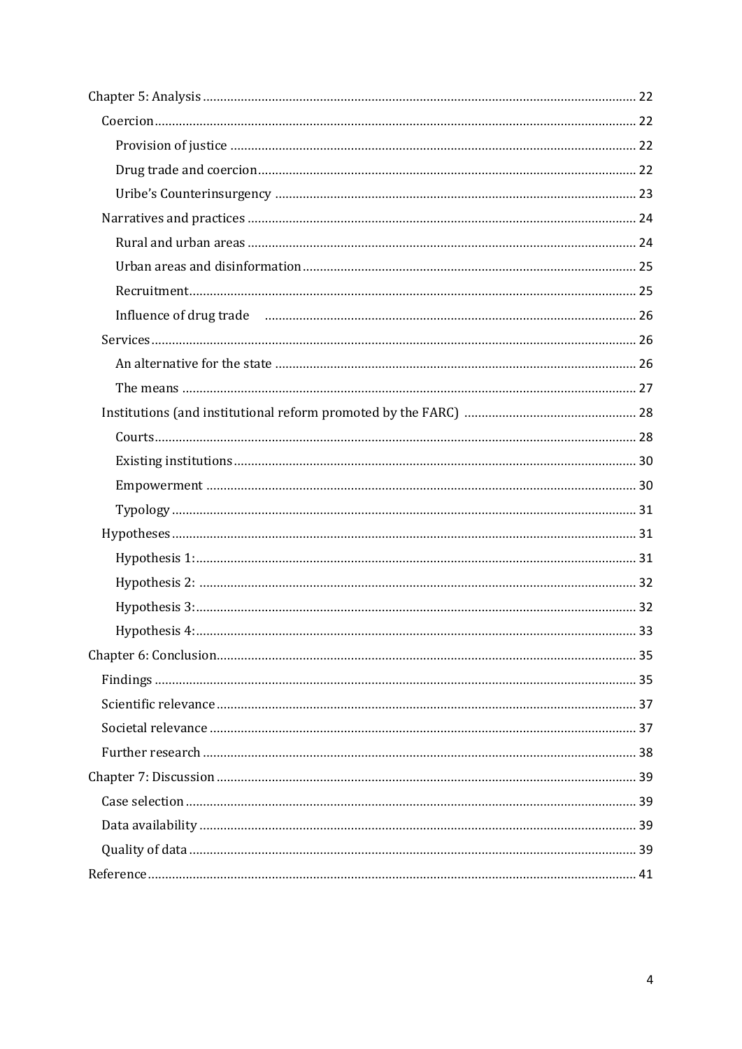Chapter 5: Analysis ..... 22

- Coercion ..... 22
  - Provision of justice ..... 22
  - Drug trade and coercion ..... 22
  - Uribe's Counterinsurgency ..... 23
- Narratives and practices ..... 24
  - Rural and urban areas ..... 24
  - Urban areas and disinformation ..... 25
  - Recruitment ..... 25
  - Influence of drug trade ..... 26
- Services ..... 26
  - An alternative for the state ..... 26
  - The means ..... 27
- Institutions (and institutional reform promoted by the FARC) ..... 28
  - Courts ..... 28
  - Existing institutions ..... 30
  - Empowerment ..... 30
  - Typology ..... 31
- Hypotheses ..... 31
  - Hypothesis 1: ..... 31
  - Hypothesis 2: ..... 32
  - Hypothesis 3: ..... 32
  - Hypothesis 4: ..... 33

Chapter 6: Conclusion ..... 35

- Findings ..... 35
- Scientific relevance ..... 37
- Societal relevance ..... 37
- Further research ..... 38

Chapter 7: Discussion ..... 39

- Case selection ..... 39
- Data availability ..... 39
- Quality of data ..... 39

Reference ..... 41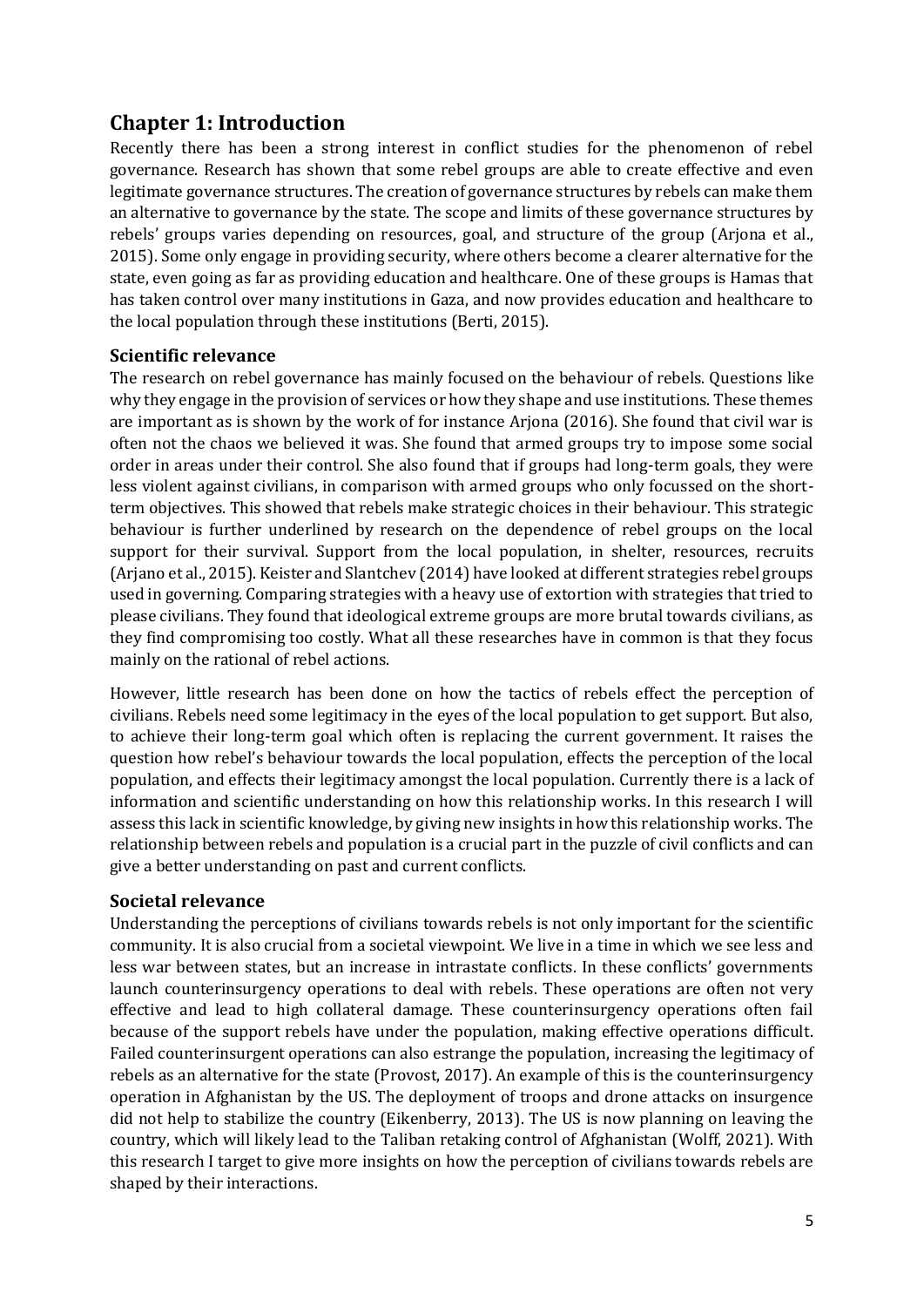# Chapter 1: Introduction

Recently there has been a strong interest in conflict studies for the phenomenon of rebel governance. Research has shown that some rebel groups are able to create effective and even legitimate governance structures. The creation of governance structures by rebels can make them an alternative to governance by the state. The scope and limits of these governance structures by rebels' groups varies depending on resources, goal, and structure of the group (Arjona et al., 2015). Some only engage in providing security, where others become a clearer alternative for the state, even going as far as providing education and healthcare. One of these groups is Hamas that has taken control over many institutions in Gaza, and now provides education and healthcare to the local population through these institutions (Berti, 2015).

## Scientific relevance

The research on rebel governance has mainly focused on the behaviour of rebels. Questions like why they engage in the provision of services or how they shape and use institutions. These themes are important as is shown by the work of for instance Arjona (2016). She found that civil war is often not the chaos we believed it was. She found that armed groups try to impose some social order in areas under their control. She also found that if groups had long-term goals, they were less violent against civilians, in comparison with armed groups who only focussed on the short-term objectives. This showed that rebels make strategic choices in their behaviour. This strategic behaviour is further underlined by research on the dependence of rebel groups on the local support for their survival. Support from the local population, in shelter, resources, recruits (Arjano et al., 2015). Keister and Slantchev (2014) have looked at different strategies rebel groups used in governing. Comparing strategies with a heavy use of extortion with strategies that tried to please civilians. They found that ideological extreme groups are more brutal towards civilians, as they find compromising too costly. What all these researches have in common is that they focus mainly on the rational of rebel actions.

However, little research has been done on how the tactics of rebels effect the perception of civilians. Rebels need some legitimacy in the eyes of the local population to get support. But also, to achieve their long-term goal which often is replacing the current government. It raises the question how rebel's behaviour towards the local population, effects the perception of the local population, and effects their legitimacy amongst the local population. Currently there is a lack of information and scientific understanding on how this relationship works. In this research I will assess this lack in scientific knowledge, by giving new insights in how this relationship works. The relationship between rebels and population is a crucial part in the puzzle of civil conflicts and can give a better understanding on past and current conflicts.

## Societal relevance

Understanding the perceptions of civilians towards rebels is not only important for the scientific community. It is also crucial from a societal viewpoint. We live in a time in which we see less and less war between states, but an increase in intrastate conflicts. In these conflicts' governments launch counterinsurgency operations to deal with rebels. These operations are often not very effective and lead to high collateral damage. These counterinsurgency operations often fail because of the support rebels have under the population, making effective operations difficult. Failed counterinsurgent operations can also estrange the population, increasing the legitimacy of rebels as an alternative for the state (Provost, 2017). An example of this is the counterinsurgency operation in Afghanistan by the US. The deployment of troops and drone attacks on insurgence did not help to stabilize the country (Eikenberry, 2013). The US is now planning on leaving the country, which will likely lead to the Taliban retaking control of Afghanistan (Wolff, 2021). With this research I target to give more insights on how the perception of civilians towards rebels are shaped by their interactions.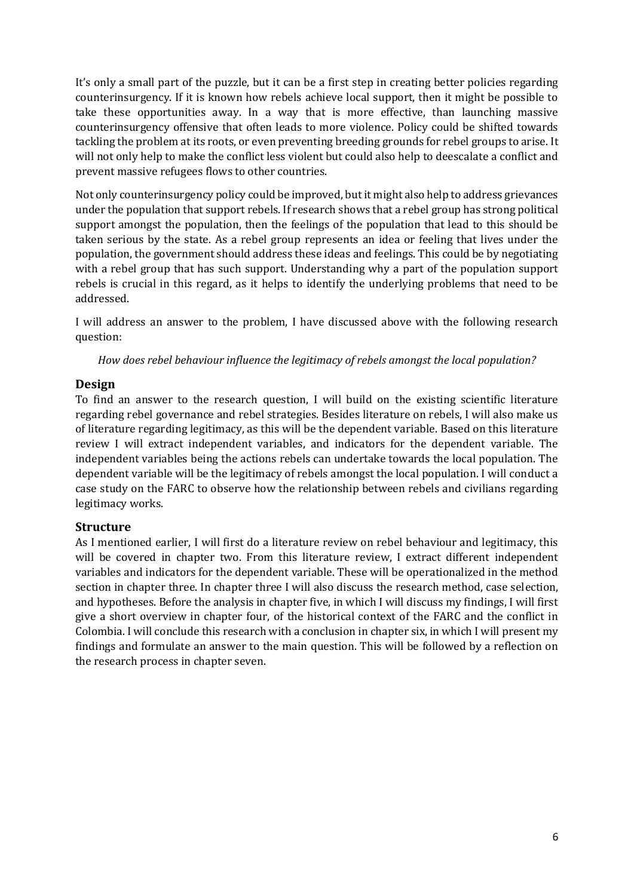It's only a small part of the puzzle, but it can be a first step in creating better policies regarding counterinsurgency. If it is known how rebels achieve local support, then it might be possible to take these opportunities away. In a way that is more effective, than launching massive counterinsurgency offensive that often leads to more violence. Policy could be shifted towards tackling the problem at its roots, or even preventing breeding grounds for rebel groups to arise. It will not only help to make the conflict less violent but could also help to deescalate a conflict and prevent massive refugees flows to other countries.

Not only counterinsurgency policy could be improved, but it might also help to address grievances under the population that support rebels. If research shows that a rebel group has strong political support amongst the population, then the feelings of the population that lead to this should be taken serious by the state. As a rebel group represents an idea or feeling that lives under the population, the government should address these ideas and feelings. This could be by negotiating with a rebel group that has such support. Understanding why a part of the population support rebels is crucial in this regard, as it helps to identify the underlying problems that need to be addressed.

I will address an answer to the problem, I have discussed above with the following research question:

*How does rebel behaviour influence the legitimacy of rebels amongst the local population?*

## Design

To find an answer to the research question, I will build on the existing scientific literature regarding rebel governance and rebel strategies. Besides literature on rebels, I will also make us of literature regarding legitimacy, as this will be the dependent variable. Based on this literature review I will extract independent variables, and indicators for the dependent variable. The independent variables being the actions rebels can undertake towards the local population. The dependent variable will be the legitimacy of rebels amongst the local population. I will conduct a case study on the FARC to observe how the relationship between rebels and civilians regarding legitimacy works.

## Structure

As I mentioned earlier, I will first do a literature review on rebel behaviour and legitimacy, this will be covered in chapter two. From this literature review, I extract different independent variables and indicators for the dependent variable. These will be operationalized in the method section in chapter three. In chapter three I will also discuss the research method, case selection, and hypotheses. Before the analysis in chapter five, in which I will discuss my findings, I will first give a short overview in chapter four, of the historical context of the FARC and the conflict in Colombia. I will conclude this research with a conclusion in chapter six, in which I will present my findings and formulate an answer to the main question. This will be followed by a reflection on the research process in chapter seven.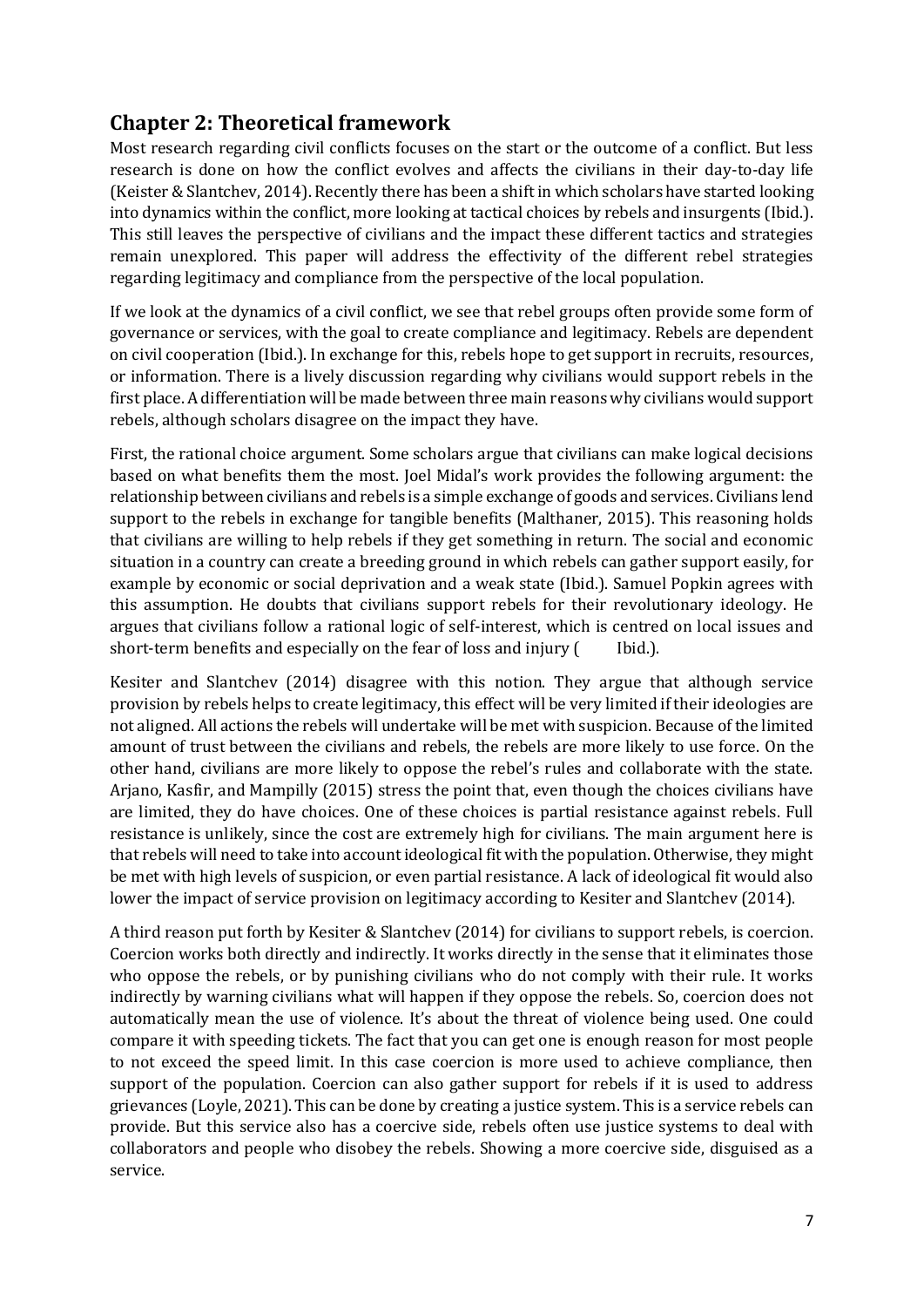## Chapter 2: Theoretical framework

Most research regarding civil conflicts focuses on the start or the outcome of a conflict. But less research is done on how the conflict evolves and affects the civilians in their day-to-day life (Keister & Slantchev, 2014). Recently there has been a shift in which scholars have started looking into dynamics within the conflict, more looking at tactical choices by rebels and insurgents (Ibid.). This still leaves the perspective of civilians and the impact these different tactics and strategies remain unexplored. This paper will address the effectivity of the different rebel strategies regarding legitimacy and compliance from the perspective of the local population.

If we look at the dynamics of a civil conflict, we see that rebel groups often provide some form of governance or services, with the goal to create compliance and legitimacy. Rebels are dependent on civil cooperation (Ibid.). In exchange for this, rebels hope to get support in recruits, resources, or information. There is a lively discussion regarding why civilians would support rebels in the first place. A differentiation will be made between three main reasons why civilians would support rebels, although scholars disagree on the impact they have.

First, the rational choice argument. Some scholars argue that civilians can make logical decisions based on what benefits them the most. Joel Midal's work provides the following argument: the relationship between civilians and rebels is a simple exchange of goods and services. Civilians lend support to the rebels in exchange for tangible benefits (Malthaner, 2015). This reasoning holds that civilians are willing to help rebels if they get something in return. The social and economic situation in a country can create a breeding ground in which rebels can gather support easily, for example by economic or social deprivation and a weak state (Ibid.). Samuel Popkin agrees with this assumption. He doubts that civilians support rebels for their revolutionary ideology. He argues that civilians follow a rational logic of self-interest, which is centred on local issues and short-term benefits and especially on the fear of loss and injury ( Ibid.).

Kesiter and Slantchev (2014) disagree with this notion. They argue that although service provision by rebels helps to create legitimacy, this effect will be very limited if their ideologies are not aligned. All actions the rebels will undertake will be met with suspicion. Because of the limited amount of trust between the civilians and rebels, the rebels are more likely to use force. On the other hand, civilians are more likely to oppose the rebel's rules and collaborate with the state. Arjano, Kasfir, and Mampilly (2015) stress the point that, even though the choices civilians have are limited, they do have choices. One of these choices is partial resistance against rebels. Full resistance is unlikely, since the cost are extremely high for civilians. The main argument here is that rebels will need to take into account ideological fit with the population. Otherwise, they might be met with high levels of suspicion, or even partial resistance. A lack of ideological fit would also lower the impact of service provision on legitimacy according to Kesiter and Slantchev (2014).

A third reason put forth by Kesiter & Slantchev (2014) for civilians to support rebels, is coercion. Coercion works both directly and indirectly. It works directly in the sense that it eliminates those who oppose the rebels, or by punishing civilians who do not comply with their rule. It works indirectly by warning civilians what will happen if they oppose the rebels. So, coercion does not automatically mean the use of violence. It's about the threat of violence being used. One could compare it with speeding tickets. The fact that you can get one is enough reason for most people to not exceed the speed limit. In this case coercion is more used to achieve compliance, then support of the population. Coercion can also gather support for rebels if it is used to address grievances (Loyle, 2021). This can be done by creating a justice system. This is a service rebels can provide. But this service also has a coercive side, rebels often use justice systems to deal with collaborators and people who disobey the rebels. Showing a more coercive side, disguised as a service.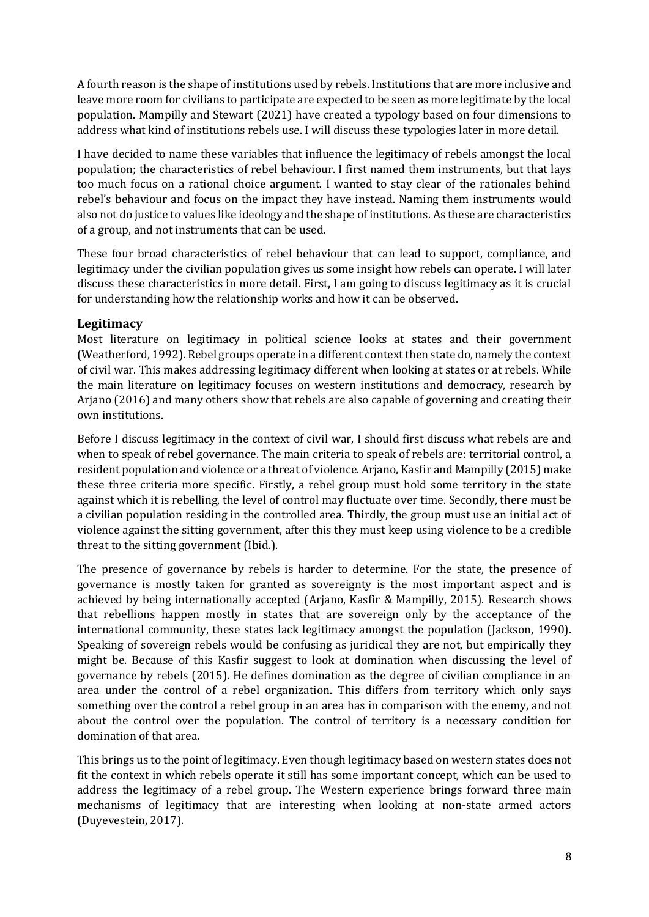A fourth reason is the shape of institutions used by rebels. Institutions that are more inclusive and leave more room for civilians to participate are expected to be seen as more legitimate by the local population. Mampilly and Stewart (2021) have created a typology based on four dimensions to address what kind of institutions rebels use. I will discuss these typologies later in more detail.

I have decided to name these variables that influence the legitimacy of rebels amongst the local population; the characteristics of rebel behaviour. I first named them instruments, but that lays too much focus on a rational choice argument. I wanted to stay clear of the rationales behind rebel's behaviour and focus on the impact they have instead. Naming them instruments would also not do justice to values like ideology and the shape of institutions. As these are characteristics of a group, and not instruments that can be used.

These four broad characteristics of rebel behaviour that can lead to support, compliance, and legitimacy under the civilian population gives us some insight how rebels can operate. I will later discuss these characteristics in more detail. First, I am going to discuss legitimacy as it is crucial for understanding how the relationship works and how it can be observed.

## Legitimacy

Most literature on legitimacy in political science looks at states and their government (Weatherford, 1992). Rebel groups operate in a different context then state do, namely the context of civil war. This makes addressing legitimacy different when looking at states or at rebels. While the main literature on legitimacy focuses on western institutions and democracy, research by Arjano (2016) and many others show that rebels are also capable of governing and creating their own institutions.

Before I discuss legitimacy in the context of civil war, I should first discuss what rebels are and when to speak of rebel governance. The main criteria to speak of rebels are: territorial control, a resident population and violence or a threat of violence. Arjano, Kasfir and Mampilly (2015) make these three criteria more specific. Firstly, a rebel group must hold some territory in the state against which it is rebelling, the level of control may fluctuate over time. Secondly, there must be a civilian population residing in the controlled area. Thirdly, the group must use an initial act of violence against the sitting government, after this they must keep using violence to be a credible threat to the sitting government (Ibid.).

The presence of governance by rebels is harder to determine. For the state, the presence of governance is mostly taken for granted as sovereignty is the most important aspect and is achieved by being internationally accepted (Arjano, Kasfir & Mampilly, 2015). Research shows that rebellions happen mostly in states that are sovereign only by the acceptance of the international community, these states lack legitimacy amongst the population (Jackson, 1990). Speaking of sovereign rebels would be confusing as juridical they are not, but empirically they might be. Because of this Kasfir suggest to look at domination when discussing the level of governance by rebels (2015). He defines domination as the degree of civilian compliance in an area under the control of a rebel organization. This differs from territory which only says something over the control a rebel group in an area has in comparison with the enemy, and not about the control over the population. The control of territory is a necessary condition for domination of that area.

This brings us to the point of legitimacy. Even though legitimacy based on western states does not fit the context in which rebels operate it still has some important concept, which can be used to address the legitimacy of a rebel group. The Western experience brings forward three main mechanisms of legitimacy that are interesting when looking at non-state armed actors (Duyevestein, 2017).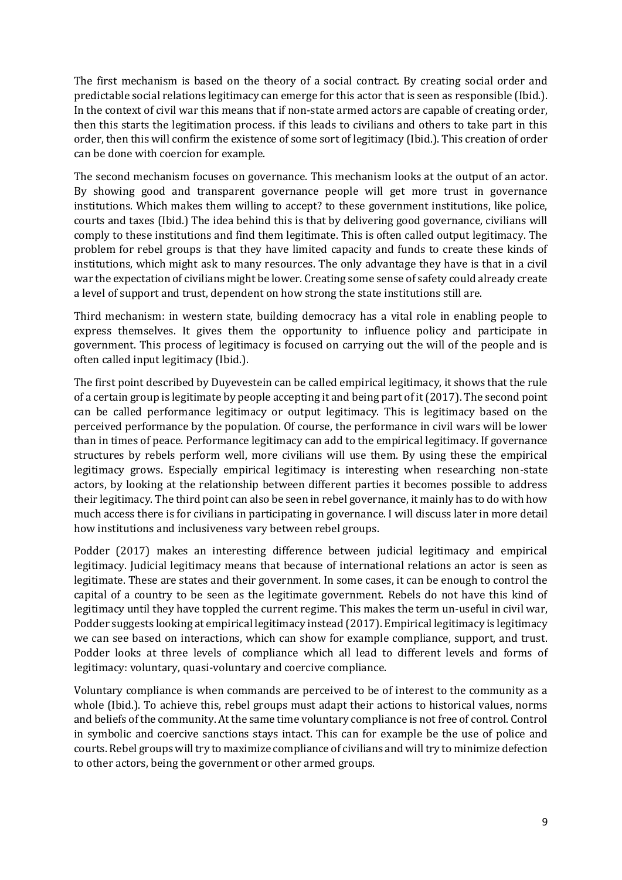The first mechanism is based on the theory of a social contract. By creating social order and predictable social relations legitimacy can emerge for this actor that is seen as responsible (Ibid.). In the context of civil war this means that if non-state armed actors are capable of creating order, then this starts the legitimation process. if this leads to civilians and others to take part in this order, then this will confirm the existence of some sort of legitimacy (Ibid.). This creation of order can be done with coercion for example.

The second mechanism focuses on governance. This mechanism looks at the output of an actor. By showing good and transparent governance people will get more trust in governance institutions. Which makes them willing to accept? to these government institutions, like police, courts and taxes (Ibid.) The idea behind this is that by delivering good governance, civilians will comply to these institutions and find them legitimate. This is often called output legitimacy. The problem for rebel groups is that they have limited capacity and funds to create these kinds of institutions, which might ask to many resources. The only advantage they have is that in a civil war the expectation of civilians might be lower. Creating some sense of safety could already create a level of support and trust, dependent on how strong the state institutions still are.

Third mechanism: in western state, building democracy has a vital role in enabling people to express themselves. It gives them the opportunity to influence policy and participate in government. This process of legitimacy is focused on carrying out the will of the people and is often called input legitimacy (Ibid.).

The first point described by Duyevestein can be called empirical legitimacy, it shows that the rule of a certain group is legitimate by people accepting it and being part of it (2017). The second point can be called performance legitimacy or output legitimacy. This is legitimacy based on the perceived performance by the population. Of course, the performance in civil wars will be lower than in times of peace. Performance legitimacy can add to the empirical legitimacy. If governance structures by rebels perform well, more civilians will use them. By using these the empirical legitimacy grows. Especially empirical legitimacy is interesting when researching non-state actors, by looking at the relationship between different parties it becomes possible to address their legitimacy. The third point can also be seen in rebel governance, it mainly has to do with how much access there is for civilians in participating in governance. I will discuss later in more detail how institutions and inclusiveness vary between rebel groups.

Podder (2017) makes an interesting difference between judicial legitimacy and empirical legitimacy. Judicial legitimacy means that because of international relations an actor is seen as legitimate. These are states and their government. In some cases, it can be enough to control the capital of a country to be seen as the legitimate government. Rebels do not have this kind of legitimacy until they have toppled the current regime. This makes the term un-useful in civil war, Podder suggests looking at empirical legitimacy instead (2017). Empirical legitimacy is legitimacy we can see based on interactions, which can show for example compliance, support, and trust. Podder looks at three levels of compliance which all lead to different levels and forms of legitimacy: voluntary, quasi-voluntary and coercive compliance.

Voluntary compliance is when commands are perceived to be of interest to the community as a whole (Ibid.). To achieve this, rebel groups must adapt their actions to historical values, norms and beliefs of the community. At the same time voluntary compliance is not free of control. Control in symbolic and coercive sanctions stays intact. This can for example be the use of police and courts. Rebel groups will try to maximize compliance of civilians and will try to minimize defection to other actors, being the government or other armed groups.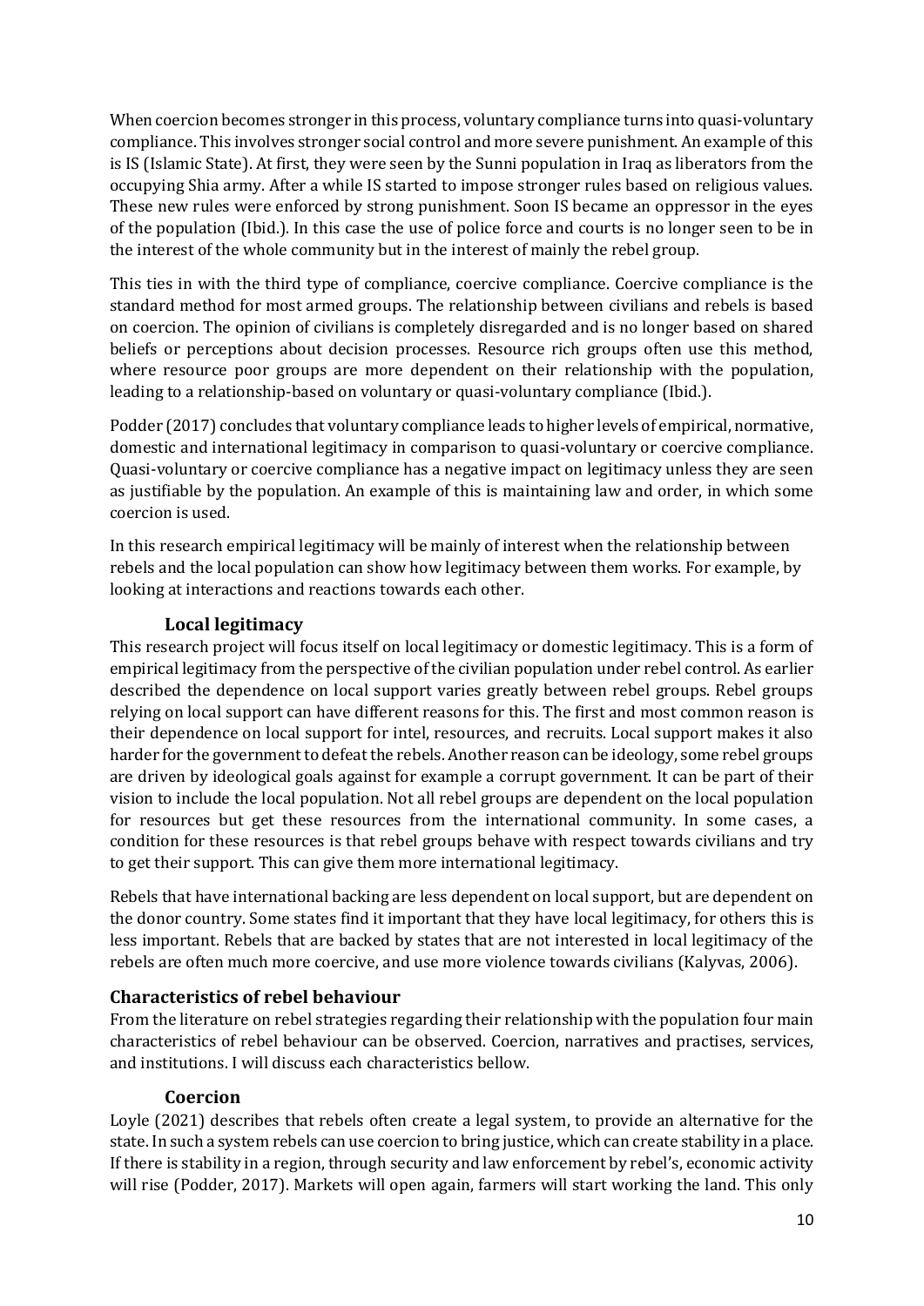When coercion becomes stronger in this process, voluntary compliance turns into quasi-voluntary compliance. This involves stronger social control and more severe punishment. An example of this is IS (Islamic State). At first, they were seen by the Sunni population in Iraq as liberators from the occupying Shia army. After a while IS started to impose stronger rules based on religious values. These new rules were enforced by strong punishment. Soon IS became an oppressor in the eyes of the population (Ibid.). In this case the use of police force and courts is no longer seen to be in the interest of the whole community but in the interest of mainly the rebel group.

This ties in with the third type of compliance, coercive compliance. Coercive compliance is the standard method for most armed groups. The relationship between civilians and rebels is based on coercion. The opinion of civilians is completely disregarded and is no longer based on shared beliefs or perceptions about decision processes. Resource rich groups often use this method, where resource poor groups are more dependent on their relationship with the population, leading to a relationship-based on voluntary or quasi-voluntary compliance (Ibid.).

Podder (2017) concludes that voluntary compliance leads to higher levels of empirical, normative, domestic and international legitimacy in comparison to quasi-voluntary or coercive compliance. Quasi-voluntary or coercive compliance has a negative impact on legitimacy unless they are seen as justifiable by the population. An example of this is maintaining law and order, in which some coercion is used.

In this research empirical legitimacy will be mainly of interest when the relationship between rebels and the local population can show how legitimacy between them works. For example, by looking at interactions and reactions towards each other.

### Local legitimacy

This research project will focus itself on local legitimacy or domestic legitimacy. This is a form of empirical legitimacy from the perspective of the civilian population under rebel control. As earlier described the dependence on local support varies greatly between rebel groups. Rebel groups relying on local support can have different reasons for this. The first and most common reason is their dependence on local support for intel, resources, and recruits. Local support makes it also harder for the government to defeat the rebels. Another reason can be ideology, some rebel groups are driven by ideological goals against for example a corrupt government. It can be part of their vision to include the local population. Not all rebel groups are dependent on the local population for resources but get these resources from the international community. In some cases, a condition for these resources is that rebel groups behave with respect towards civilians and try to get their support. This can give them more international legitimacy.

Rebels that have international backing are less dependent on local support, but are dependent on the donor country. Some states find it important that they have local legitimacy, for others this is less important. Rebels that are backed by states that are not interested in local legitimacy of the rebels are often much more coercive, and use more violence towards civilians (Kalyvas, 2006).

## Characteristics of rebel behaviour

From the literature on rebel strategies regarding their relationship with the population four main characteristics of rebel behaviour can be observed. Coercion, narratives and practises, services, and institutions. I will discuss each characteristics bellow.

### Coercion

Loyle (2021) describes that rebels often create a legal system, to provide an alternative for the state. In such a system rebels can use coercion to bring justice, which can create stability in a place. If there is stability in a region, through security and law enforcement by rebel's, economic activity will rise (Podder, 2017). Markets will open again, farmers will start working the land. This only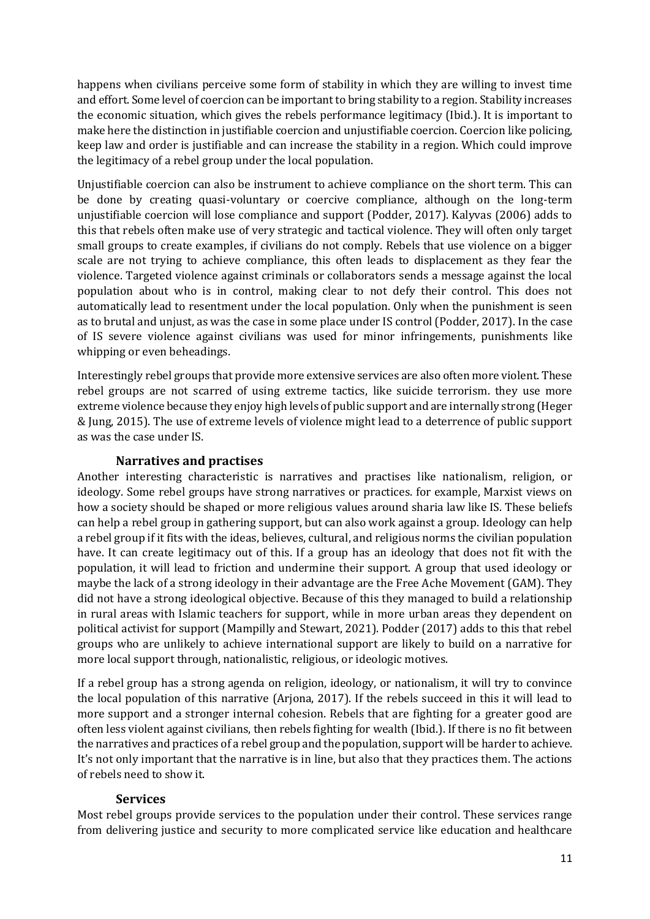happens when civilians perceive some form of stability in which they are willing to invest time and effort. Some level of coercion can be important to bring stability to a region. Stability increases the economic situation, which gives the rebels performance legitimacy (Ibid.). It is important to make here the distinction in justifiable coercion and unjustifiable coercion. Coercion like policing, keep law and order is justifiable and can increase the stability in a region. Which could improve the legitimacy of a rebel group under the local population.

Unjustifiable coercion can also be instrument to achieve compliance on the short term. This can be done by creating quasi-voluntary or coercive compliance, although on the long-term unjustifiable coercion will lose compliance and support (Podder, 2017). Kalyvas (2006) adds to this that rebels often make use of very strategic and tactical violence. They will often only target small groups to create examples, if civilians do not comply. Rebels that use violence on a bigger scale are not trying to achieve compliance, this often leads to displacement as they fear the violence. Targeted violence against criminals or collaborators sends a message against the local population about who is in control, making clear to not defy their control. This does not automatically lead to resentment under the local population. Only when the punishment is seen as to brutal and unjust, as was the case in some place under IS control (Podder, 2017). In the case of IS severe violence against civilians was used for minor infringements, punishments like whipping or even beheadings.

Interestingly rebel groups that provide more extensive services are also often more violent. These rebel groups are not scarred of using extreme tactics, like suicide terrorism. they use more extreme violence because they enjoy high levels of public support and are internally strong (Heger & Jung, 2015). The use of extreme levels of violence might lead to a deterrence of public support as was the case under IS.

### Narratives and practises

Another interesting characteristic is narratives and practises like nationalism, religion, or ideology. Some rebel groups have strong narratives or practices. for example, Marxist views on how a society should be shaped or more religious values around sharia law like IS. These beliefs can help a rebel group in gathering support, but can also work against a group. Ideology can help a rebel group if it fits with the ideas, believes, cultural, and religious norms the civilian population have. It can create legitimacy out of this. If a group has an ideology that does not fit with the population, it will lead to friction and undermine their support. A group that used ideology or maybe the lack of a strong ideology in their advantage are the Free Ache Movement (GAM). They did not have a strong ideological objective. Because of this they managed to build a relationship in rural areas with Islamic teachers for support, while in more urban areas they dependent on political activist for support (Mampilly and Stewart, 2021). Podder (2017) adds to this that rebel groups who are unlikely to achieve international support are likely to build on a narrative for more local support through, nationalistic, religious, or ideologic motives.

If a rebel group has a strong agenda on religion, ideology, or nationalism, it will try to convince the local population of this narrative (Arjona, 2017). If the rebels succeed in this it will lead to more support and a stronger internal cohesion. Rebels that are fighting for a greater good are often less violent against civilians, then rebels fighting for wealth (Ibid.). If there is no fit between the narratives and practices of a rebel group and the population, support will be harder to achieve. It's not only important that the narrative is in line, but also that they practices them. The actions of rebels need to show it.

### Services

Most rebel groups provide services to the population under their control. These services range from delivering justice and security to more complicated service like education and healthcare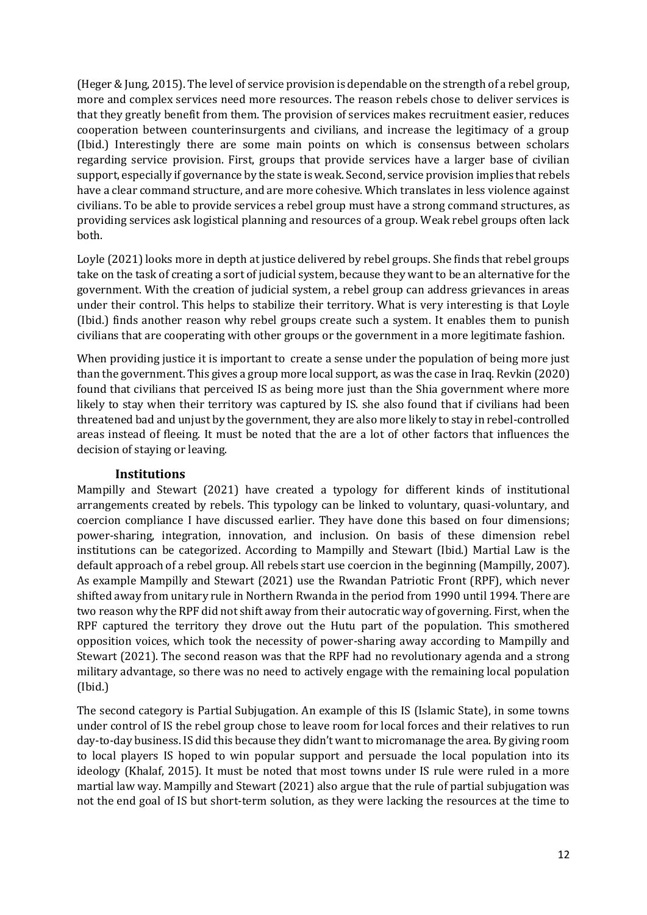(Heger & Jung, 2015). The level of service provision is dependable on the strength of a rebel group, more and complex services need more resources. The reason rebels chose to deliver services is that they greatly benefit from them. The provision of services makes recruitment easier, reduces cooperation between counterinsurgents and civilians, and increase the legitimacy of a group (Ibid.) Interestingly there are some main points on which is consensus between scholars regarding service provision. First, groups that provide services have a larger base of civilian support, especially if governance by the state is weak. Second, service provision implies that rebels have a clear command structure, and are more cohesive. Which translates in less violence against civilians. To be able to provide services a rebel group must have a strong command structures, as providing services ask logistical planning and resources of a group. Weak rebel groups often lack both.

Loyle (2021) looks more in depth at justice delivered by rebel groups. She finds that rebel groups take on the task of creating a sort of judicial system, because they want to be an alternative for the government. With the creation of judicial system, a rebel group can address grievances in areas under their control. This helps to stabilize their territory. What is very interesting is that Loyle (Ibid.) finds another reason why rebel groups create such a system. It enables them to punish civilians that are cooperating with other groups or the government in a more legitimate fashion.

When providing justice it is important to create a sense under the population of being more just than the government. This gives a group more local support, as was the case in Iraq. Revkin (2020) found that civilians that perceived IS as being more just than the Shia government where more likely to stay when their territory was captured by IS. she also found that if civilians had been threatened bad and unjust by the government, they are also more likely to stay in rebel-controlled areas instead of fleeing. It must be noted that the are a lot of other factors that influences the decision of staying or leaving.

### Institutions

Mampilly and Stewart (2021) have created a typology for different kinds of institutional arrangements created by rebels. This typology can be linked to voluntary, quasi-voluntary, and coercion compliance I have discussed earlier. They have done this based on four dimensions; power-sharing, integration, innovation, and inclusion. On basis of these dimension rebel institutions can be categorized. According to Mampilly and Stewart (Ibid.) Martial Law is the default approach of a rebel group. All rebels start use coercion in the beginning (Mampilly, 2007). As example Mampilly and Stewart (2021) use the Rwandan Patriotic Front (RPF), which never shifted away from unitary rule in Northern Rwanda in the period from 1990 until 1994. There are two reason why the RPF did not shift away from their autocratic way of governing. First, when the RPF captured the territory they drove out the Hutu part of the population. This smothered opposition voices, which took the necessity of power-sharing away according to Mampilly and Stewart (2021). The second reason was that the RPF had no revolutionary agenda and a strong military advantage, so there was no need to actively engage with the remaining local population (Ibid.)

The second category is Partial Subjugation. An example of this IS (Islamic State), in some towns under control of IS the rebel group chose to leave room for local forces and their relatives to run day-to-day business. IS did this because they didn't want to micromanage the area. By giving room to local players IS hoped to win popular support and persuade the local population into its ideology (Khalaf, 2015). It must be noted that most towns under IS rule were ruled in a more martial law way. Mampilly and Stewart (2021) also argue that the rule of partial subjugation was not the end goal of IS but short-term solution, as they were lacking the resources at the time to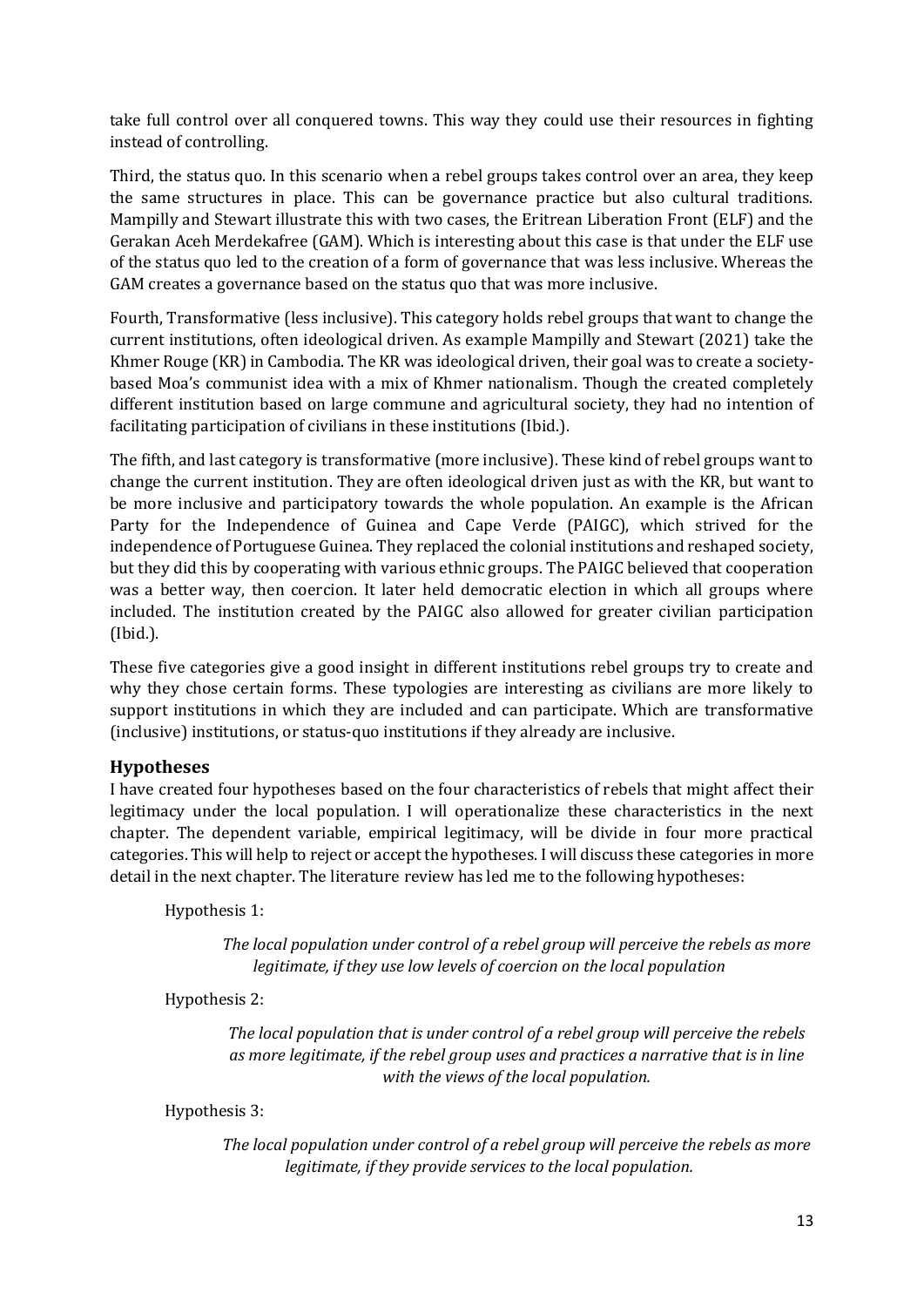take full control over all conquered towns. This way they could use their resources in fighting instead of controlling.

Third, the status quo. In this scenario when a rebel groups takes control over an area, they keep the same structures in place. This can be governance practice but also cultural traditions. Mampilly and Stewart illustrate this with two cases, the Eritrean Liberation Front (ELF) and the Gerakan Aceh Merdekafree (GAM). Which is interesting about this case is that under the ELF use of the status quo led to the creation of a form of governance that was less inclusive. Whereas the GAM creates a governance based on the status quo that was more inclusive.

Fourth, Transformative (less inclusive). This category holds rebel groups that want to change the current institutions, often ideological driven. As example Mampilly and Stewart (2021) take the Khmer Rouge (KR) in Cambodia. The KR was ideological driven, their goal was to create a society-based Moa's communist idea with a mix of Khmer nationalism. Though the created completely different institution based on large commune and agricultural society, they had no intention of facilitating participation of civilians in these institutions (Ibid.).

The fifth, and last category is transformative (more inclusive). These kind of rebel groups want to change the current institution. They are often ideological driven just as with the KR, but want to be more inclusive and participatory towards the whole population. An example is the African Party for the Independence of Guinea and Cape Verde (PAIGC), which strived for the independence of Portuguese Guinea. They replaced the colonial institutions and reshaped society, but they did this by cooperating with various ethnic groups. The PAIGC believed that cooperation was a better way, then coercion. It later held democratic election in which all groups where included. The institution created by the PAIGC also allowed for greater civilian participation (Ibid.).

These five categories give a good insight in different institutions rebel groups try to create and why they chose certain forms. These typologies are interesting as civilians are more likely to support institutions in which they are included and can participate. Which are transformative (inclusive) institutions, or status-quo institutions if they already are inclusive.

## Hypotheses

I have created four hypotheses based on the four characteristics of rebels that might affect their legitimacy under the local population. I will operationalize these characteristics in the next chapter. The dependent variable, empirical legitimacy, will be divide in four more practical categories. This will help to reject or accept the hypotheses. I will discuss these categories in more detail in the next chapter. The literature review has led me to the following hypotheses:

Hypothesis 1:

> *The local population under control of a rebel group will perceive the rebels as more legitimate, if they use low levels of coercion on the local population*

Hypothesis 2:

> *The local population that is under control of a rebel group will perceive the rebels as more legitimate, if the rebel group uses and practices a narrative that is in line with the views of the local population.*

Hypothesis 3:

> *The local population under control of a rebel group will perceive the rebels as more legitimate, if they provide services to the local population.*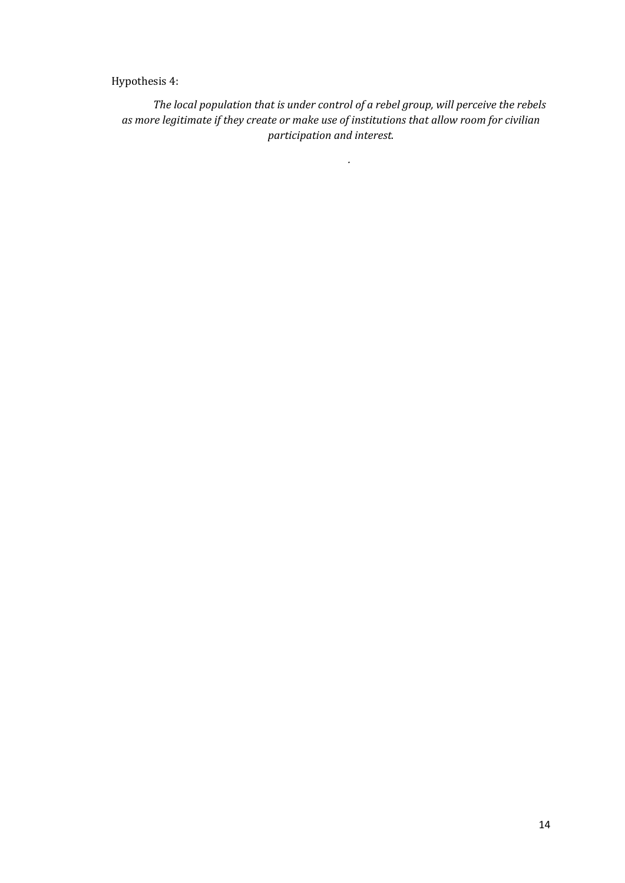Hypothesis 4:

*The local population that is under control of a rebel group, will perceive the rebels as more legitimate if they create or make use of institutions that allow room for civilian participation and interest.*

.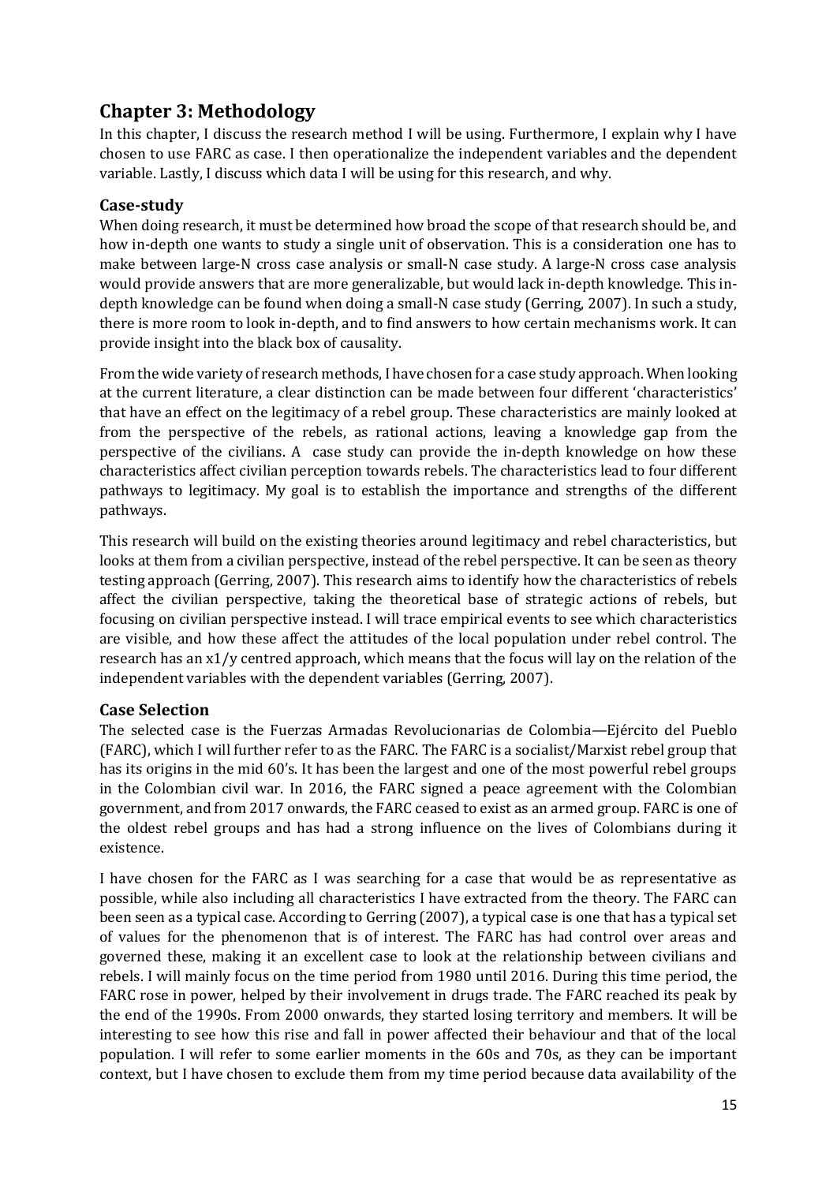# Chapter 3: Methodology

In this chapter, I discuss the research method I will be using. Furthermore, I explain why I have chosen to use FARC as case. I then operationalize the independent variables and the dependent variable. Lastly, I discuss which data I will be using for this research, and why.

## Case-study

When doing research, it must be determined how broad the scope of that research should be, and how in-depth one wants to study a single unit of observation. This is a consideration one has to make between large-N cross case analysis or small-N case study. A large-N cross case analysis would provide answers that are more generalizable, but would lack in-depth knowledge. This in-depth knowledge can be found when doing a small-N case study (Gerring, 2007). In such a study, there is more room to look in-depth, and to find answers to how certain mechanisms work. It can provide insight into the black box of causality.

From the wide variety of research methods, I have chosen for a case study approach. When looking at the current literature, a clear distinction can be made between four different 'characteristics' that have an effect on the legitimacy of a rebel group. These characteristics are mainly looked at from the perspective of the rebels, as rational actions, leaving a knowledge gap from the perspective of the civilians. A case study can provide the in-depth knowledge on how these characteristics affect civilian perception towards rebels. The characteristics lead to four different pathways to legitimacy. My goal is to establish the importance and strengths of the different pathways.

This research will build on the existing theories around legitimacy and rebel characteristics, but looks at them from a civilian perspective, instead of the rebel perspective. It can be seen as theory testing approach (Gerring, 2007). This research aims to identify how the characteristics of rebels affect the civilian perspective, taking the theoretical base of strategic actions of rebels, but focusing on civilian perspective instead. I will trace empirical events to see which characteristics are visible, and how these affect the attitudes of the local population under rebel control. The research has an x1/y centred approach, which means that the focus will lay on the relation of the independent variables with the dependent variables (Gerring, 2007).

## Case Selection

The selected case is the Fuerzas Armadas Revolucionarias de Colombia—Ejército del Pueblo (FARC), which I will further refer to as the FARC. The FARC is a socialist/Marxist rebel group that has its origins in the mid 60's. It has been the largest and one of the most powerful rebel groups in the Colombian civil war. In 2016, the FARC signed a peace agreement with the Colombian government, and from 2017 onwards, the FARC ceased to exist as an armed group. FARC is one of the oldest rebel groups and has had a strong influence on the lives of Colombians during it existence.

I have chosen for the FARC as I was searching for a case that would be as representative as possible, while also including all characteristics I have extracted from the theory. The FARC can been seen as a typical case. According to Gerring (2007), a typical case is one that has a typical set of values for the phenomenon that is of interest. The FARC has had control over areas and governed these, making it an excellent case to look at the relationship between civilians and rebels. I will mainly focus on the time period from 1980 until 2016. During this time period, the FARC rose in power, helped by their involvement in drugs trade. The FARC reached its peak by the end of the 1990s. From 2000 onwards, they started losing territory and members. It will be interesting to see how this rise and fall in power affected their behaviour and that of the local population. I will refer to some earlier moments in the 60s and 70s, as they can be important context, but I have chosen to exclude them from my time period because data availability of the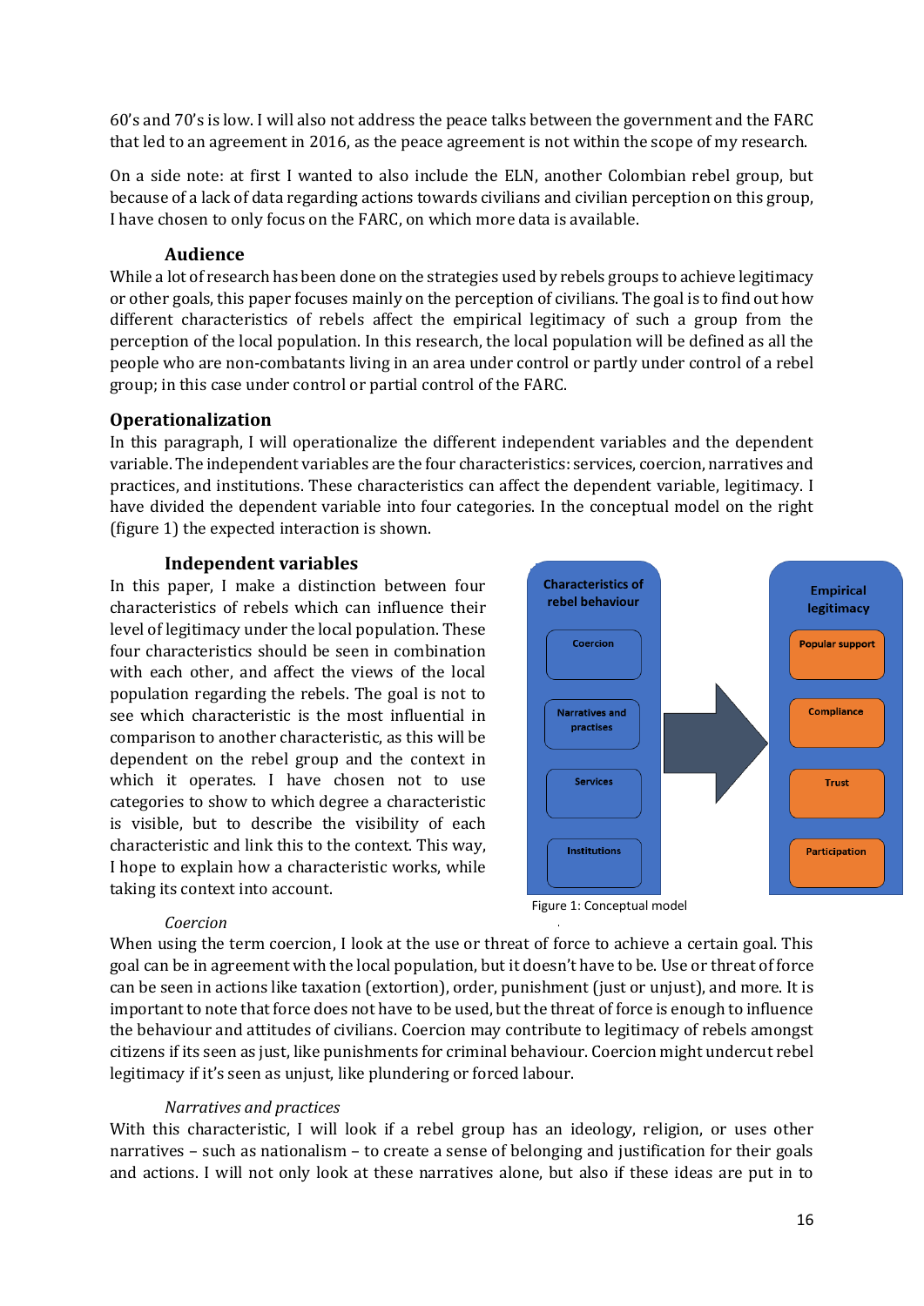60's and 70's is low. I will also not address the peace talks between the government and the FARC that led to an agreement in 2016, as the peace agreement is not within the scope of my research.

On a side note: at first I wanted to also include the ELN, another Colombian rebel group, but because of a lack of data regarding actions towards civilians and civilian perception on this group, I have chosen to only focus on the FARC, on which more data is available.

### Audience

While a lot of research has been done on the strategies used by rebels groups to achieve legitimacy or other goals, this paper focuses mainly on the perception of civilians. The goal is to find out how different characteristics of rebels affect the empirical legitimacy of such a group from the perception of the local population. In this research, the local population will be defined as all the people who are non-combatants living in an area under control or partly under control of a rebel group; in this case under control or partial control of the FARC.

## Operationalization

In this paragraph, I will operationalize the different independent variables and the dependent variable. The independent variables are the four characteristics: services, coercion, narratives and practices, and institutions. These characteristics can affect the dependent variable, legitimacy. I have divided the dependent variable into four categories. In the conceptual model on the right (figure 1) the expected interaction is shown.

### Independent variables

In this paper, I make a distinction between four characteristics of rebels which can influence their level of legitimacy under the local population. These four characteristics should be seen in combination with each other, and affect the views of the local population regarding the rebels. The goal is not to see which characteristic is the most influential in comparison to another characteristic, as this will be dependent on the rebel group and the context in which it operates. I have chosen not to use categories to show to which degree a characteristic is visible, but to describe the visibility of each characteristic and link this to the context. This way, I hope to explain how a characteristic works, while taking its context into account.

Characteristics of rebel behaviour: Coercion; Narratives and practises; Services; Institutions → Empirical legitimacy: Popular support; Compliance; Trust; Participation

Figure 1: Conceptual model

*Coercion*

When using the term coercion, I look at the use or threat of force to achieve a certain goal. This goal can be in agreement with the local population, but it doesn't have to be. Use or threat of force can be seen in actions like taxation (extortion), order, punishment (just or unjust), and more. It is important to note that force does not have to be used, but the threat of force is enough to influence the behaviour and attitudes of civilians. Coercion may contribute to legitimacy of rebels amongst citizens if its seen as just, like punishments for criminal behaviour. Coercion might undercut rebel legitimacy if it's seen as unjust, like plundering or forced labour.

*Narratives and practices*

With this characteristic, I will look if a rebel group has an ideology, religion, or uses other narratives – such as nationalism – to create a sense of belonging and justification for their goals and actions. I will not only look at these narratives alone, but also if these ideas are put in to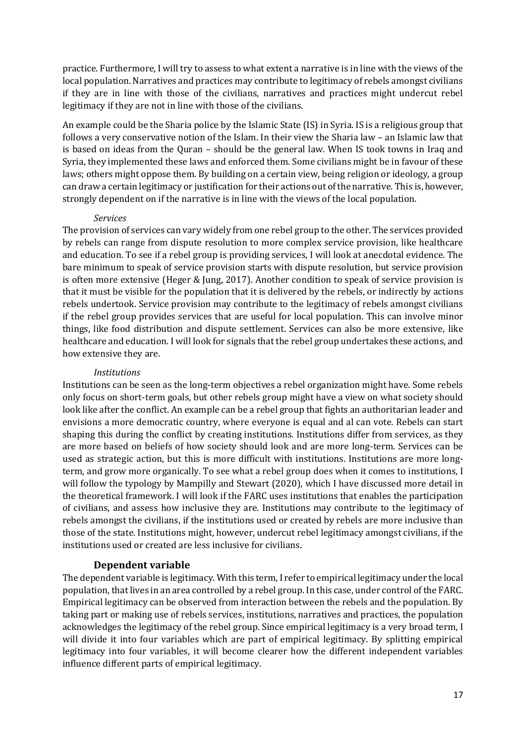practice. Furthermore, I will try to assess to what extent a narrative is in line with the views of the local population. Narratives and practices may contribute to legitimacy of rebels amongst civilians if they are in line with those of the civilians, narratives and practices might undercut rebel legitimacy if they are not in line with those of the civilians.

An example could be the Sharia police by the Islamic State (IS) in Syria. IS is a religious group that follows a very conservative notion of the Islam. In their view the Sharia law – an Islamic law that is based on ideas from the Quran – should be the general law. When IS took towns in Iraq and Syria, they implemented these laws and enforced them. Some civilians might be in favour of these laws; others might oppose them. By building on a certain view, being religion or ideology, a group can draw a certain legitimacy or justification for their actions out of the narrative. This is, however, strongly dependent on if the narrative is in line with the views of the local population.

*Services*

The provision of services can vary widely from one rebel group to the other. The services provided by rebels can range from dispute resolution to more complex service provision, like healthcare and education. To see if a rebel group is providing services, I will look at anecdotal evidence. The bare minimum to speak of service provision starts with dispute resolution, but service provision is often more extensive (Heger & Jung, 2017). Another condition to speak of service provision is that it must be visible for the population that it is delivered by the rebels, or indirectly by actions rebels undertook. Service provision may contribute to the legitimacy of rebels amongst civilians if the rebel group provides services that are useful for local population. This can involve minor things, like food distribution and dispute settlement. Services can also be more extensive, like healthcare and education. I will look for signals that the rebel group undertakes these actions, and how extensive they are.

*Institutions*

Institutions can be seen as the long-term objectives a rebel organization might have. Some rebels only focus on short-term goals, but other rebels group might have a view on what society should look like after the conflict. An example can be a rebel group that fights an authoritarian leader and envisions a more democratic country, where everyone is equal and al can vote. Rebels can start shaping this during the conflict by creating institutions. Institutions differ from services, as they are more based on beliefs of how society should look and are more long-term. Services can be used as strategic action, but this is more difficult with institutions. Institutions are more long-term, and grow more organically. To see what a rebel group does when it comes to institutions, I will follow the typology by Mampilly and Stewart (2020), which I have discussed more detail in the theoretical framework. I will look if the FARC uses institutions that enables the participation of civilians, and assess how inclusive they are. Institutions may contribute to the legitimacy of rebels amongst the civilians, if the institutions used or created by rebels are more inclusive than those of the state. Institutions might, however, undercut rebel legitimacy amongst civilians, if the institutions used or created are less inclusive for civilians.

### Dependent variable

The dependent variable is legitimacy. With this term, I refer to empirical legitimacy under the local population, that lives in an area controlled by a rebel group. In this case, under control of the FARC. Empirical legitimacy can be observed from interaction between the rebels and the population. By taking part or making use of rebels services, institutions, narratives and practices, the population acknowledges the legitimacy of the rebel group. Since empirical legitimacy is a very broad term, I will divide it into four variables which are part of empirical legitimacy. By splitting empirical legitimacy into four variables, it will become clearer how the different independent variables influence different parts of empirical legitimacy.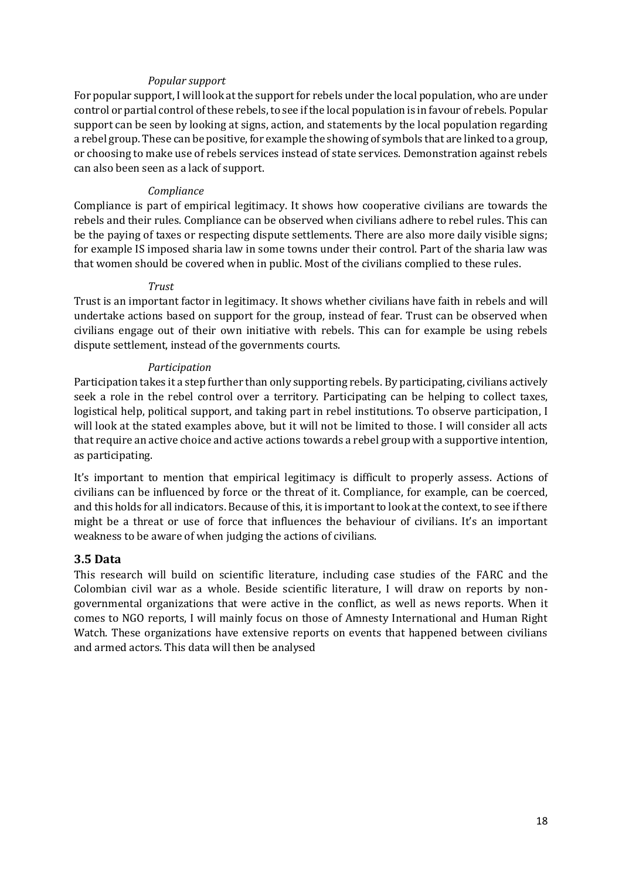*Popular support*

For popular support, I will look at the support for rebels under the local population, who are under control or partial control of these rebels, to see if the local population is in favour of rebels. Popular support can be seen by looking at signs, action, and statements by the local population regarding a rebel group. These can be positive, for example the showing of symbols that are linked to a group, or choosing to make use of rebels services instead of state services. Demonstration against rebels can also been seen as a lack of support.

*Compliance*

Compliance is part of empirical legitimacy. It shows how cooperative civilians are towards the rebels and their rules. Compliance can be observed when civilians adhere to rebel rules. This can be the paying of taxes or respecting dispute settlements. There are also more daily visible signs; for example IS imposed sharia law in some towns under their control. Part of the sharia law was that women should be covered when in public. Most of the civilians complied to these rules.

*Trust*

Trust is an important factor in legitimacy. It shows whether civilians have faith in rebels and will undertake actions based on support for the group, instead of fear. Trust can be observed when civilians engage out of their own initiative with rebels. This can for example be using rebels dispute settlement, instead of the governments courts.

*Participation*

Participation takes it a step further than only supporting rebels. By participating, civilians actively seek a role in the rebel control over a territory. Participating can be helping to collect taxes, logistical help, political support, and taking part in rebel institutions. To observe participation, I will look at the stated examples above, but it will not be limited to those. I will consider all acts that require an active choice and active actions towards a rebel group with a supportive intention, as participating.

It's important to mention that empirical legitimacy is difficult to properly assess. Actions of civilians can be influenced by force or the threat of it. Compliance, for example, can be coerced, and this holds for all indicators. Because of this, it is important to look at the context, to see if there might be a threat or use of force that influences the behaviour of civilians. It's an important weakness to be aware of when judging the actions of civilians.

### 3.5 Data

This research will build on scientific literature, including case studies of the FARC and the Colombian civil war as a whole. Beside scientific literature, I will draw on reports by non-governmental organizations that were active in the conflict, as well as news reports. When it comes to NGO reports, I will mainly focus on those of Amnesty International and Human Right Watch. These organizations have extensive reports on events that happened between civilians and armed actors. This data will then be analysed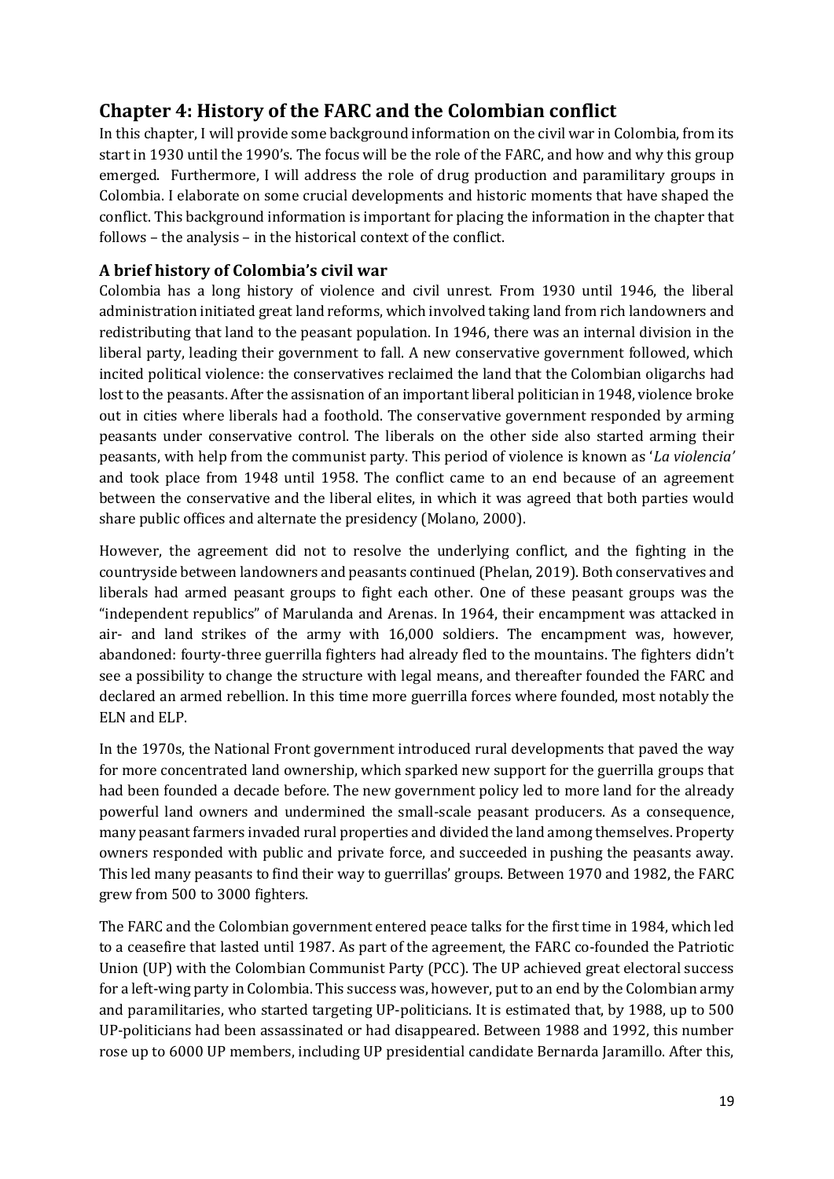## Chapter 4: History of the FARC and the Colombian conflict

In this chapter, I will provide some background information on the civil war in Colombia, from its start in 1930 until the 1990's. The focus will be the role of the FARC, and how and why this group emerged. Furthermore, I will address the role of drug production and paramilitary groups in Colombia. I elaborate on some crucial developments and historic moments that have shaped the conflict. This background information is important for placing the information in the chapter that follows – the analysis – in the historical context of the conflict.

### A brief history of Colombia's civil war

Colombia has a long history of violence and civil unrest. From 1930 until 1946, the liberal administration initiated great land reforms, which involved taking land from rich landowners and redistributing that land to the peasant population. In 1946, there was an internal division in the liberal party, leading their government to fall. A new conservative government followed, which incited political violence: the conservatives reclaimed the land that the Colombian oligarchs had lost to the peasants. After the assisnation of an important liberal politician in 1948, violence broke out in cities where liberals had a foothold. The conservative government responded by arming peasants under conservative control. The liberals on the other side also started arming their peasants, with help from the communist party. This period of violence is known as '*La violencia'* and took place from 1948 until 1958. The conflict came to an end because of an agreement between the conservative and the liberal elites, in which it was agreed that both parties would share public offices and alternate the presidency (Molano, 2000).

However, the agreement did not to resolve the underlying conflict, and the fighting in the countryside between landowners and peasants continued (Phelan, 2019). Both conservatives and liberals had armed peasant groups to fight each other. One of these peasant groups was the "independent republics" of Marulanda and Arenas. In 1964, their encampment was attacked in air- and land strikes of the army with 16,000 soldiers. The encampment was, however, abandoned: fourty-three guerrilla fighters had already fled to the mountains. The fighters didn't see a possibility to change the structure with legal means, and thereafter founded the FARC and declared an armed rebellion. In this time more guerrilla forces where founded, most notably the ELN and ELP.

In the 1970s, the National Front government introduced rural developments that paved the way for more concentrated land ownership, which sparked new support for the guerrilla groups that had been founded a decade before. The new government policy led to more land for the already powerful land owners and undermined the small-scale peasant producers. As a consequence, many peasant farmers invaded rural properties and divided the land among themselves. Property owners responded with public and private force, and succeeded in pushing the peasants away. This led many peasants to find their way to guerrillas' groups. Between 1970 and 1982, the FARC grew from 500 to 3000 fighters.

The FARC and the Colombian government entered peace talks for the first time in 1984, which led to a ceasefire that lasted until 1987. As part of the agreement, the FARC co-founded the Patriotic Union (UP) with the Colombian Communist Party (PCC). The UP achieved great electoral success for a left-wing party in Colombia. This success was, however, put to an end by the Colombian army and paramilitaries, who started targeting UP-politicians. It is estimated that, by 1988, up to 500 UP-politicians had been assassinated or had disappeared. Between 1988 and 1992, this number rose up to 6000 UP members, including UP presidential candidate Bernarda Jaramillo. After this,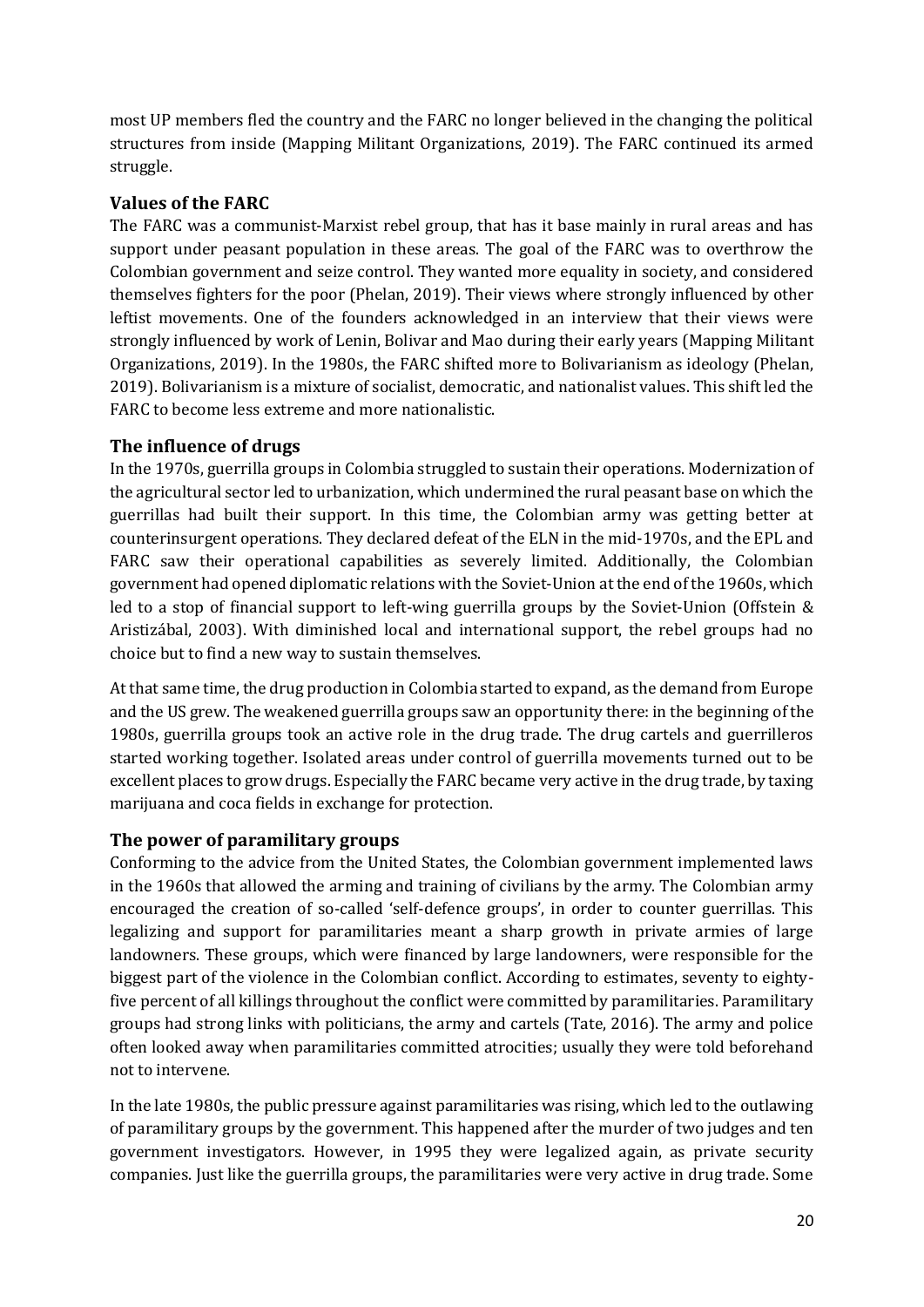most UP members fled the country and the FARC no longer believed in the changing the political structures from inside (Mapping Militant Organizations, 2019). The FARC continued its armed struggle.

### Values of the FARC

The FARC was a communist-Marxist rebel group, that has it base mainly in rural areas and has support under peasant population in these areas. The goal of the FARC was to overthrow the Colombian government and seize control. They wanted more equality in society, and considered themselves fighters for the poor (Phelan, 2019). Their views where strongly influenced by other leftist movements. One of the founders acknowledged in an interview that their views were strongly influenced by work of Lenin, Bolivar and Mao during their early years (Mapping Militant Organizations, 2019). In the 1980s, the FARC shifted more to Bolivarianism as ideology (Phelan, 2019). Bolivarianism is a mixture of socialist, democratic, and nationalist values. This shift led the FARC to become less extreme and more nationalistic.

### The influence of drugs

In the 1970s, guerrilla groups in Colombia struggled to sustain their operations. Modernization of the agricultural sector led to urbanization, which undermined the rural peasant base on which the guerrillas had built their support. In this time, the Colombian army was getting better at counterinsurgent operations. They declared defeat of the ELN in the mid-1970s, and the EPL and FARC saw their operational capabilities as severely limited. Additionally, the Colombian government had opened diplomatic relations with the Soviet-Union at the end of the 1960s, which led to a stop of financial support to left-wing guerrilla groups by the Soviet-Union (Offstein & Aristizábal, 2003). With diminished local and international support, the rebel groups had no choice but to find a new way to sustain themselves.

At that same time, the drug production in Colombia started to expand, as the demand from Europe and the US grew. The weakened guerrilla groups saw an opportunity there: in the beginning of the 1980s, guerrilla groups took an active role in the drug trade. The drug cartels and guerrilleros started working together. Isolated areas under control of guerrilla movements turned out to be excellent places to grow drugs. Especially the FARC became very active in the drug trade, by taxing marijuana and coca fields in exchange for protection.

### The power of paramilitary groups

Conforming to the advice from the United States, the Colombian government implemented laws in the 1960s that allowed the arming and training of civilians by the army. The Colombian army encouraged the creation of so-called 'self-defence groups', in order to counter guerrillas. This legalizing and support for paramilitaries meant a sharp growth in private armies of large landowners. These groups, which were financed by large landowners, were responsible for the biggest part of the violence in the Colombian conflict. According to estimates, seventy to eighty-five percent of all killings throughout the conflict were committed by paramilitaries. Paramilitary groups had strong links with politicians, the army and cartels (Tate, 2016). The army and police often looked away when paramilitaries committed atrocities; usually they were told beforehand not to intervene.

In the late 1980s, the public pressure against paramilitaries was rising, which led to the outlawing of paramilitary groups by the government. This happened after the murder of two judges and ten government investigators. However, in 1995 they were legalized again, as private security companies. Just like the guerrilla groups, the paramilitaries were very active in drug trade. Some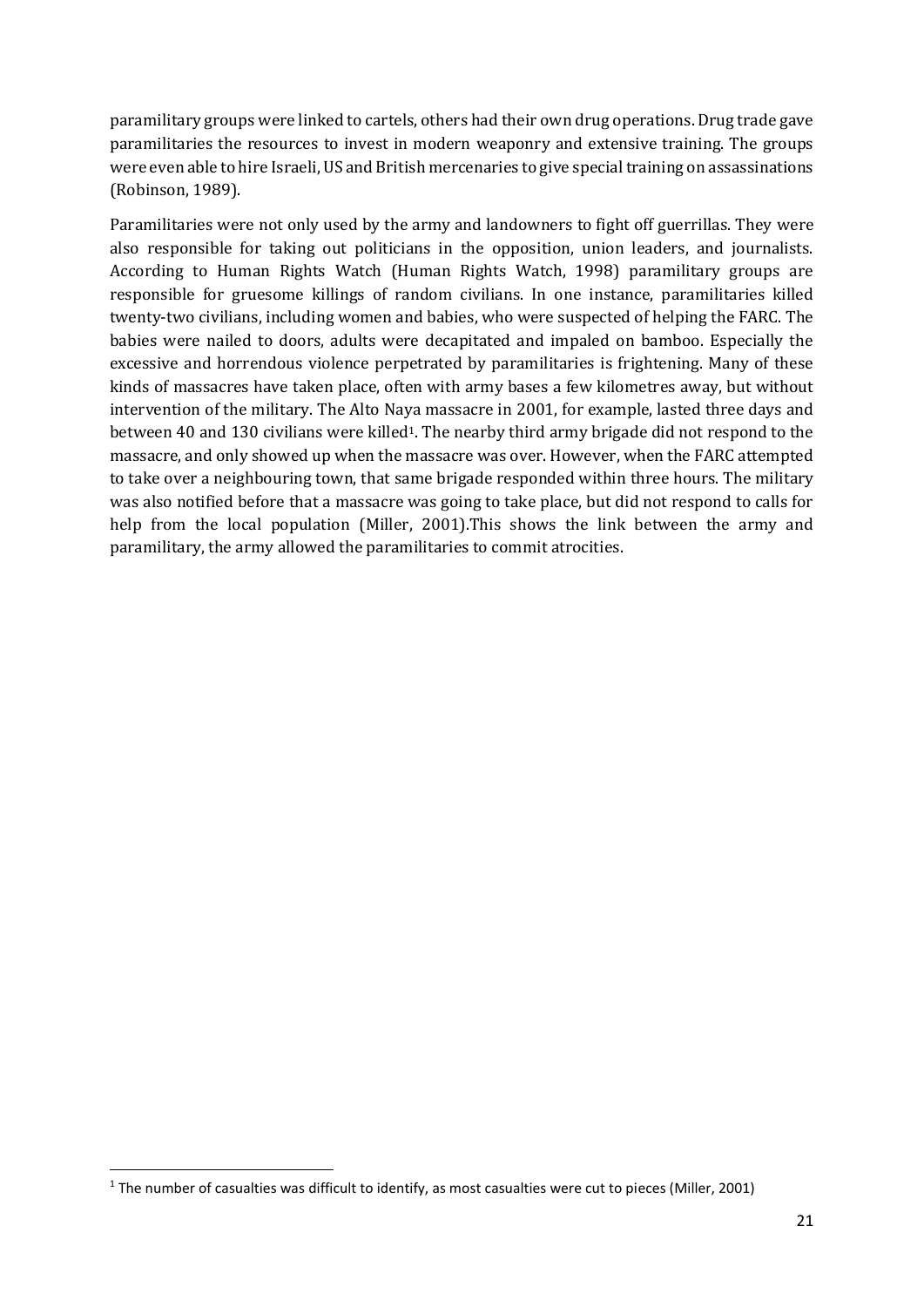paramilitary groups were linked to cartels, others had their own drug operations. Drug trade gave paramilitaries the resources to invest in modern weaponry and extensive training. The groups were even able to hire Israeli, US and British mercenaries to give special training on assassinations (Robinson, 1989).

Paramilitaries were not only used by the army and landowners to fight off guerrillas. They were also responsible for taking out politicians in the opposition, union leaders, and journalists. According to Human Rights Watch (Human Rights Watch, 1998) paramilitary groups are responsible for gruesome killings of random civilians. In one instance, paramilitaries killed twenty-two civilians, including women and babies, who were suspected of helping the FARC. The babies were nailed to doors, adults were decapitated and impaled on bamboo. Especially the excessive and horrendous violence perpetrated by paramilitaries is frightening. Many of these kinds of massacres have taken place, often with army bases a few kilometres away, but without intervention of the military. The Alto Naya massacre in 2001, for example, lasted three days and between 40 and 130 civilians were killed[1]. The nearby third army brigade did not respond to the massacre, and only showed up when the massacre was over. However, when the FARC attempted to take over a neighbouring town, that same brigade responded within three hours. The military was also notified before that a massacre was going to take place, but did not respond to calls for help from the local population (Miller, 2001).This shows the link between the army and paramilitary, the army allowed the paramilitaries to commit atrocities.

---

[1] The number of casualties was difficult to identify, as most casualties were cut to pieces (Miller, 2001)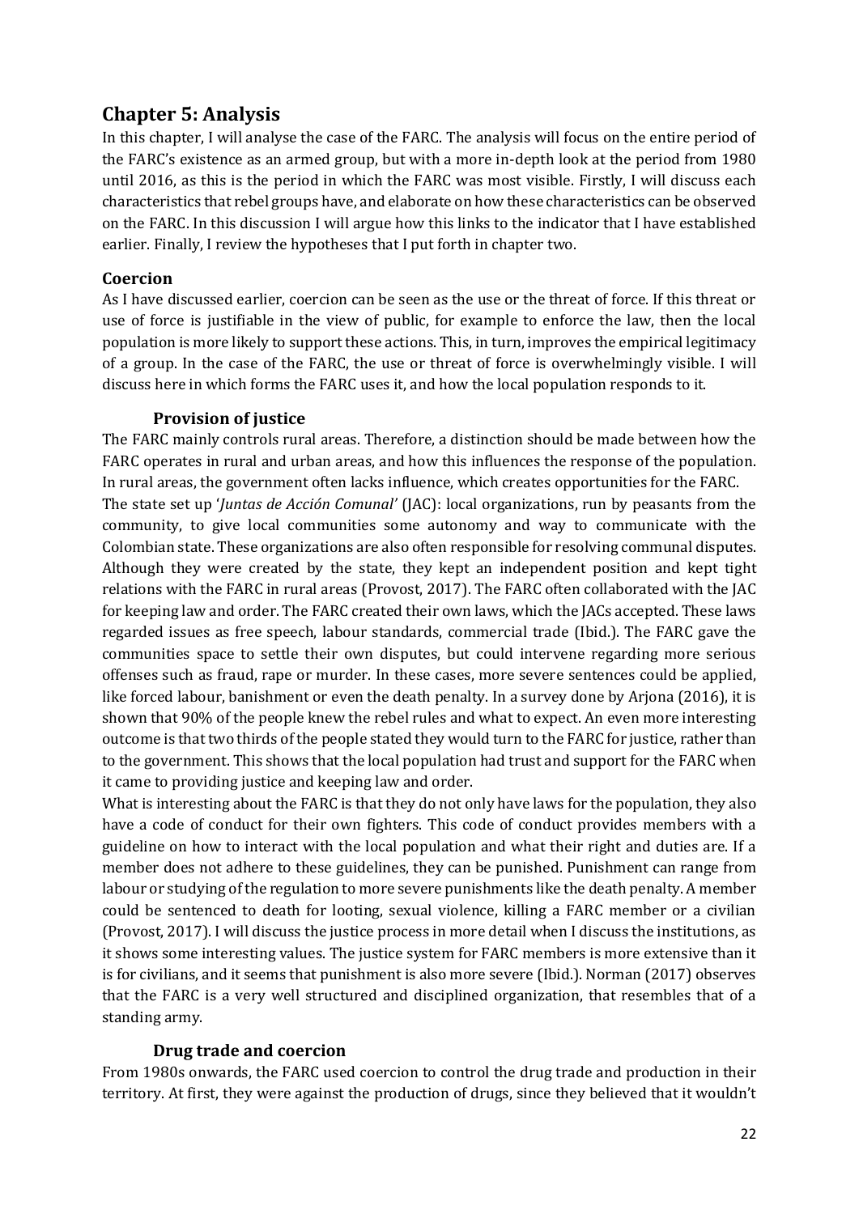# Chapter 5: Analysis

In this chapter, I will analyse the case of the FARC. The analysis will focus on the entire period of the FARC's existence as an armed group, but with a more in-depth look at the period from 1980 until 2016, as this is the period in which the FARC was most visible. Firstly, I will discuss each characteristics that rebel groups have, and elaborate on how these characteristics can be observed on the FARC. In this discussion I will argue how this links to the indicator that I have established earlier. Finally, I review the hypotheses that I put forth in chapter two.

## Coercion

As I have discussed earlier, coercion can be seen as the use or the threat of force. If this threat or use of force is justifiable in the view of public, for example to enforce the law, then the local population is more likely to support these actions. This, in turn, improves the empirical legitimacy of a group. In the case of the FARC, the use or threat of force is overwhelmingly visible. I will discuss here in which forms the FARC uses it, and how the local population responds to it.

### Provision of justice

The FARC mainly controls rural areas. Therefore, a distinction should be made between how the FARC operates in rural and urban areas, and how this influences the response of the population. In rural areas, the government often lacks influence, which creates opportunities for the FARC.

The state set up '*Juntas de Acción Comunal'* (JAC): local organizations, run by peasants from the community, to give local communities some autonomy and way to communicate with the Colombian state. These organizations are also often responsible for resolving communal disputes. Although they were created by the state, they kept an independent position and kept tight relations with the FARC in rural areas (Provost, 2017). The FARC often collaborated with the JAC for keeping law and order. The FARC created their own laws, which the JACs accepted. These laws regarded issues as free speech, labour standards, commercial trade (Ibid.). The FARC gave the communities space to settle their own disputes, but could intervene regarding more serious offenses such as fraud, rape or murder. In these cases, more severe sentences could be applied, like forced labour, banishment or even the death penalty. In a survey done by Arjona (2016), it is shown that 90% of the people knew the rebel rules and what to expect. An even more interesting outcome is that two thirds of the people stated they would turn to the FARC for justice, rather than to the government. This shows that the local population had trust and support for the FARC when it came to providing justice and keeping law and order.

What is interesting about the FARC is that they do not only have laws for the population, they also have a code of conduct for their own fighters. This code of conduct provides members with a guideline on how to interact with the local population and what their right and duties are. If a member does not adhere to these guidelines, they can be punished. Punishment can range from labour or studying of the regulation to more severe punishments like the death penalty. A member could be sentenced to death for looting, sexual violence, killing a FARC member or a civilian (Provost, 2017). I will discuss the justice process in more detail when I discuss the institutions, as it shows some interesting values. The justice system for FARC members is more extensive than it is for civilians, and it seems that punishment is also more severe (Ibid.). Norman (2017) observes that the FARC is a very well structured and disciplined organization, that resembles that of a standing army.

### Drug trade and coercion

From 1980s onwards, the FARC used coercion to control the drug trade and production in their territory. At first, they were against the production of drugs, since they believed that it wouldn't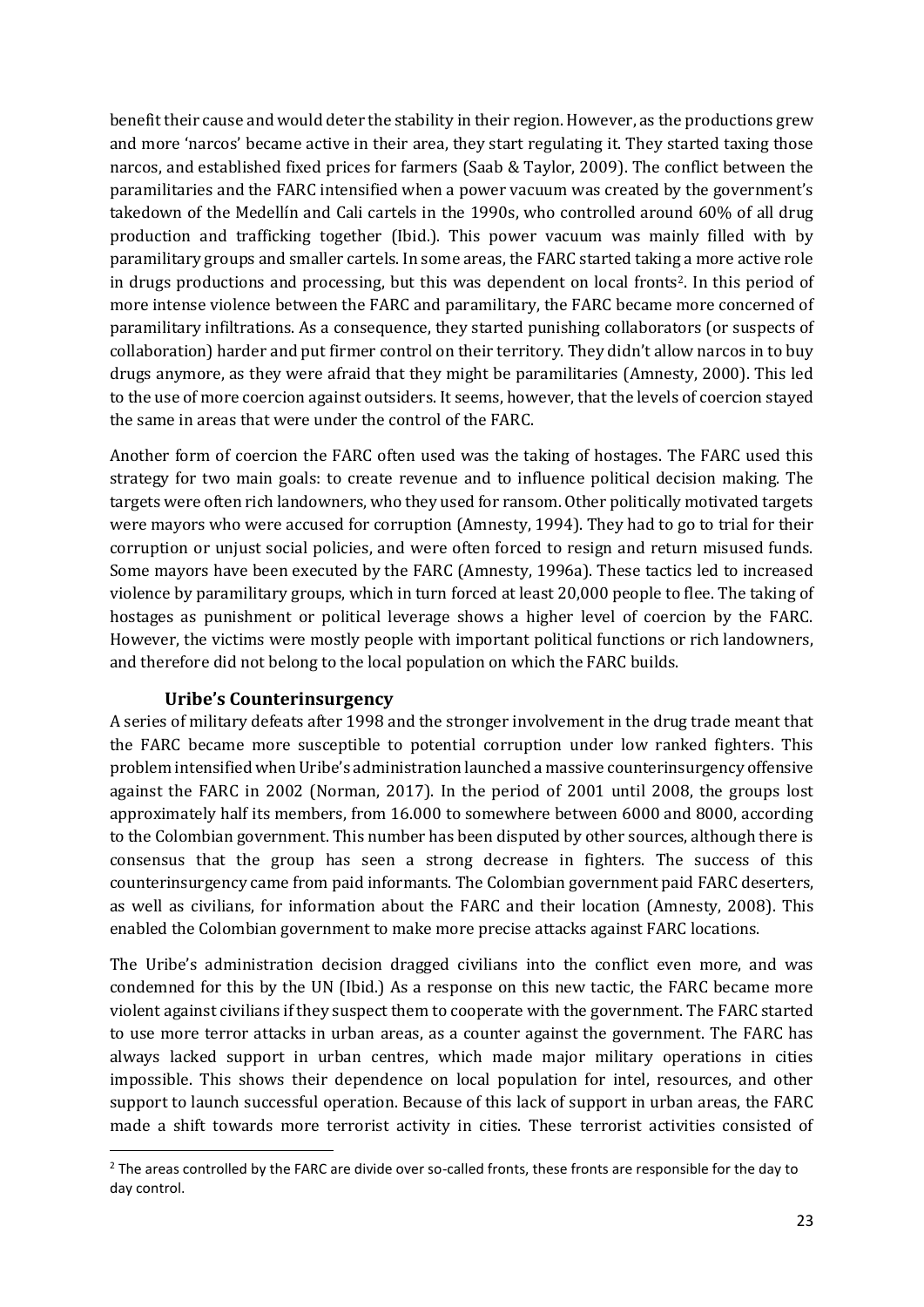benefit their cause and would deter the stability in their region. However, as the productions grew and more 'narcos' became active in their area, they start regulating it. They started taxing those narcos, and established fixed prices for farmers (Saab & Taylor, 2009). The conflict between the paramilitaries and the FARC intensified when a power vacuum was created by the government's takedown of the Medellín and Cali cartels in the 1990s, who controlled around 60% of all drug production and trafficking together (Ibid.). This power vacuum was mainly filled with by paramilitary groups and smaller cartels. In some areas, the FARC started taking a more active role in drugs productions and processing, but this was dependent on local fronts[2]. In this period of more intense violence between the FARC and paramilitary, the FARC became more concerned of paramilitary infiltrations. As a consequence, they started punishing collaborators (or suspects of collaboration) harder and put firmer control on their territory. They didn't allow narcos in to buy drugs anymore, as they were afraid that they might be paramilitaries (Amnesty, 2000). This led to the use of more coercion against outsiders. It seems, however, that the levels of coercion stayed the same in areas that were under the control of the FARC.

Another form of coercion the FARC often used was the taking of hostages. The FARC used this strategy for two main goals: to create revenue and to influence political decision making. The targets were often rich landowners, who they used for ransom. Other politically motivated targets were mayors who were accused for corruption (Amnesty, 1994). They had to go to trial for their corruption or unjust social policies, and were often forced to resign and return misused funds. Some mayors have been executed by the FARC (Amnesty, 1996a). These tactics led to increased violence by paramilitary groups, which in turn forced at least 20,000 people to flee. The taking of hostages as punishment or political leverage shows a higher level of coercion by the FARC. However, the victims were mostly people with important political functions or rich landowners, and therefore did not belong to the local population on which the FARC builds.

### Uribe's Counterinsurgency

A series of military defeats after 1998 and the stronger involvement in the drug trade meant that the FARC became more susceptible to potential corruption under low ranked fighters. This problem intensified when Uribe's administration launched a massive counterinsurgency offensive against the FARC in 2002 (Norman, 2017). In the period of 2001 until 2008, the groups lost approximately half its members, from 16.000 to somewhere between 6000 and 8000, according to the Colombian government. This number has been disputed by other sources, although there is consensus that the group has seen a strong decrease in fighters. The success of this counterinsurgency came from paid informants. The Colombian government paid FARC deserters, as well as civilians, for information about the FARC and their location (Amnesty, 2008). This enabled the Colombian government to make more precise attacks against FARC locations.

The Uribe's administration decision dragged civilians into the conflict even more, and was condemned for this by the UN (Ibid.) As a response on this new tactic, the FARC became more violent against civilians if they suspect them to cooperate with the government. The FARC started to use more terror attacks in urban areas, as a counter against the government. The FARC has always lacked support in urban centres, which made major military operations in cities impossible. This shows their dependence on local population for intel, resources, and other support to launch successful operation. Because of this lack of support in urban areas, the FARC made a shift towards more terrorist activity in cities. These terrorist activities consisted of

---

[2] The areas controlled by the FARC are divide over so-called fronts, these fronts are responsible for the day to day control.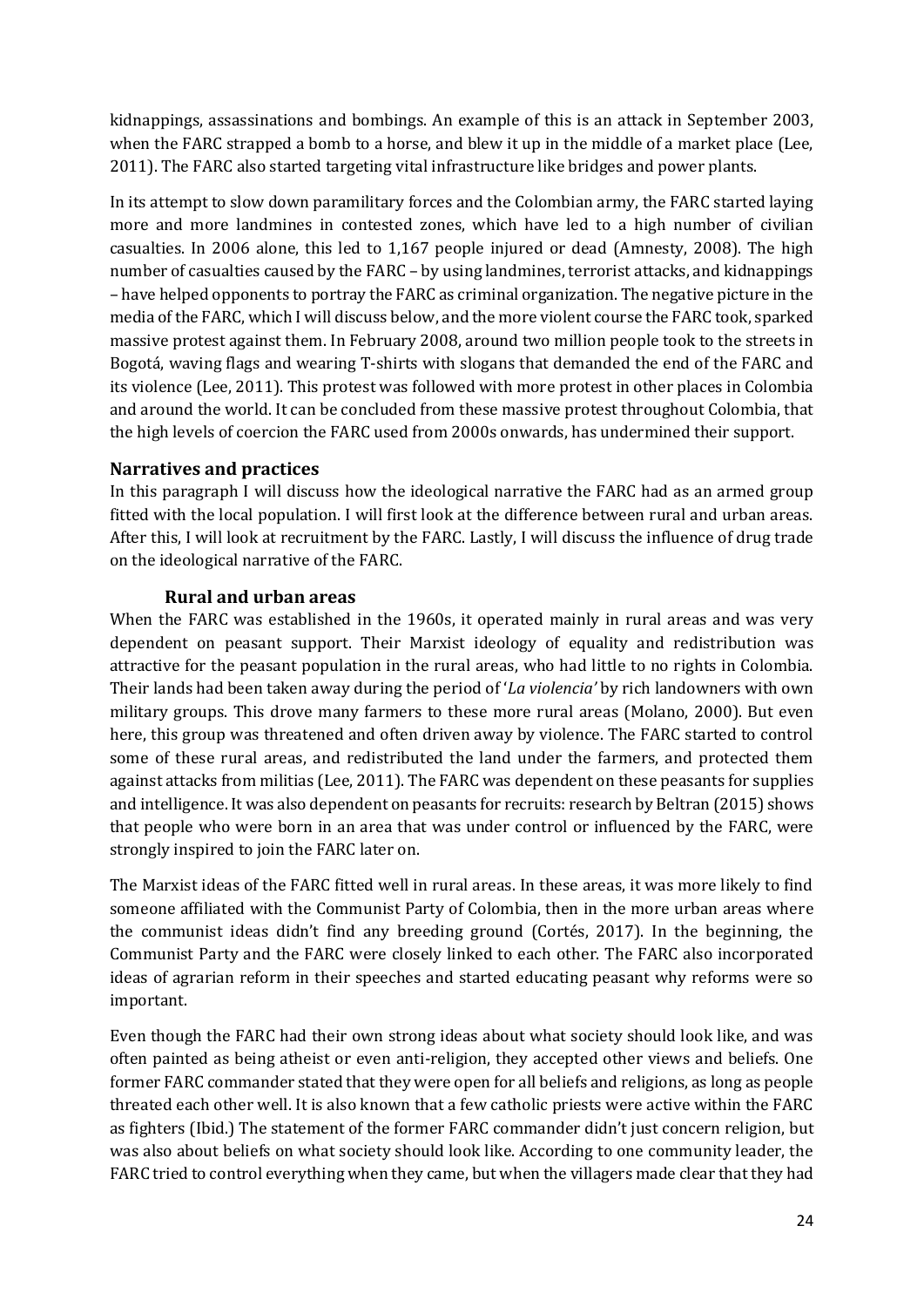kidnappings, assassinations and bombings. An example of this is an attack in September 2003, when the FARC strapped a bomb to a horse, and blew it up in the middle of a market place (Lee, 2011). The FARC also started targeting vital infrastructure like bridges and power plants.

In its attempt to slow down paramilitary forces and the Colombian army, the FARC started laying more and more landmines in contested zones, which have led to a high number of civilian casualties. In 2006 alone, this led to 1,167 people injured or dead (Amnesty, 2008). The high number of casualties caused by the FARC – by using landmines, terrorist attacks, and kidnappings – have helped opponents to portray the FARC as criminal organization. The negative picture in the media of the FARC, which I will discuss below, and the more violent course the FARC took, sparked massive protest against them. In February 2008, around two million people took to the streets in Bogotá, waving flags and wearing T-shirts with slogans that demanded the end of the FARC and its violence (Lee, 2011). This protest was followed with more protest in other places in Colombia and around the world. It can be concluded from these massive protest throughout Colombia, that the high levels of coercion the FARC used from 2000s onwards, has undermined their support.

## Narratives and practices

In this paragraph I will discuss how the ideological narrative the FARC had as an armed group fitted with the local population. I will first look at the difference between rural and urban areas. After this, I will look at recruitment by the FARC. Lastly, I will discuss the influence of drug trade on the ideological narrative of the FARC.

### Rural and urban areas

When the FARC was established in the 1960s, it operated mainly in rural areas and was very dependent on peasant support. Their Marxist ideology of equality and redistribution was attractive for the peasant population in the rural areas, who had little to no rights in Colombia. Their lands had been taken away during the period of '*La violencia'* by rich landowners with own military groups. This drove many farmers to these more rural areas (Molano, 2000). But even here, this group was threatened and often driven away by violence. The FARC started to control some of these rural areas, and redistributed the land under the farmers, and protected them against attacks from militias (Lee, 2011). The FARC was dependent on these peasants for supplies and intelligence. It was also dependent on peasants for recruits: research by Beltran (2015) shows that people who were born in an area that was under control or influenced by the FARC, were strongly inspired to join the FARC later on.

The Marxist ideas of the FARC fitted well in rural areas. In these areas, it was more likely to find someone affiliated with the Communist Party of Colombia, then in the more urban areas where the communist ideas didn't find any breeding ground (Cortés, 2017). In the beginning, the Communist Party and the FARC were closely linked to each other. The FARC also incorporated ideas of agrarian reform in their speeches and started educating peasant why reforms were so important.

Even though the FARC had their own strong ideas about what society should look like, and was often painted as being atheist or even anti-religion, they accepted other views and beliefs. One former FARC commander stated that they were open for all beliefs and religions, as long as people threated each other well. It is also known that a few catholic priests were active within the FARC as fighters (Ibid.) The statement of the former FARC commander didn't just concern religion, but was also about beliefs on what society should look like. According to one community leader, the FARC tried to control everything when they came, but when the villagers made clear that they had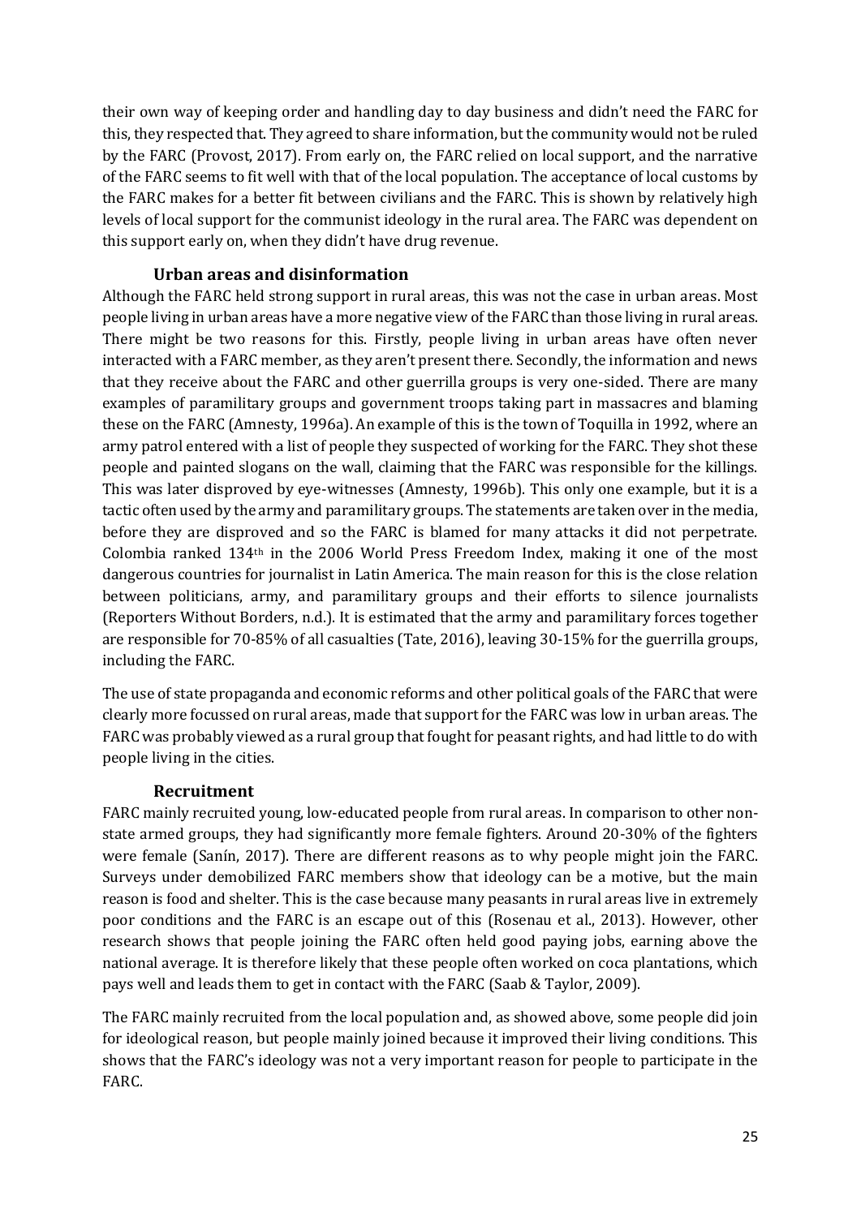their own way of keeping order and handling day to day business and didn't need the FARC for this, they respected that. They agreed to share information, but the community would not be ruled by the FARC (Provost, 2017). From early on, the FARC relied on local support, and the narrative of the FARC seems to fit well with that of the local population. The acceptance of local customs by the FARC makes for a better fit between civilians and the FARC. This is shown by relatively high levels of local support for the communist ideology in the rural area. The FARC was dependent on this support early on, when they didn't have drug revenue.

### Urban areas and disinformation

Although the FARC held strong support in rural areas, this was not the case in urban areas. Most people living in urban areas have a more negative view of the FARC than those living in rural areas. There might be two reasons for this. Firstly, people living in urban areas have often never interacted with a FARC member, as they aren't present there. Secondly, the information and news that they receive about the FARC and other guerrilla groups is very one-sided. There are many examples of paramilitary groups and government troops taking part in massacres and blaming these on the FARC (Amnesty, 1996a). An example of this is the town of Toquilla in 1992, where an army patrol entered with a list of people they suspected of working for the FARC. They shot these people and painted slogans on the wall, claiming that the FARC was responsible for the killings. This was later disproved by eye-witnesses (Amnesty, 1996b). This only one example, but it is a tactic often used by the army and paramilitary groups. The statements are taken over in the media, before they are disproved and so the FARC is blamed for many attacks it did not perpetrate. Colombia ranked 134th in the 2006 World Press Freedom Index, making it one of the most dangerous countries for journalist in Latin America. The main reason for this is the close relation between politicians, army, and paramilitary groups and their efforts to silence journalists (Reporters Without Borders, n.d.). It is estimated that the army and paramilitary forces together are responsible for 70-85% of all casualties (Tate, 2016), leaving 30-15% for the guerrilla groups, including the FARC.

The use of state propaganda and economic reforms and other political goals of the FARC that were clearly more focussed on rural areas, made that support for the FARC was low in urban areas. The FARC was probably viewed as a rural group that fought for peasant rights, and had little to do with people living in the cities.

### Recruitment

FARC mainly recruited young, low-educated people from rural areas. In comparison to other non-state armed groups, they had significantly more female fighters. Around 20-30% of the fighters were female (Sanín, 2017). There are different reasons as to why people might join the FARC. Surveys under demobilized FARC members show that ideology can be a motive, but the main reason is food and shelter. This is the case because many peasants in rural areas live in extremely poor conditions and the FARC is an escape out of this (Rosenau et al., 2013). However, other research shows that people joining the FARC often held good paying jobs, earning above the national average. It is therefore likely that these people often worked on coca plantations, which pays well and leads them to get in contact with the FARC (Saab & Taylor, 2009).

The FARC mainly recruited from the local population and, as showed above, some people did join for ideological reason, but people mainly joined because it improved their living conditions. This shows that the FARC's ideology was not a very important reason for people to participate in the FARC.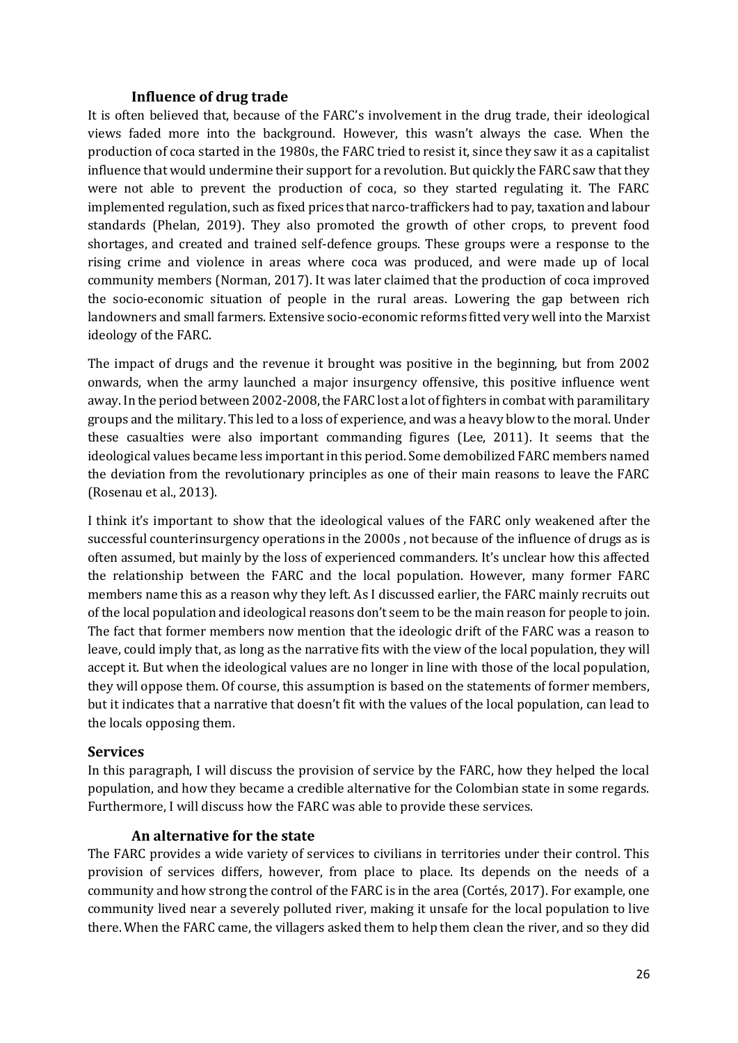### Influence of drug trade

It is often believed that, because of the FARC's involvement in the drug trade, their ideological views faded more into the background. However, this wasn't always the case. When the production of coca started in the 1980s, the FARC tried to resist it, since they saw it as a capitalist influence that would undermine their support for a revolution. But quickly the FARC saw that they were not able to prevent the production of coca, so they started regulating it. The FARC implemented regulation, such as fixed prices that narco-traffickers had to pay, taxation and labour standards (Phelan, 2019). They also promoted the growth of other crops, to prevent food shortages, and created and trained self-defence groups. These groups were a response to the rising crime and violence in areas where coca was produced, and were made up of local community members (Norman, 2017). It was later claimed that the production of coca improved the socio-economic situation of people in the rural areas. Lowering the gap between rich landowners and small farmers. Extensive socio-economic reforms fitted very well into the Marxist ideology of the FARC.

The impact of drugs and the revenue it brought was positive in the beginning, but from 2002 onwards, when the army launched a major insurgency offensive, this positive influence went away. In the period between 2002-2008, the FARC lost a lot of fighters in combat with paramilitary groups and the military. This led to a loss of experience, and was a heavy blow to the moral. Under these casualties were also important commanding figures (Lee, 2011). It seems that the ideological values became less important in this period. Some demobilized FARC members named the deviation from the revolutionary principles as one of their main reasons to leave the FARC (Rosenau et al., 2013).

I think it's important to show that the ideological values of the FARC only weakened after the successful counterinsurgency operations in the 2000s , not because of the influence of drugs as is often assumed, but mainly by the loss of experienced commanders. It's unclear how this affected the relationship between the FARC and the local population. However, many former FARC members name this as a reason why they left. As I discussed earlier, the FARC mainly recruits out of the local population and ideological reasons don't seem to be the main reason for people to join. The fact that former members now mention that the ideologic drift of the FARC was a reason to leave, could imply that, as long as the narrative fits with the view of the local population, they will accept it. But when the ideological values are no longer in line with those of the local population, they will oppose them. Of course, this assumption is based on the statements of former members, but it indicates that a narrative that doesn't fit with the values of the local population, can lead to the locals opposing them.

## Services

In this paragraph, I will discuss the provision of service by the FARC, how they helped the local population, and how they became a credible alternative for the Colombian state in some regards. Furthermore, I will discuss how the FARC was able to provide these services.

### An alternative for the state

The FARC provides a wide variety of services to civilians in territories under their control. This provision of services differs, however, from place to place. Its depends on the needs of a community and how strong the control of the FARC is in the area (Cortés, 2017). For example, one community lived near a severely polluted river, making it unsafe for the local population to live there. When the FARC came, the villagers asked them to help them clean the river, and so they did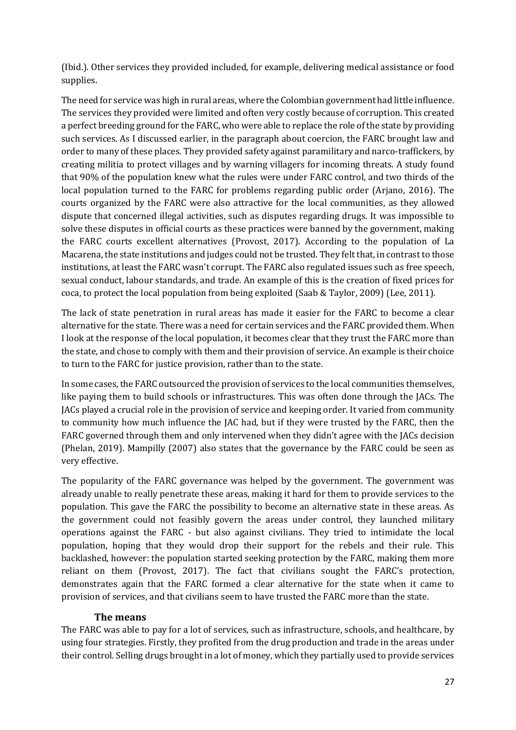(Ibid.). Other services they provided included, for example, delivering medical assistance or food supplies.

The need for service was high in rural areas, where the Colombian government had little influence. The services they provided were limited and often very costly because of corruption. This created a perfect breeding ground for the FARC, who were able to replace the role of the state by providing such services. As I discussed earlier, in the paragraph about coercion, the FARC brought law and order to many of these places. They provided safety against paramilitary and narco-traffickers, by creating militia to protect villages and by warning villagers for incoming threats. A study found that 90% of the population knew what the rules were under FARC control, and two thirds of the local population turned to the FARC for problems regarding public order (Arjano, 2016). The courts organized by the FARC were also attractive for the local communities, as they allowed dispute that concerned illegal activities, such as disputes regarding drugs. It was impossible to solve these disputes in official courts as these practices were banned by the government, making the FARC courts excellent alternatives (Provost, 2017). According to the population of La Macarena, the state institutions and judges could not be trusted. They felt that, in contrast to those institutions, at least the FARC wasn't corrupt. The FARC also regulated issues such as free speech, sexual conduct, labour standards, and trade. An example of this is the creation of fixed prices for coca, to protect the local population from being exploited (Saab & Taylor, 2009) (Lee, 2011).

The lack of state penetration in rural areas has made it easier for the FARC to become a clear alternative for the state. There was a need for certain services and the FARC provided them. When I look at the response of the local population, it becomes clear that they trust the FARC more than the state, and chose to comply with them and their provision of service. An example is their choice to turn to the FARC for justice provision, rather than to the state.

In some cases, the FARC outsourced the provision of services to the local communities themselves, like paying them to build schools or infrastructures. This was often done through the JACs. The JACs played a crucial role in the provision of service and keeping order. It varied from community to community how much influence the JAC had, but if they were trusted by the FARC, then the FARC governed through them and only intervened when they didn't agree with the JACs decision (Phelan, 2019). Mampilly (2007) also states that the governance by the FARC could be seen as very effective.

The popularity of the FARC governance was helped by the government. The government was already unable to really penetrate these areas, making it hard for them to provide services to the population. This gave the FARC the possibility to become an alternative state in these areas. As the government could not feasibly govern the areas under control, they launched military operations against the FARC - but also against civilians. They tried to intimidate the local population, hoping that they would drop their support for the rebels and their rule. This backlashed, however: the population started seeking protection by the FARC, making them more reliant on them (Provost, 2017). The fact that civilians sought the FARC's protection, demonstrates again that the FARC formed a clear alternative for the state when it came to provision of services, and that civilians seem to have trusted the FARC more than the state.

### The means

The FARC was able to pay for a lot of services, such as infrastructure, schools, and healthcare, by using four strategies. Firstly, they profited from the drug production and trade in the areas under their control. Selling drugs brought in a lot of money, which they partially used to provide services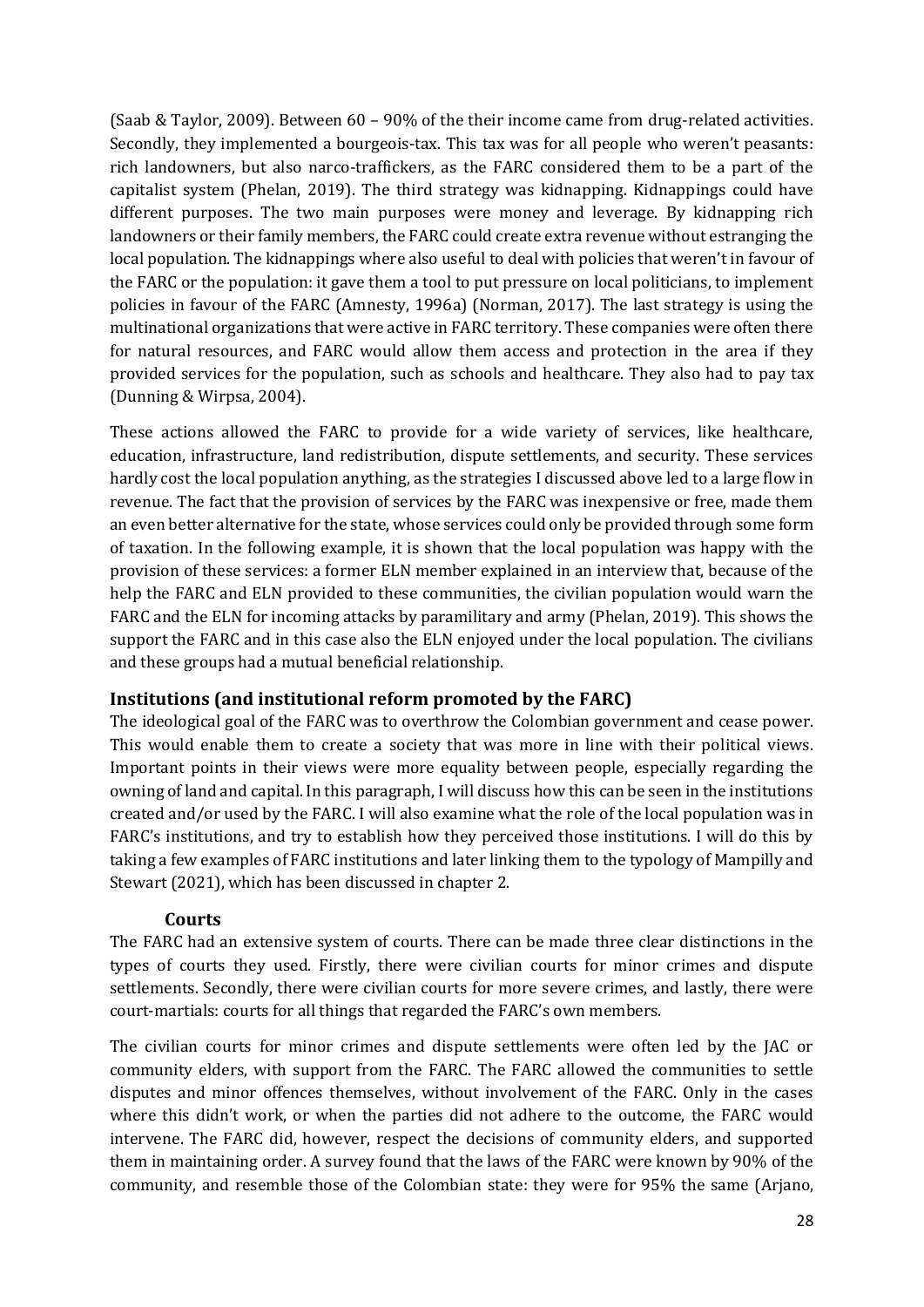(Saab & Taylor, 2009). Between 60 – 90% of the their income came from drug-related activities. Secondly, they implemented a bourgeois-tax. This tax was for all people who weren't peasants: rich landowners, but also narco-traffickers, as the FARC considered them to be a part of the capitalist system (Phelan, 2019). The third strategy was kidnapping. Kidnappings could have different purposes. The two main purposes were money and leverage. By kidnapping rich landowners or their family members, the FARC could create extra revenue without estranging the local population. The kidnappings where also useful to deal with policies that weren't in favour of the FARC or the population: it gave them a tool to put pressure on local politicians, to implement policies in favour of the FARC (Amnesty, 1996a) (Norman, 2017). The last strategy is using the multinational organizations that were active in FARC territory. These companies were often there for natural resources, and FARC would allow them access and protection in the area if they provided services for the population, such as schools and healthcare. They also had to pay tax (Dunning & Wirpsa, 2004).

These actions allowed the FARC to provide for a wide variety of services, like healthcare, education, infrastructure, land redistribution, dispute settlements, and security. These services hardly cost the local population anything, as the strategies I discussed above led to a large flow in revenue. The fact that the provision of services by the FARC was inexpensive or free, made them an even better alternative for the state, whose services could only be provided through some form of taxation. In the following example, it is shown that the local population was happy with the provision of these services: a former ELN member explained in an interview that, because of the help the FARC and ELN provided to these communities, the civilian population would warn the FARC and the ELN for incoming attacks by paramilitary and army (Phelan, 2019). This shows the support the FARC and in this case also the ELN enjoyed under the local population. The civilians and these groups had a mutual beneficial relationship.

### Institutions (and institutional reform promoted by the FARC)

The ideological goal of the FARC was to overthrow the Colombian government and cease power. This would enable them to create a society that was more in line with their political views. Important points in their views were more equality between people, especially regarding the owning of land and capital. In this paragraph, I will discuss how this can be seen in the institutions created and/or used by the FARC. I will also examine what the role of the local population was in FARC's institutions, and try to establish how they perceived those institutions. I will do this by taking a few examples of FARC institutions and later linking them to the typology of Mampilly and Stewart (2021), which has been discussed in chapter 2.

#### Courts

The FARC had an extensive system of courts. There can be made three clear distinctions in the types of courts they used. Firstly, there were civilian courts for minor crimes and dispute settlements. Secondly, there were civilian courts for more severe crimes, and lastly, there were court-martials: courts for all things that regarded the FARC's own members.

The civilian courts for minor crimes and dispute settlements were often led by the JAC or community elders, with support from the FARC. The FARC allowed the communities to settle disputes and minor offences themselves, without involvement of the FARC. Only in the cases where this didn't work, or when the parties did not adhere to the outcome, the FARC would intervene. The FARC did, however, respect the decisions of community elders, and supported them in maintaining order. A survey found that the laws of the FARC were known by 90% of the community, and resemble those of the Colombian state: they were for 95% the same (Arjano,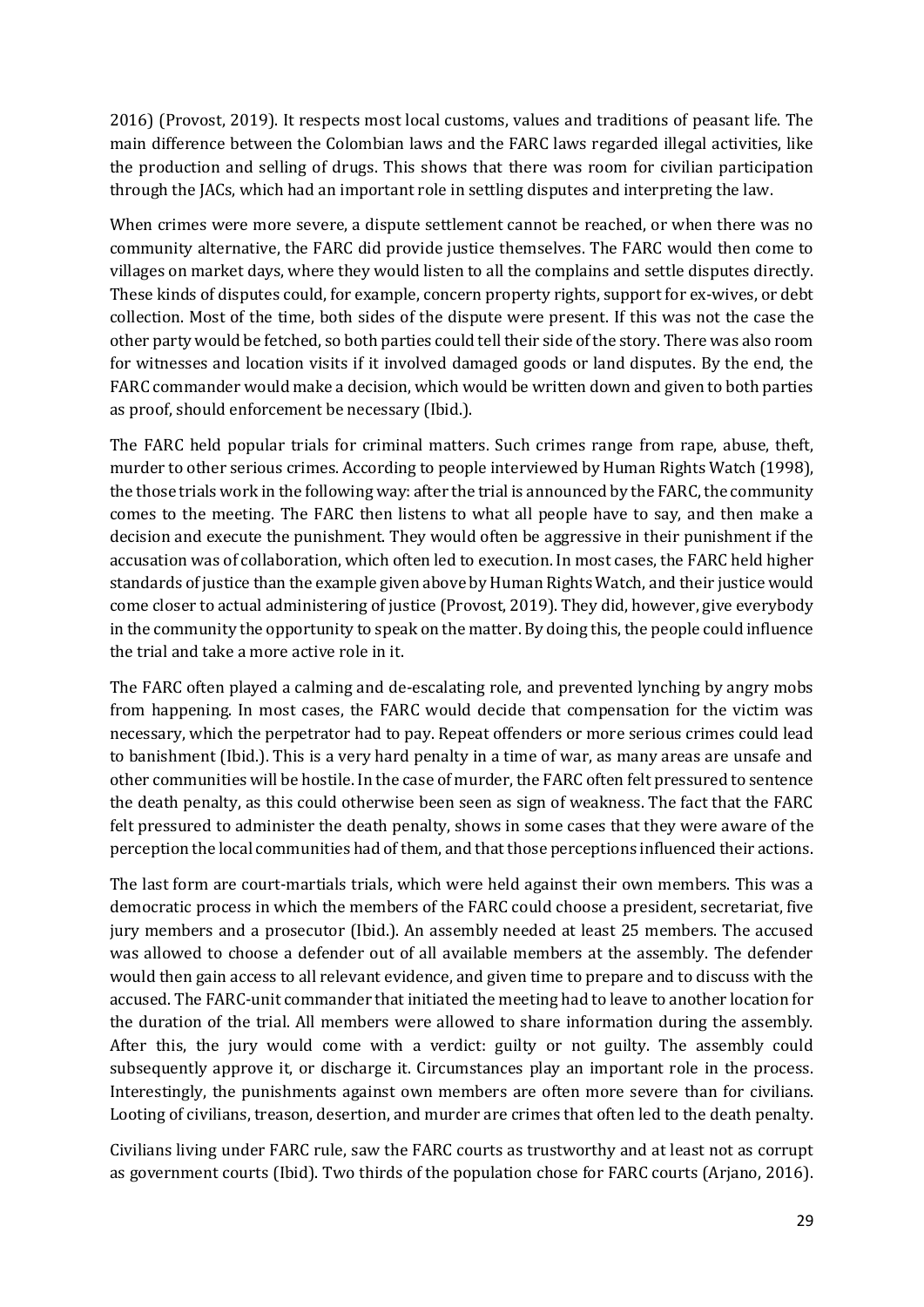2016) (Provost, 2019). It respects most local customs, values and traditions of peasant life. The main difference between the Colombian laws and the FARC laws regarded illegal activities, like the production and selling of drugs. This shows that there was room for civilian participation through the JACs, which had an important role in settling disputes and interpreting the law.

When crimes were more severe, a dispute settlement cannot be reached, or when there was no community alternative, the FARC did provide justice themselves. The FARC would then come to villages on market days, where they would listen to all the complains and settle disputes directly. These kinds of disputes could, for example, concern property rights, support for ex-wives, or debt collection. Most of the time, both sides of the dispute were present. If this was not the case the other party would be fetched, so both parties could tell their side of the story. There was also room for witnesses and location visits if it involved damaged goods or land disputes. By the end, the FARC commander would make a decision, which would be written down and given to both parties as proof, should enforcement be necessary (Ibid.).

The FARC held popular trials for criminal matters. Such crimes range from rape, abuse, theft, murder to other serious crimes. According to people interviewed by Human Rights Watch (1998), the those trials work in the following way: after the trial is announced by the FARC, the community comes to the meeting. The FARC then listens to what all people have to say, and then make a decision and execute the punishment. They would often be aggressive in their punishment if the accusation was of collaboration, which often led to execution. In most cases, the FARC held higher standards of justice than the example given above by Human Rights Watch, and their justice would come closer to actual administering of justice (Provost, 2019). They did, however, give everybody in the community the opportunity to speak on the matter. By doing this, the people could influence the trial and take a more active role in it.

The FARC often played a calming and de-escalating role, and prevented lynching by angry mobs from happening. In most cases, the FARC would decide that compensation for the victim was necessary, which the perpetrator had to pay. Repeat offenders or more serious crimes could lead to banishment (Ibid.). This is a very hard penalty in a time of war, as many areas are unsafe and other communities will be hostile. In the case of murder, the FARC often felt pressured to sentence the death penalty, as this could otherwise been seen as sign of weakness. The fact that the FARC felt pressured to administer the death penalty, shows in some cases that they were aware of the perception the local communities had of them, and that those perceptions influenced their actions.

The last form are court-martials trials, which were held against their own members. This was a democratic process in which the members of the FARC could choose a president, secretariat, five jury members and a prosecutor (Ibid.). An assembly needed at least 25 members. The accused was allowed to choose a defender out of all available members at the assembly. The defender would then gain access to all relevant evidence, and given time to prepare and to discuss with the accused. The FARC-unit commander that initiated the meeting had to leave to another location for the duration of the trial. All members were allowed to share information during the assembly. After this, the jury would come with a verdict: guilty or not guilty. The assembly could subsequently approve it, or discharge it. Circumstances play an important role in the process. Interestingly, the punishments against own members are often more severe than for civilians. Looting of civilians, treason, desertion, and murder are crimes that often led to the death penalty.

Civilians living under FARC rule, saw the FARC courts as trustworthy and at least not as corrupt as government courts (Ibid). Two thirds of the population chose for FARC courts (Arjano, 2016).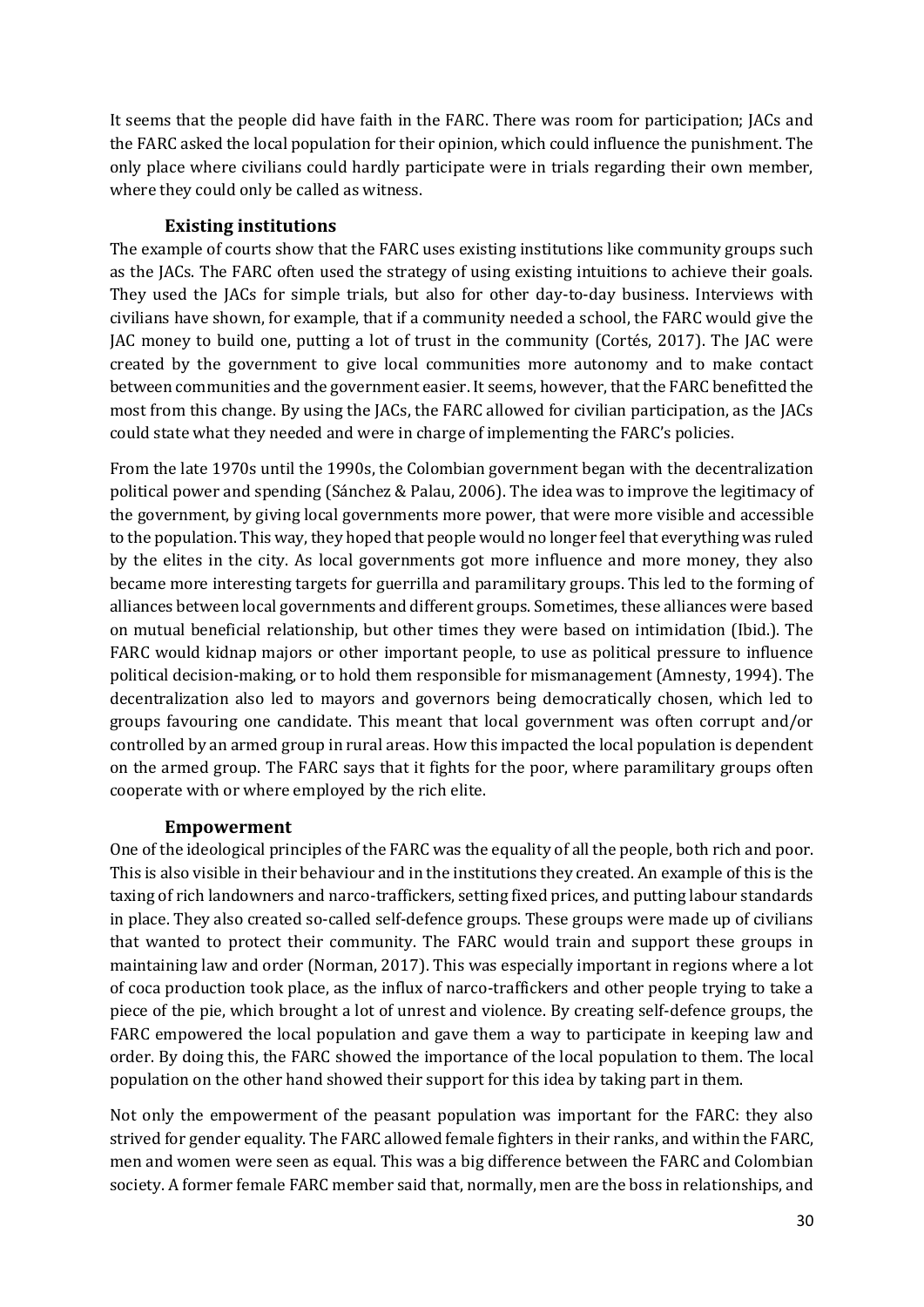It seems that the people did have faith in the FARC. There was room for participation; JACs and the FARC asked the local population for their opinion, which could influence the punishment. The only place where civilians could hardly participate were in trials regarding their own member, where they could only be called as witness.

### Existing institutions

The example of courts show that the FARC uses existing institutions like community groups such as the JACs. The FARC often used the strategy of using existing intuitions to achieve their goals. They used the JACs for simple trials, but also for other day-to-day business. Interviews with civilians have shown, for example, that if a community needed a school, the FARC would give the JAC money to build one, putting a lot of trust in the community (Cortés, 2017). The JAC were created by the government to give local communities more autonomy and to make contact between communities and the government easier. It seems, however, that the FARC benefitted the most from this change. By using the JACs, the FARC allowed for civilian participation, as the JACs could state what they needed and were in charge of implementing the FARC's policies.

From the late 1970s until the 1990s, the Colombian government began with the decentralization political power and spending (Sánchez & Palau, 2006). The idea was to improve the legitimacy of the government, by giving local governments more power, that were more visible and accessible to the population. This way, they hoped that people would no longer feel that everything was ruled by the elites in the city. As local governments got more influence and more money, they also became more interesting targets for guerrilla and paramilitary groups. This led to the forming of alliances between local governments and different groups. Sometimes, these alliances were based on mutual beneficial relationship, but other times they were based on intimidation (Ibid.). The FARC would kidnap majors or other important people, to use as political pressure to influence political decision-making, or to hold them responsible for mismanagement (Amnesty, 1994). The decentralization also led to mayors and governors being democratically chosen, which led to groups favouring one candidate. This meant that local government was often corrupt and/or controlled by an armed group in rural areas. How this impacted the local population is dependent on the armed group. The FARC says that it fights for the poor, where paramilitary groups often cooperate with or where employed by the rich elite.

### Empowerment

One of the ideological principles of the FARC was the equality of all the people, both rich and poor. This is also visible in their behaviour and in the institutions they created. An example of this is the taxing of rich landowners and narco-traffickers, setting fixed prices, and putting labour standards in place. They also created so-called self-defence groups. These groups were made up of civilians that wanted to protect their community. The FARC would train and support these groups in maintaining law and order (Norman, 2017). This was especially important in regions where a lot of coca production took place, as the influx of narco-traffickers and other people trying to take a piece of the pie, which brought a lot of unrest and violence. By creating self-defence groups, the FARC empowered the local population and gave them a way to participate in keeping law and order. By doing this, the FARC showed the importance of the local population to them. The local population on the other hand showed their support for this idea by taking part in them.

Not only the empowerment of the peasant population was important for the FARC: they also strived for gender equality. The FARC allowed female fighters in their ranks, and within the FARC, men and women were seen as equal. This was a big difference between the FARC and Colombian society. A former female FARC member said that, normally, men are the boss in relationships, and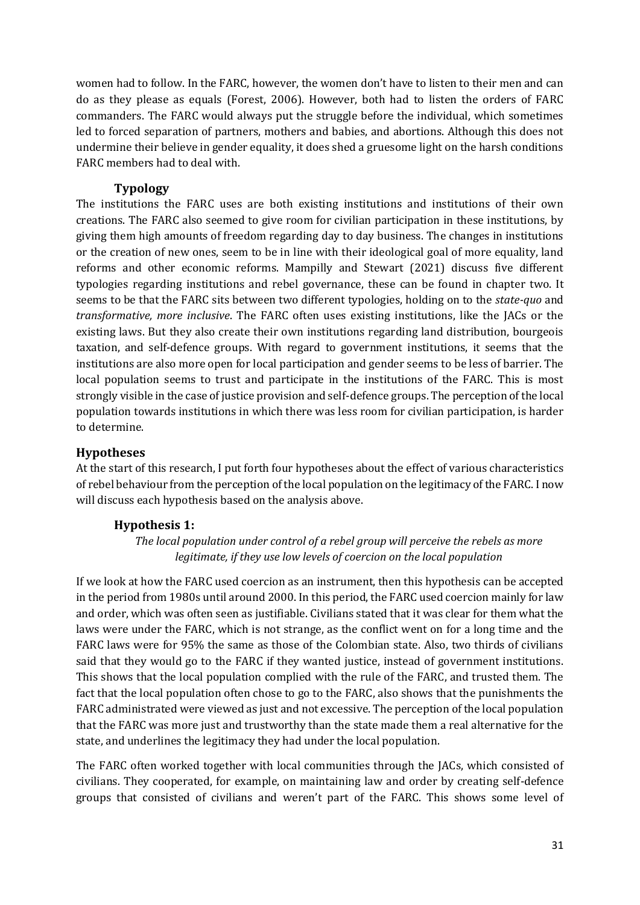women had to follow. In the FARC, however, the women don't have to listen to their men and can do as they please as equals (Forest, 2006). However, both had to listen the orders of FARC commanders. The FARC would always put the struggle before the individual, which sometimes led to forced separation of partners, mothers and babies, and abortions. Although this does not undermine their believe in gender equality, it does shed a gruesome light on the harsh conditions FARC members had to deal with.

### Typology

The institutions the FARC uses are both existing institutions and institutions of their own creations. The FARC also seemed to give room for civilian participation in these institutions, by giving them high amounts of freedom regarding day to day business. The changes in institutions or the creation of new ones, seem to be in line with their ideological goal of more equality, land reforms and other economic reforms. Mampilly and Stewart (2021) discuss five different typologies regarding institutions and rebel governance, these can be found in chapter two. It seems to be that the FARC sits between two different typologies, holding on to the *state-quo* and *transformative, more inclusive*. The FARC often uses existing institutions, like the JACs or the existing laws. But they also create their own institutions regarding land distribution, bourgeois taxation, and self-defence groups. With regard to government institutions, it seems that the institutions are also more open for local participation and gender seems to be less of barrier. The local population seems to trust and participate in the institutions of the FARC. This is most strongly visible in the case of justice provision and self-defence groups. The perception of the local population towards institutions in which there was less room for civilian participation, is harder to determine.

## Hypotheses

At the start of this research, I put forth four hypotheses about the effect of various characteristics of rebel behaviour from the perception of the local population on the legitimacy of the FARC. I now will discuss each hypothesis based on the analysis above.

### Hypothesis 1:

*The local population under control of a rebel group will perceive the rebels as more legitimate, if they use low levels of coercion on the local population*

If we look at how the FARC used coercion as an instrument, then this hypothesis can be accepted in the period from 1980s until around 2000. In this period, the FARC used coercion mainly for law and order, which was often seen as justifiable. Civilians stated that it was clear for them what the laws were under the FARC, which is not strange, as the conflict went on for a long time and the FARC laws were for 95% the same as those of the Colombian state. Also, two thirds of civilians said that they would go to the FARC if they wanted justice, instead of government institutions. This shows that the local population complied with the rule of the FARC, and trusted them. The fact that the local population often chose to go to the FARC, also shows that the punishments the FARC administrated were viewed as just and not excessive. The perception of the local population that the FARC was more just and trustworthy than the state made them a real alternative for the state, and underlines the legitimacy they had under the local population.

The FARC often worked together with local communities through the JACs, which consisted of civilians. They cooperated, for example, on maintaining law and order by creating self-defence groups that consisted of civilians and weren't part of the FARC. This shows some level of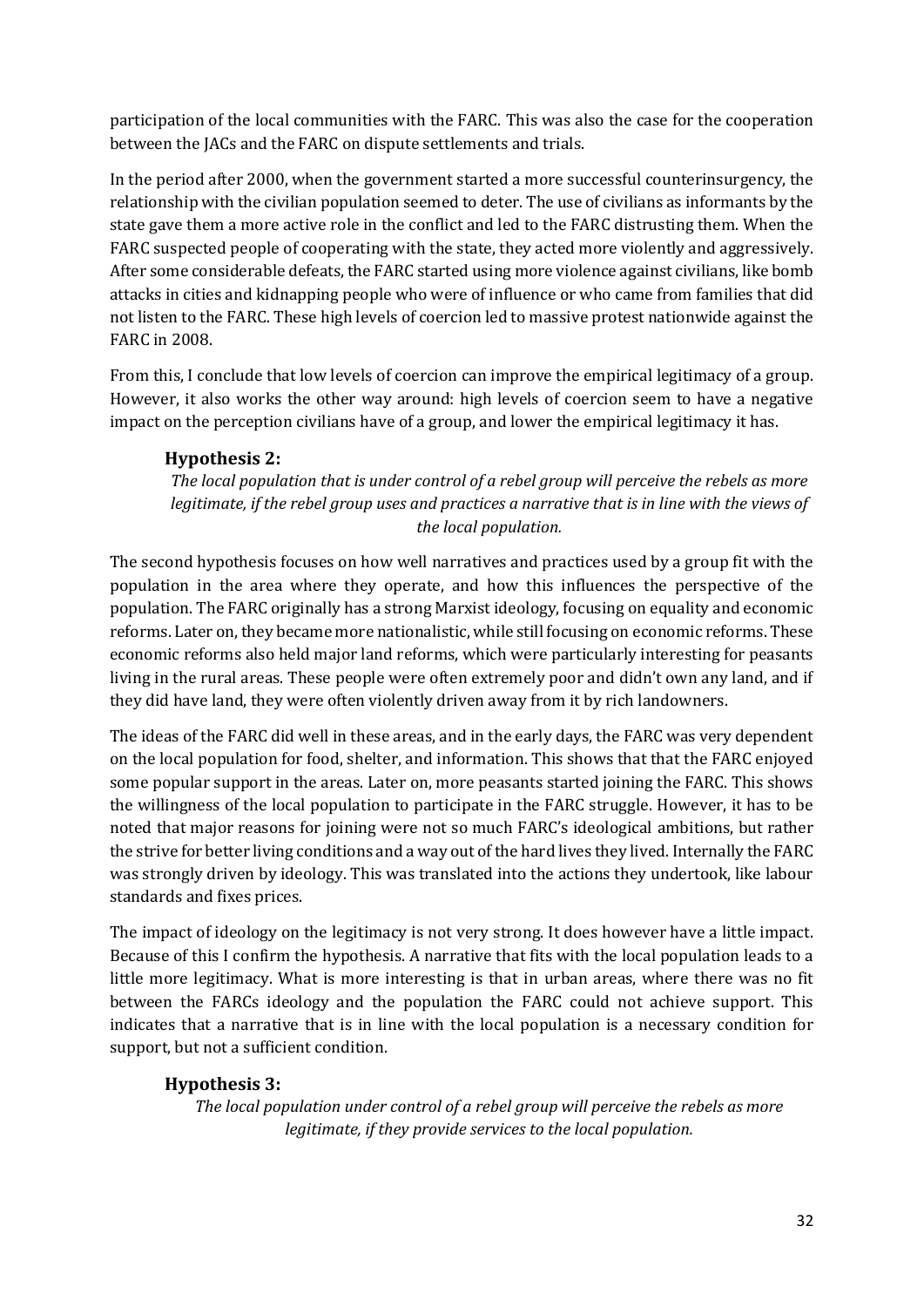participation of the local communities with the FARC. This was also the case for the cooperation between the JACs and the FARC on dispute settlements and trials.

In the period after 2000, when the government started a more successful counterinsurgency, the relationship with the civilian population seemed to deter. The use of civilians as informants by the state gave them a more active role in the conflict and led to the FARC distrusting them. When the FARC suspected people of cooperating with the state, they acted more violently and aggressively. After some considerable defeats, the FARC started using more violence against civilians, like bomb attacks in cities and kidnapping people who were of influence or who came from families that did not listen to the FARC. These high levels of coercion led to massive protest nationwide against the FARC in 2008.

From this, I conclude that low levels of coercion can improve the empirical legitimacy of a group. However, it also works the other way around: high levels of coercion seem to have a negative impact on the perception civilians have of a group, and lower the empirical legitimacy it has.

### Hypothesis 2:

*The local population that is under control of a rebel group will perceive the rebels as more legitimate, if the rebel group uses and practices a narrative that is in line with the views of the local population.*

The second hypothesis focuses on how well narratives and practices used by a group fit with the population in the area where they operate, and how this influences the perspective of the population. The FARC originally has a strong Marxist ideology, focusing on equality and economic reforms. Later on, they became more nationalistic, while still focusing on economic reforms. These economic reforms also held major land reforms, which were particularly interesting for peasants living in the rural areas. These people were often extremely poor and didn't own any land, and if they did have land, they were often violently driven away from it by rich landowners.

The ideas of the FARC did well in these areas, and in the early days, the FARC was very dependent on the local population for food, shelter, and information. This shows that that the FARC enjoyed some popular support in the areas. Later on, more peasants started joining the FARC. This shows the willingness of the local population to participate in the FARC struggle. However, it has to be noted that major reasons for joining were not so much FARC's ideological ambitions, but rather the strive for better living conditions and a way out of the hard lives they lived. Internally the FARC was strongly driven by ideology. This was translated into the actions they undertook, like labour standards and fixes prices.

The impact of ideology on the legitimacy is not very strong. It does however have a little impact. Because of this I confirm the hypothesis. A narrative that fits with the local population leads to a little more legitimacy. What is more interesting is that in urban areas, where there was no fit between the FARCs ideology and the population the FARC could not achieve support. This indicates that a narrative that is in line with the local population is a necessary condition for support, but not a sufficient condition.

### Hypothesis 3:

*The local population under control of a rebel group will perceive the rebels as more legitimate, if they provide services to the local population.*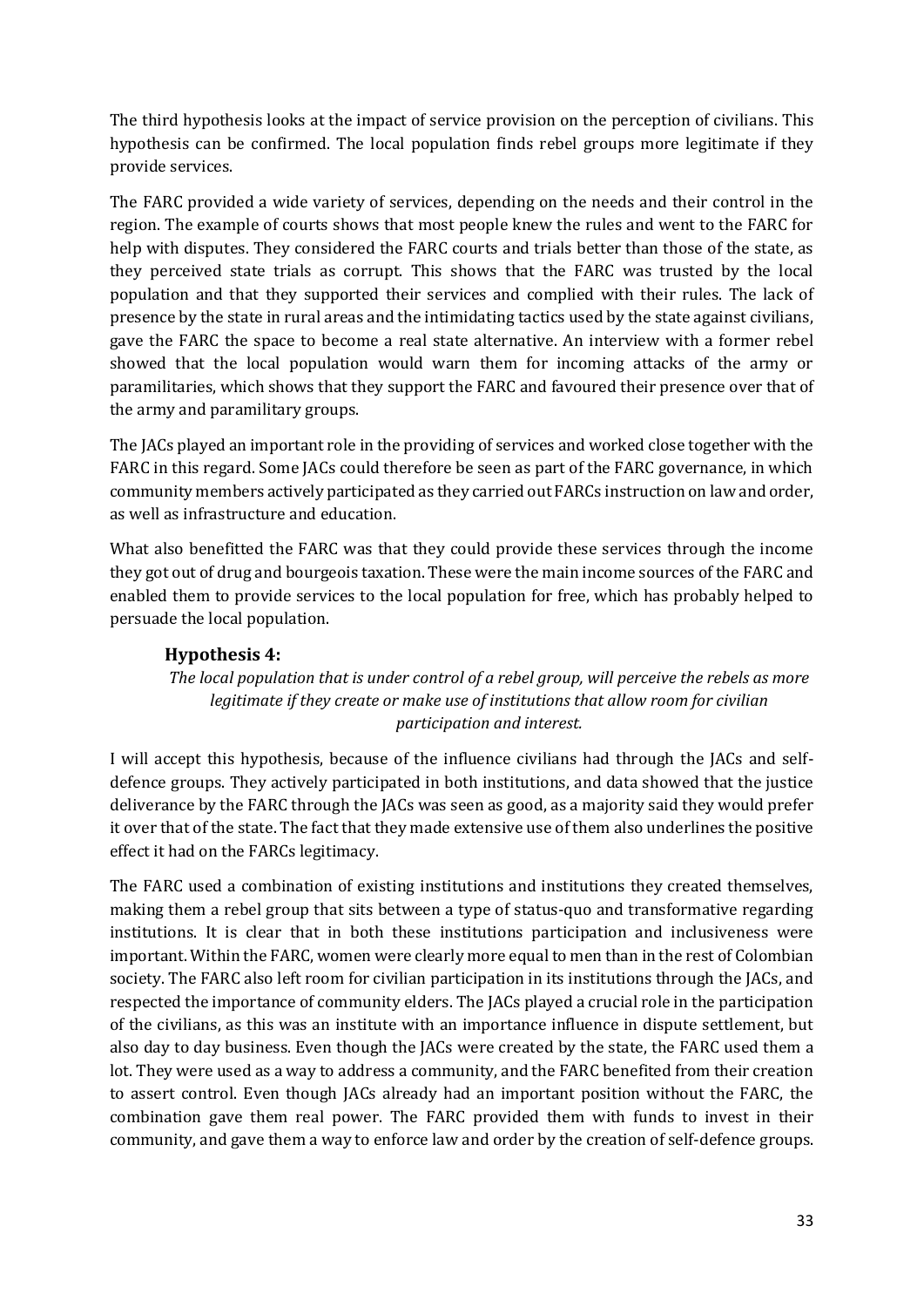The third hypothesis looks at the impact of service provision on the perception of civilians. This hypothesis can be confirmed. The local population finds rebel groups more legitimate if they provide services.

The FARC provided a wide variety of services, depending on the needs and their control in the region. The example of courts shows that most people knew the rules and went to the FARC for help with disputes. They considered the FARC courts and trials better than those of the state, as they perceived state trials as corrupt. This shows that the FARC was trusted by the local population and that they supported their services and complied with their rules. The lack of presence by the state in rural areas and the intimidating tactics used by the state against civilians, gave the FARC the space to become a real state alternative. An interview with a former rebel showed that the local population would warn them for incoming attacks of the army or paramilitaries, which shows that they support the FARC and favoured their presence over that of the army and paramilitary groups.

The JACs played an important role in the providing of services and worked close together with the FARC in this regard. Some JACs could therefore be seen as part of the FARC governance, in which community members actively participated as they carried out FARCs instruction on law and order, as well as infrastructure and education.

What also benefitted the FARC was that they could provide these services through the income they got out of drug and bourgeois taxation. These were the main income sources of the FARC and enabled them to provide services to the local population for free, which has probably helped to persuade the local population.

### Hypothesis 4:

*The local population that is under control of a rebel group, will perceive the rebels as more legitimate if they create or make use of institutions that allow room for civilian participation and interest.*

I will accept this hypothesis, because of the influence civilians had through the JACs and self-defence groups. They actively participated in both institutions, and data showed that the justice deliverance by the FARC through the JACs was seen as good, as a majority said they would prefer it over that of the state. The fact that they made extensive use of them also underlines the positive effect it had on the FARCs legitimacy.

The FARC used a combination of existing institutions and institutions they created themselves, making them a rebel group that sits between a type of status-quo and transformative regarding institutions. It is clear that in both these institutions participation and inclusiveness were important. Within the FARC, women were clearly more equal to men than in the rest of Colombian society. The FARC also left room for civilian participation in its institutions through the JACs, and respected the importance of community elders. The JACs played a crucial role in the participation of the civilians, as this was an institute with an importance influence in dispute settlement, but also day to day business. Even though the JACs were created by the state, the FARC used them a lot. They were used as a way to address a community, and the FARC benefited from their creation to assert control. Even though JACs already had an important position without the FARC, the combination gave them real power. The FARC provided them with funds to invest in their community, and gave them a way to enforce law and order by the creation of self-defence groups.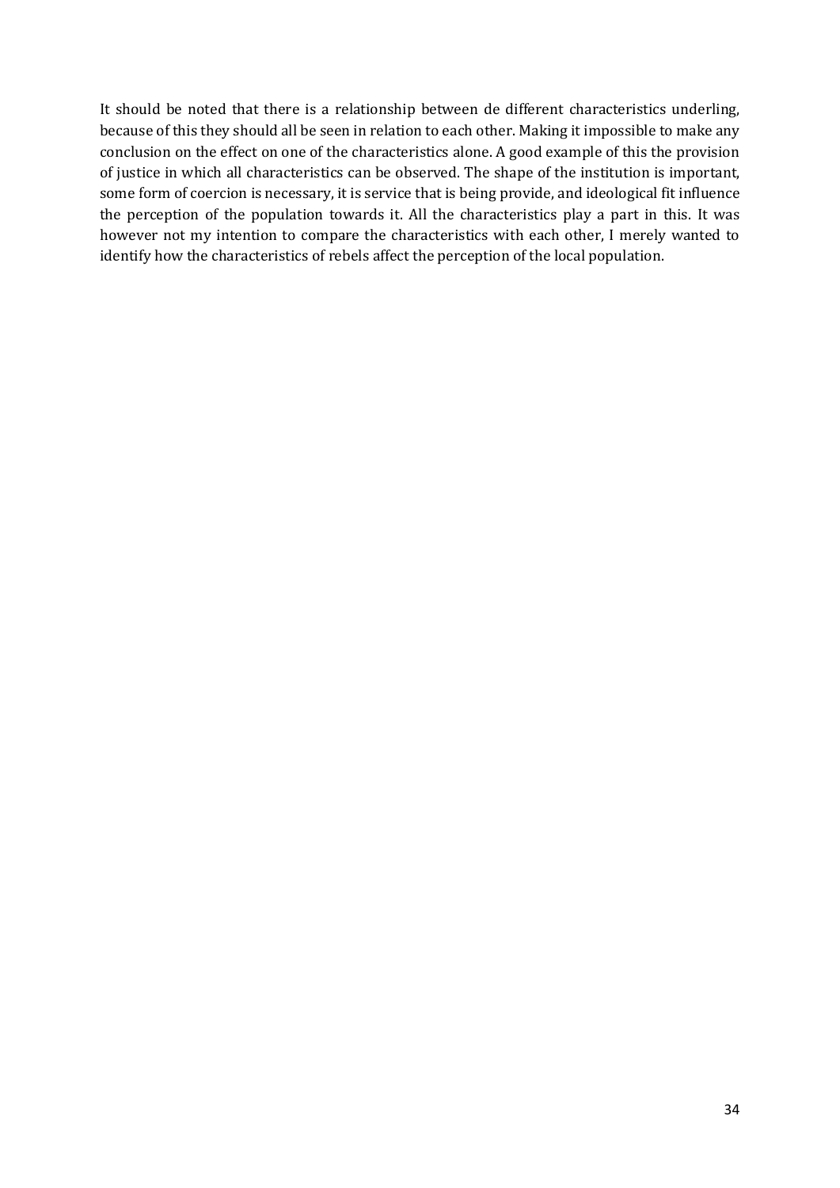It should be noted that there is a relationship between de different characteristics underling, because of this they should all be seen in relation to each other. Making it impossible to make any conclusion on the effect on one of the characteristics alone. A good example of this the provision of justice in which all characteristics can be observed. The shape of the institution is important, some form of coercion is necessary, it is service that is being provide, and ideological fit influence the perception of the population towards it. All the characteristics play a part in this. It was however not my intention to compare the characteristics with each other, I merely wanted to identify how the characteristics of rebels affect the perception of the local population.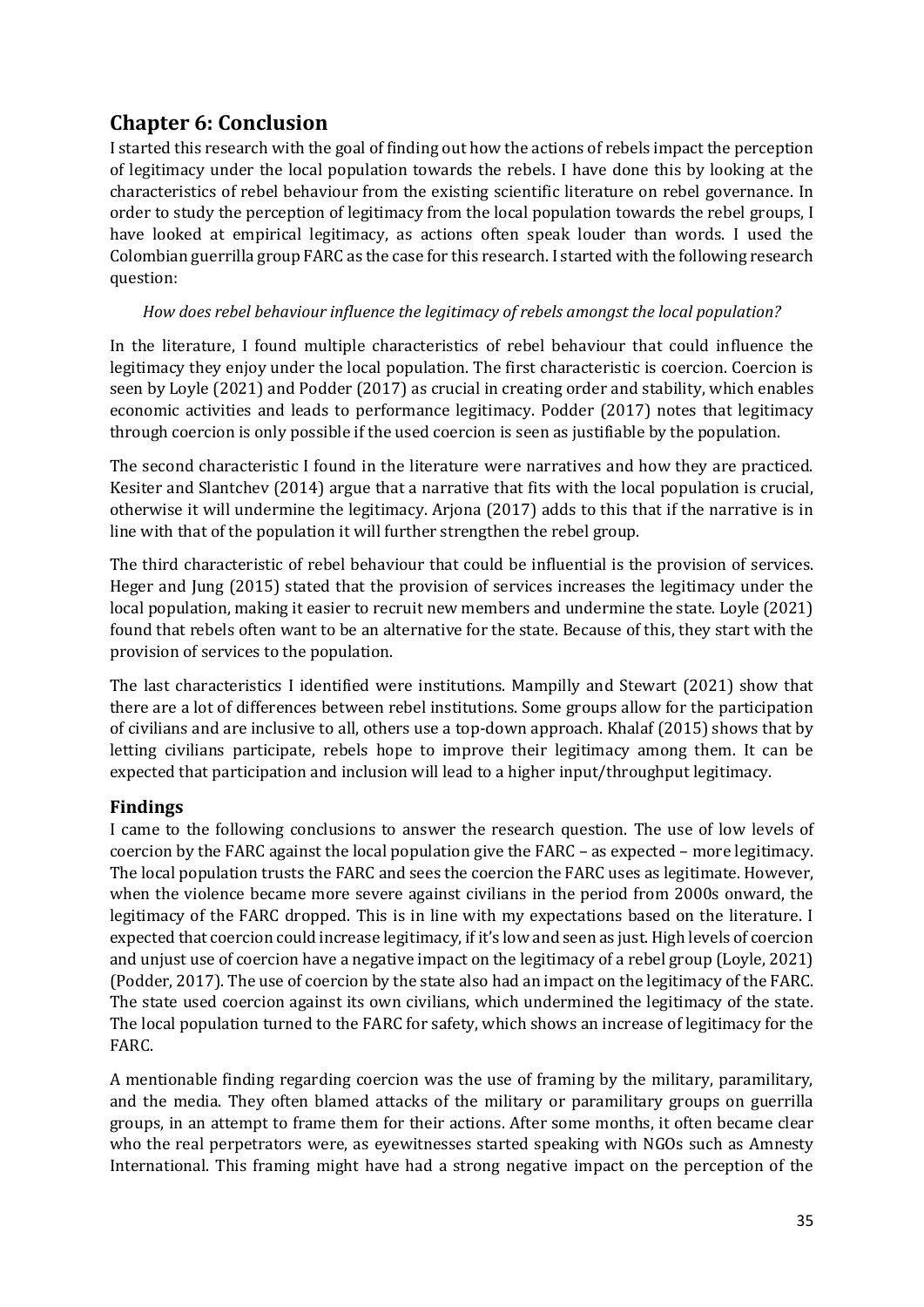# Chapter 6: Conclusion

I started this research with the goal of finding out how the actions of rebels impact the perception of legitimacy under the local population towards the rebels. I have done this by looking at the characteristics of rebel behaviour from the existing scientific literature on rebel governance. In order to study the perception of legitimacy from the local population towards the rebel groups, I have looked at empirical legitimacy, as actions often speak louder than words. I used the Colombian guerrilla group FARC as the case for this research. I started with the following research question:

*How does rebel behaviour influence the legitimacy of rebels amongst the local population?*

In the literature, I found multiple characteristics of rebel behaviour that could influence the legitimacy they enjoy under the local population. The first characteristic is coercion. Coercion is seen by Loyle (2021) and Podder (2017) as crucial in creating order and stability, which enables economic activities and leads to performance legitimacy. Podder (2017) notes that legitimacy through coercion is only possible if the used coercion is seen as justifiable by the population.

The second characteristic I found in the literature were narratives and how they are practiced. Kesiter and Slantchev (2014) argue that a narrative that fits with the local population is crucial, otherwise it will undermine the legitimacy. Arjona (2017) adds to this that if the narrative is in line with that of the population it will further strengthen the rebel group.

The third characteristic of rebel behaviour that could be influential is the provision of services. Heger and Jung (2015) stated that the provision of services increases the legitimacy under the local population, making it easier to recruit new members and undermine the state. Loyle (2021) found that rebels often want to be an alternative for the state. Because of this, they start with the provision of services to the population.

The last characteristics I identified were institutions. Mampilly and Stewart (2021) show that there are a lot of differences between rebel institutions. Some groups allow for the participation of civilians and are inclusive to all, others use a top-down approach. Khalaf (2015) shows that by letting civilians participate, rebels hope to improve their legitimacy among them. It can be expected that participation and inclusion will lead to a higher input/throughput legitimacy.

## Findings

I came to the following conclusions to answer the research question. The use of low levels of coercion by the FARC against the local population give the FARC – as expected – more legitimacy. The local population trusts the FARC and sees the coercion the FARC uses as legitimate. However, when the violence became more severe against civilians in the period from 2000s onward, the legitimacy of the FARC dropped. This is in line with my expectations based on the literature. I expected that coercion could increase legitimacy, if it's low and seen as just. High levels of coercion and unjust use of coercion have a negative impact on the legitimacy of a rebel group (Loyle, 2021) (Podder, 2017). The use of coercion by the state also had an impact on the legitimacy of the FARC. The state used coercion against its own civilians, which undermined the legitimacy of the state. The local population turned to the FARC for safety, which shows an increase of legitimacy for the FARC.

A mentionable finding regarding coercion was the use of framing by the military, paramilitary, and the media. They often blamed attacks of the military or paramilitary groups on guerrilla groups, in an attempt to frame them for their actions. After some months, it often became clear who the real perpetrators were, as eyewitnesses started speaking with NGOs such as Amnesty International. This framing might have had a strong negative impact on the perception of the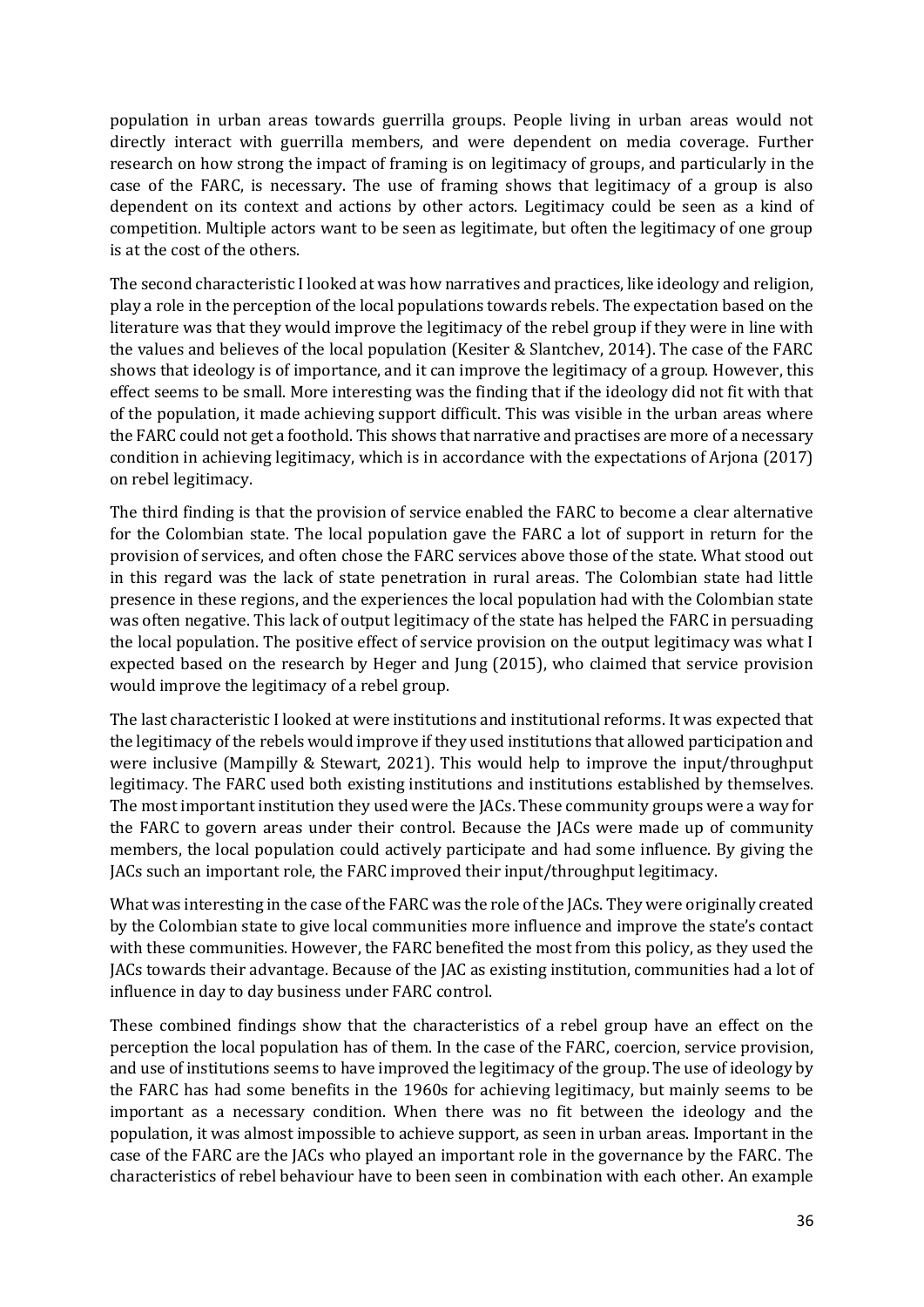population in urban areas towards guerrilla groups. People living in urban areas would not directly interact with guerrilla members, and were dependent on media coverage. Further research on how strong the impact of framing is on legitimacy of groups, and particularly in the case of the FARC, is necessary. The use of framing shows that legitimacy of a group is also dependent on its context and actions by other actors. Legitimacy could be seen as a kind of competition. Multiple actors want to be seen as legitimate, but often the legitimacy of one group is at the cost of the others.

The second characteristic I looked at was how narratives and practices, like ideology and religion, play a role in the perception of the local populations towards rebels. The expectation based on the literature was that they would improve the legitimacy of the rebel group if they were in line with the values and believes of the local population (Kesiter & Slantchev, 2014). The case of the FARC shows that ideology is of importance, and it can improve the legitimacy of a group. However, this effect seems to be small. More interesting was the finding that if the ideology did not fit with that of the population, it made achieving support difficult. This was visible in the urban areas where the FARC could not get a foothold. This shows that narrative and practises are more of a necessary condition in achieving legitimacy, which is in accordance with the expectations of Arjona (2017) on rebel legitimacy.

The third finding is that the provision of service enabled the FARC to become a clear alternative for the Colombian state. The local population gave the FARC a lot of support in return for the provision of services, and often chose the FARC services above those of the state. What stood out in this regard was the lack of state penetration in rural areas. The Colombian state had little presence in these regions, and the experiences the local population had with the Colombian state was often negative. This lack of output legitimacy of the state has helped the FARC in persuading the local population. The positive effect of service provision on the output legitimacy was what I expected based on the research by Heger and Jung (2015), who claimed that service provision would improve the legitimacy of a rebel group.

The last characteristic I looked at were institutions and institutional reforms. It was expected that the legitimacy of the rebels would improve if they used institutions that allowed participation and were inclusive (Mampilly & Stewart, 2021). This would help to improve the input/throughput legitimacy. The FARC used both existing institutions and institutions established by themselves. The most important institution they used were the JACs. These community groups were a way for the FARC to govern areas under their control. Because the JACs were made up of community members, the local population could actively participate and had some influence. By giving the JACs such an important role, the FARC improved their input/throughput legitimacy.

What was interesting in the case of the FARC was the role of the JACs. They were originally created by the Colombian state to give local communities more influence and improve the state's contact with these communities. However, the FARC benefited the most from this policy, as they used the JACs towards their advantage. Because of the JAC as existing institution, communities had a lot of influence in day to day business under FARC control.

These combined findings show that the characteristics of a rebel group have an effect on the perception the local population has of them. In the case of the FARC, coercion, service provision, and use of institutions seems to have improved the legitimacy of the group. The use of ideology by the FARC has had some benefits in the 1960s for achieving legitimacy, but mainly seems to be important as a necessary condition. When there was no fit between the ideology and the population, it was almost impossible to achieve support, as seen in urban areas. Important in the case of the FARC are the JACs who played an important role in the governance by the FARC. The characteristics of rebel behaviour have to been seen in combination with each other. An example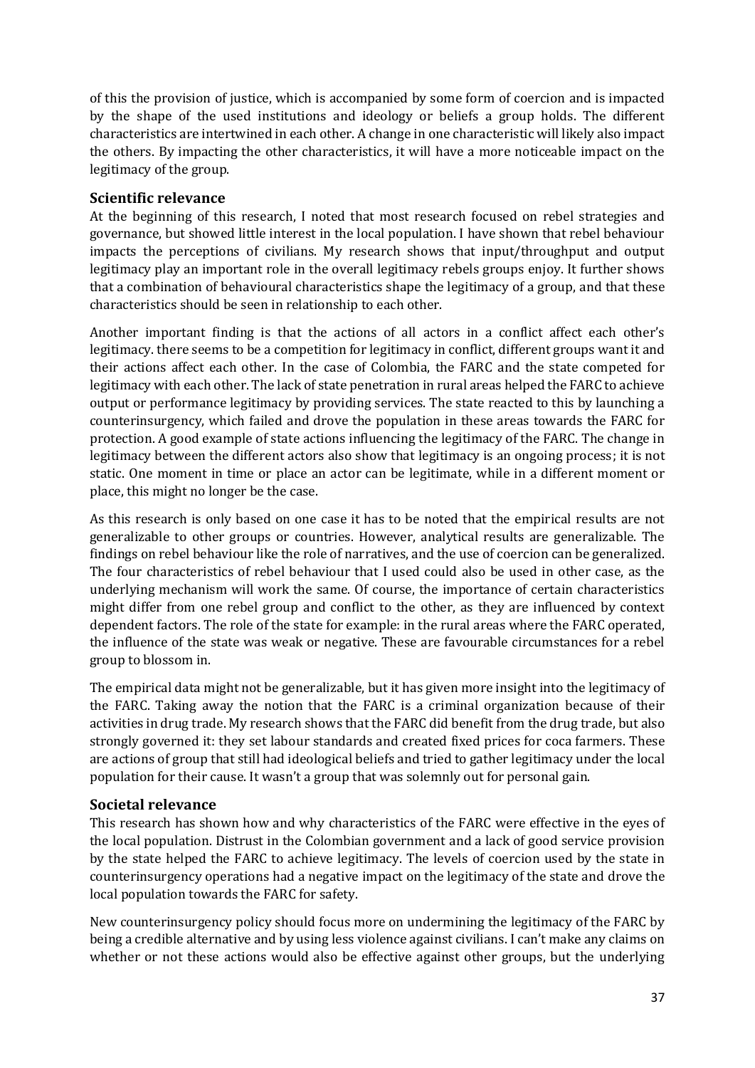of this the provision of justice, which is accompanied by some form of coercion and is impacted by the shape of the used institutions and ideology or beliefs a group holds. The different characteristics are intertwined in each other. A change in one characteristic will likely also impact the others. By impacting the other characteristics, it will have a more noticeable impact on the legitimacy of the group.

### Scientific relevance

At the beginning of this research, I noted that most research focused on rebel strategies and governance, but showed little interest in the local population. I have shown that rebel behaviour impacts the perceptions of civilians. My research shows that input/throughput and output legitimacy play an important role in the overall legitimacy rebels groups enjoy. It further shows that a combination of behavioural characteristics shape the legitimacy of a group, and that these characteristics should be seen in relationship to each other.

Another important finding is that the actions of all actors in a conflict affect each other's legitimacy. there seems to be a competition for legitimacy in conflict, different groups want it and their actions affect each other. In the case of Colombia, the FARC and the state competed for legitimacy with each other. The lack of state penetration in rural areas helped the FARC to achieve output or performance legitimacy by providing services. The state reacted to this by launching a counterinsurgency, which failed and drove the population in these areas towards the FARC for protection. A good example of state actions influencing the legitimacy of the FARC. The change in legitimacy between the different actors also show that legitimacy is an ongoing process; it is not static. One moment in time or place an actor can be legitimate, while in a different moment or place, this might no longer be the case.

As this research is only based on one case it has to be noted that the empirical results are not generalizable to other groups or countries. However, analytical results are generalizable. The findings on rebel behaviour like the role of narratives, and the use of coercion can be generalized. The four characteristics of rebel behaviour that I used could also be used in other case, as the underlying mechanism will work the same. Of course, the importance of certain characteristics might differ from one rebel group and conflict to the other, as they are influenced by context dependent factors. The role of the state for example: in the rural areas where the FARC operated, the influence of the state was weak or negative. These are favourable circumstances for a rebel group to blossom in.

The empirical data might not be generalizable, but it has given more insight into the legitimacy of the FARC. Taking away the notion that the FARC is a criminal organization because of their activities in drug trade. My research shows that the FARC did benefit from the drug trade, but also strongly governed it: they set labour standards and created fixed prices for coca farmers. These are actions of group that still had ideological beliefs and tried to gather legitimacy under the local population for their cause. It wasn't a group that was solemnly out for personal gain.

### Societal relevance

This research has shown how and why characteristics of the FARC were effective in the eyes of the local population. Distrust in the Colombian government and a lack of good service provision by the state helped the FARC to achieve legitimacy. The levels of coercion used by the state in counterinsurgency operations had a negative impact on the legitimacy of the state and drove the local population towards the FARC for safety.

New counterinsurgency policy should focus more on undermining the legitimacy of the FARC by being a credible alternative and by using less violence against civilians. I can't make any claims on whether or not these actions would also be effective against other groups, but the underlying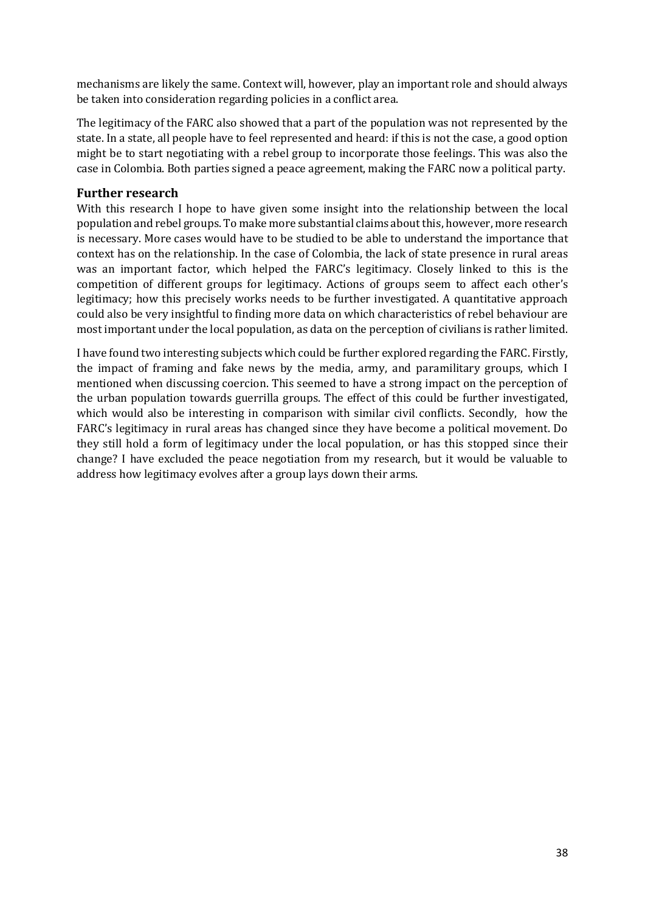mechanisms are likely the same. Context will, however, play an important role and should always be taken into consideration regarding policies in a conflict area.

The legitimacy of the FARC also showed that a part of the population was not represented by the state. In a state, all people have to feel represented and heard: if this is not the case, a good option might be to start negotiating with a rebel group to incorporate those feelings. This was also the case in Colombia. Both parties signed a peace agreement, making the FARC now a political party.

## Further research

With this research I hope to have given some insight into the relationship between the local population and rebel groups. To make more substantial claims about this, however, more research is necessary. More cases would have to be studied to be able to understand the importance that context has on the relationship. In the case of Colombia, the lack of state presence in rural areas was an important factor, which helped the FARC's legitimacy. Closely linked to this is the competition of different groups for legitimacy. Actions of groups seem to affect each other's legitimacy; how this precisely works needs to be further investigated. A quantitative approach could also be very insightful to finding more data on which characteristics of rebel behaviour are most important under the local population, as data on the perception of civilians is rather limited.

I have found two interesting subjects which could be further explored regarding the FARC. Firstly, the impact of framing and fake news by the media, army, and paramilitary groups, which I mentioned when discussing coercion. This seemed to have a strong impact on the perception of the urban population towards guerrilla groups. The effect of this could be further investigated, which would also be interesting in comparison with similar civil conflicts. Secondly, how the FARC's legitimacy in rural areas has changed since they have become a political movement. Do they still hold a form of legitimacy under the local population, or has this stopped since their change? I have excluded the peace negotiation from my research, but it would be valuable to address how legitimacy evolves after a group lays down their arms.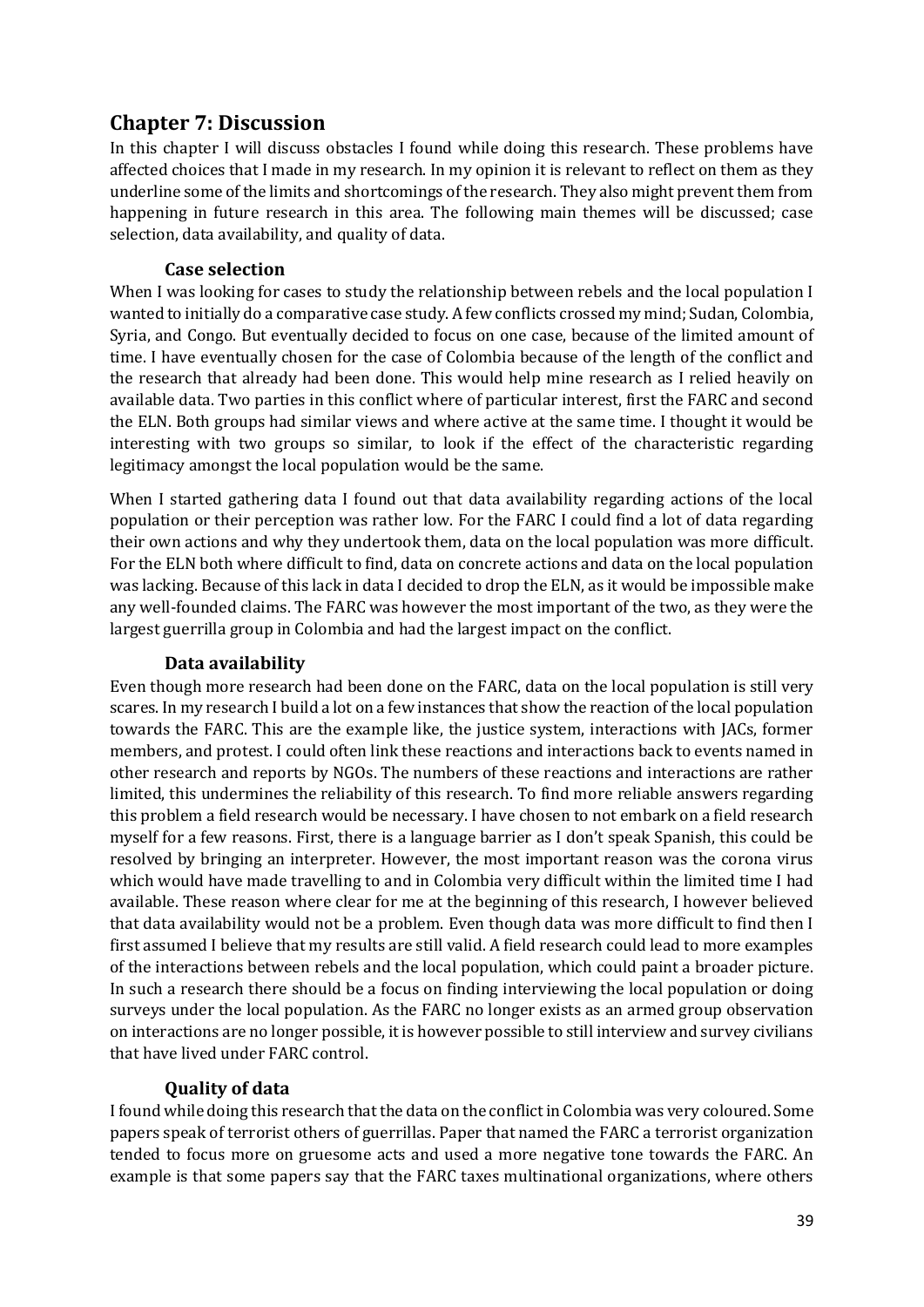# Chapter 7: Discussion

In this chapter I will discuss obstacles I found while doing this research. These problems have affected choices that I made in my research. In my opinion it is relevant to reflect on them as they underline some of the limits and shortcomings of the research. They also might prevent them from happening in future research in this area. The following main themes will be discussed; case selection, data availability, and quality of data.

### Case selection

When I was looking for cases to study the relationship between rebels and the local population I wanted to initially do a comparative case study. A few conflicts crossed my mind; Sudan, Colombia, Syria, and Congo. But eventually decided to focus on one case, because of the limited amount of time. I have eventually chosen for the case of Colombia because of the length of the conflict and the research that already had been done. This would help mine research as I relied heavily on available data. Two parties in this conflict where of particular interest, first the FARC and second the ELN. Both groups had similar views and where active at the same time. I thought it would be interesting with two groups so similar, to look if the effect of the characteristic regarding legitimacy amongst the local population would be the same.

When I started gathering data I found out that data availability regarding actions of the local population or their perception was rather low. For the FARC I could find a lot of data regarding their own actions and why they undertook them, data on the local population was more difficult. For the ELN both where difficult to find, data on concrete actions and data on the local population was lacking. Because of this lack in data I decided to drop the ELN, as it would be impossible make any well-founded claims. The FARC was however the most important of the two, as they were the largest guerrilla group in Colombia and had the largest impact on the conflict.

### Data availability

Even though more research had been done on the FARC, data on the local population is still very scares. In my research I build a lot on a few instances that show the reaction of the local population towards the FARC. This are the example like, the justice system, interactions with JACs, former members, and protest. I could often link these reactions and interactions back to events named in other research and reports by NGOs. The numbers of these reactions and interactions are rather limited, this undermines the reliability of this research. To find more reliable answers regarding this problem a field research would be necessary. I have chosen to not embark on a field research myself for a few reasons. First, there is a language barrier as I don't speak Spanish, this could be resolved by bringing an interpreter. However, the most important reason was the corona virus which would have made travelling to and in Colombia very difficult within the limited time I had available. These reason where clear for me at the beginning of this research, I however believed that data availability would not be a problem. Even though data was more difficult to find then I first assumed I believe that my results are still valid. A field research could lead to more examples of the interactions between rebels and the local population, which could paint a broader picture. In such a research there should be a focus on finding interviewing the local population or doing surveys under the local population. As the FARC no longer exists as an armed group observation on interactions are no longer possible, it is however possible to still interview and survey civilians that have lived under FARC control.

### Quality of data

I found while doing this research that the data on the conflict in Colombia was very coloured. Some papers speak of terrorist others of guerrillas. Paper that named the FARC a terrorist organization tended to focus more on gruesome acts and used a more negative tone towards the FARC. An example is that some papers say that the FARC taxes multinational organizations, where others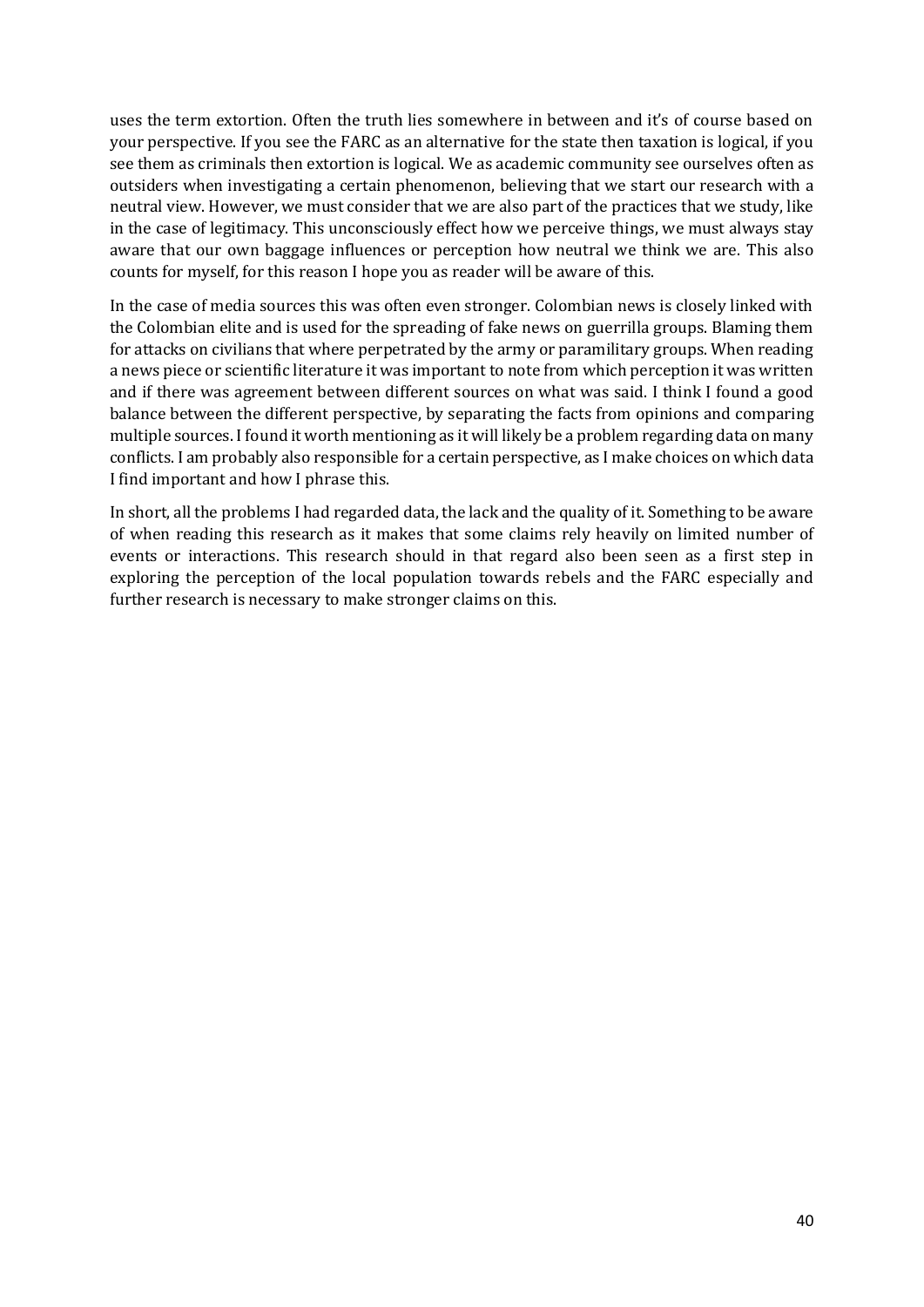uses the term extortion. Often the truth lies somewhere in between and it's of course based on your perspective. If you see the FARC as an alternative for the state then taxation is logical, if you see them as criminals then extortion is logical. We as academic community see ourselves often as outsiders when investigating a certain phenomenon, believing that we start our research with a neutral view. However, we must consider that we are also part of the practices that we study, like in the case of legitimacy. This unconsciously effect how we perceive things, we must always stay aware that our own baggage influences or perception how neutral we think we are. This also counts for myself, for this reason I hope you as reader will be aware of this.

In the case of media sources this was often even stronger. Colombian news is closely linked with the Colombian elite and is used for the spreading of fake news on guerrilla groups. Blaming them for attacks on civilians that where perpetrated by the army or paramilitary groups. When reading a news piece or scientific literature it was important to note from which perception it was written and if there was agreement between different sources on what was said. I think I found a good balance between the different perspective, by separating the facts from opinions and comparing multiple sources. I found it worth mentioning as it will likely be a problem regarding data on many conflicts. I am probably also responsible for a certain perspective, as I make choices on which data I find important and how I phrase this.

In short, all the problems I had regarded data, the lack and the quality of it. Something to be aware of when reading this research as it makes that some claims rely heavily on limited number of events or interactions. This research should in that regard also been seen as a first step in exploring the perception of the local population towards rebels and the FARC especially and further research is necessary to make stronger claims on this.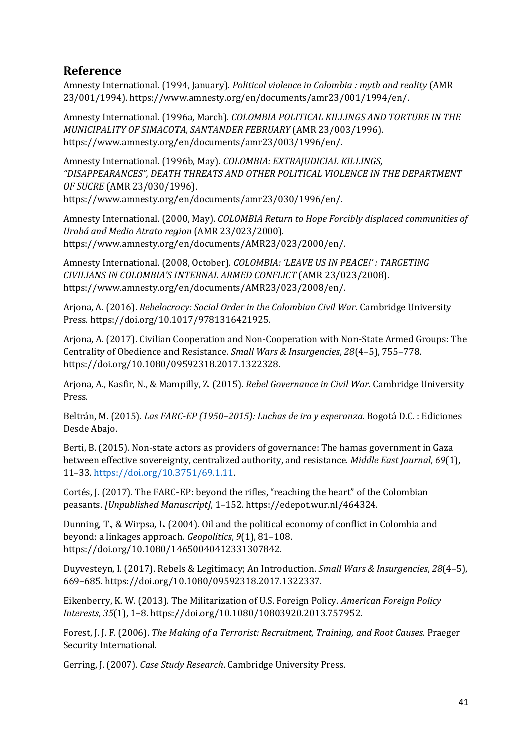## Reference

Amnesty International. (1994, January). *Political violence in Colombia : myth and reality* (AMR 23/001/1994). https://www.amnesty.org/en/documents/amr23/001/1994/en/.

Amnesty International. (1996a, March). *COLOMBIA POLITICAL KILLINGS AND TORTURE IN THE MUNICIPALITY OF SIMACOTA, SANTANDER FEBRUARY* (AMR 23/003/1996). https://www.amnesty.org/en/documents/amr23/003/1996/en/.

Amnesty International. (1996b, May). *COLOMBIA: EXTRAJUDICIAL KILLINGS, "DISAPPEARANCES", DEATH THREATS AND OTHER POLITICAL VIOLENCE IN THE DEPARTMENT OF SUCRE* (AMR 23/030/1996). https://www.amnesty.org/en/documents/amr23/030/1996/en/.

Amnesty International. (2000, May). *COLOMBIA Return to Hope Forcibly displaced communities of Urabá and Medio Atrato region* (AMR 23/023/2000). https://www.amnesty.org/en/documents/AMR23/023/2000/en/.

Amnesty International. (2008, October). *COLOMBIA: 'LEAVE US IN PEACE!' : TARGETING CIVILIANS IN COLOMBIA'S INTERNAL ARMED CONFLICT* (AMR 23/023/2008). https://www.amnesty.org/en/documents/AMR23/023/2008/en/.

Arjona, A. (2016). *Rebelocracy: Social Order in the Colombian Civil War*. Cambridge University Press. https://doi.org/10.1017/9781316421925.

Arjona, A. (2017). Civilian Cooperation and Non-Cooperation with Non-State Armed Groups: The Centrality of Obedience and Resistance. *Small Wars & Insurgencies*, *28*(4–5), 755–778. https://doi.org/10.1080/09592318.2017.1322328.

Arjona, A., Kasfir, N., & Mampilly, Z. (2015). *Rebel Governance in Civil War*. Cambridge University Press.

Beltrán, M. (2015). *Las FARC-EP (1950–2015): Luchas de ira y esperanza*. Bogotá D.C. : Ediciones Desde Abajo.

Berti, B. (2015). Non-state actors as providers of governance: The hamas government in Gaza between effective sovereignty, centralized authority, and resistance. *Middle East Journal*, *69*(1), 11–33. https://doi.org/10.3751/69.1.11.

Cortés, J. (2017). The FARC-EP: beyond the rifles, "reaching the heart" of the Colombian peasants. *[Unpublished Manuscript]*, 1–152. https://edepot.wur.nl/464324.

Dunning, T., & Wirpsa, L. (2004). Oil and the political economy of conflict in Colombia and beyond: a linkages approach. *Geopolitics*, *9*(1), 81–108. https://doi.org/10.1080/14650040412331307842.

Duyvesteyn, I. (2017). Rebels & Legitimacy; An Introduction. *Small Wars & Insurgencies*, *28*(4–5), 669–685. https://doi.org/10.1080/09592318.2017.1322337.

Eikenberry, K. W. (2013). The Militarization of U.S. Foreign Policy. *American Foreign Policy Interests*, *35*(1), 1–8. https://doi.org/10.1080/10803920.2013.757952.

Forest, J. J. F. (2006). *The Making of a Terrorist: Recruitment, Training, and Root Causes*. Praeger Security International.

Gerring, J. (2007). *Case Study Research*. Cambridge University Press.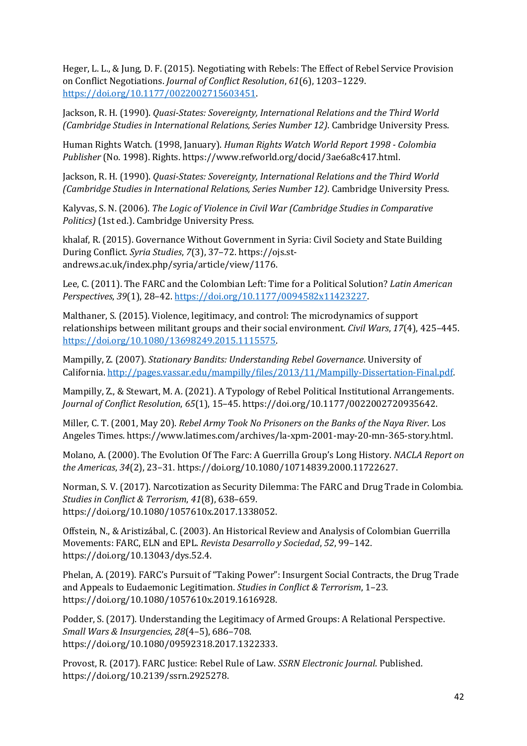Heger, L. L., & Jung, D. F. (2015). Negotiating with Rebels: The Effect of Rebel Service Provision on Conflict Negotiations. *Journal of Conflict Resolution*, *61*(6), 1203–1229. https://doi.org/10.1177/0022002715603451.

Jackson, R. H. (1990). *Quasi-States: Sovereignty, International Relations and the Third World (Cambridge Studies in International Relations, Series Number 12)*. Cambridge University Press.

Human Rights Watch. (1998, January). *Human Rights Watch World Report 1998 - Colombia Publisher* (No. 1998). Rights. https://www.refworld.org/docid/3ae6a8c417.html.

Jackson, R. H. (1990). *Quasi-States: Sovereignty, International Relations and the Third World (Cambridge Studies in International Relations, Series Number 12)*. Cambridge University Press.

Kalyvas, S. N. (2006). *The Logic of Violence in Civil War (Cambridge Studies in Comparative Politics)* (1st ed.). Cambridge University Press.

khalaf, R. (2015). Governance Without Government in Syria: Civil Society and State Building During Conflict. *Syria Studies*, *7*(3), 37–72. https://ojs.st-andrews.ac.uk/index.php/syria/article/view/1176.

Lee, C. (2011). The FARC and the Colombian Left: Time for a Political Solution? *Latin American Perspectives*, *39*(1), 28–42. https://doi.org/10.1177/0094582x11423227.

Malthaner, S. (2015). Violence, legitimacy, and control: The microdynamics of support relationships between militant groups and their social environment. *Civil Wars*, *17*(4), 425–445. https://doi.org/10.1080/13698249.2015.1115575.

Mampilly, Z. (2007). *Stationary Bandits: Understanding Rebel Governance*. University of California. http://pages.vassar.edu/mampilly/files/2013/11/Mampilly-Dissertation-Final.pdf.

Mampilly, Z., & Stewart, M. A. (2021). A Typology of Rebel Political Institutional Arrangements. *Journal of Conflict Resolution*, *65*(1), 15–45. https://doi.org/10.1177/0022002720935642.

Miller, C. T. (2001, May 20). *Rebel Army Took No Prisoners on the Banks of the Naya River*. Los Angeles Times. https://www.latimes.com/archives/la-xpm-2001-may-20-mn-365-story.html.

Molano, A. (2000). The Evolution Of The Farc: A Guerrilla Group's Long History. *NACLA Report on the Americas*, *34*(2), 23–31. https://doi.org/10.1080/10714839.2000.11722627.

Norman, S. V. (2017). Narcotization as Security Dilemma: The FARC and Drug Trade in Colombia. *Studies in Conflict & Terrorism*, *41*(8), 638–659. https://doi.org/10.1080/1057610x.2017.1338052.

Offstein, N., & Aristizábal, C. (2003). An Historical Review and Analysis of Colombian Guerrilla Movements: FARC, ELN and EPL. *Revista Desarrollo y Sociedad*, *52*, 99–142. https://doi.org/10.13043/dys.52.4.

Phelan, A. (2019). FARC's Pursuit of "Taking Power": Insurgent Social Contracts, the Drug Trade and Appeals to Eudaemonic Legitimation. *Studies in Conflict & Terrorism*, 1–23. https://doi.org/10.1080/1057610x.2019.1616928.

Podder, S. (2017). Understanding the Legitimacy of Armed Groups: A Relational Perspective. *Small Wars & Insurgencies*, *28*(4–5), 686–708. https://doi.org/10.1080/09592318.2017.1322333.

Provost, R. (2017). FARC Justice: Rebel Rule of Law. *SSRN Electronic Journal*. Published. https://doi.org/10.2139/ssrn.2925278.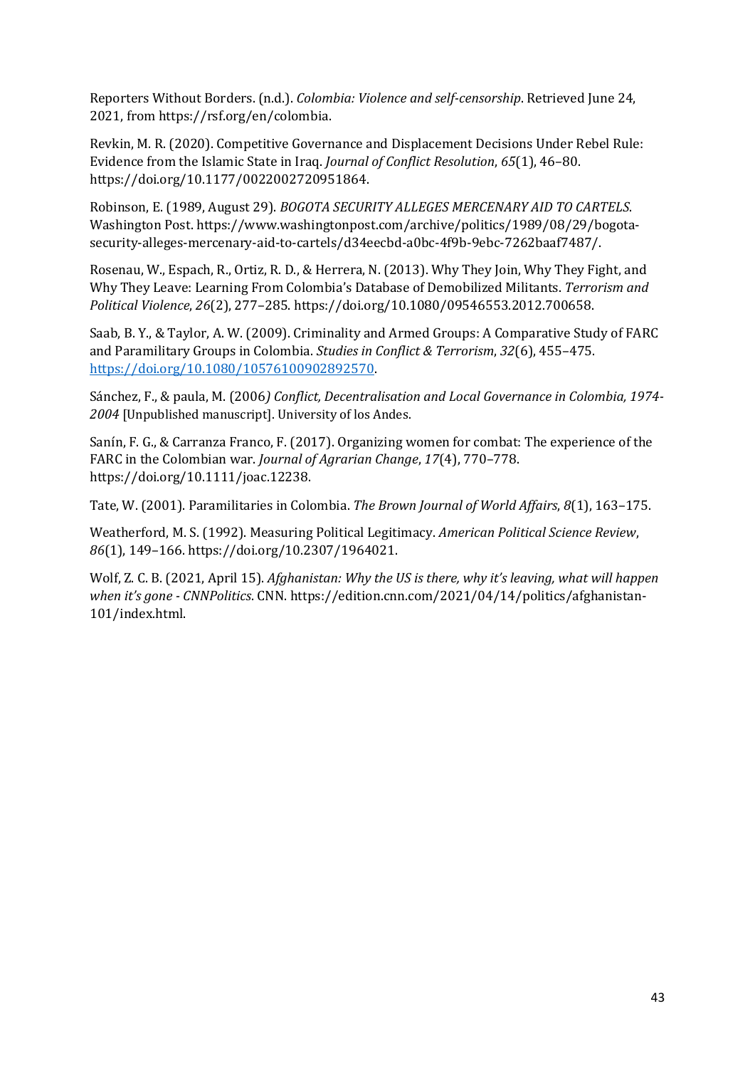Reporters Without Borders. (n.d.). *Colombia: Violence and self-censorship*. Retrieved June 24, 2021, from https://rsf.org/en/colombia.

Revkin, M. R. (2020). Competitive Governance and Displacement Decisions Under Rebel Rule: Evidence from the Islamic State in Iraq. *Journal of Conflict Resolution*, *65*(1), 46–80. https://doi.org/10.1177/0022002720951864.

Robinson, E. (1989, August 29). *BOGOTA SECURITY ALLEGES MERCENARY AID TO CARTELS*. Washington Post. https://www.washingtonpost.com/archive/politics/1989/08/29/bogota-security-alleges-mercenary-aid-to-cartels/d34eecbd-a0bc-4f9b-9ebc-7262baaf7487/.

Rosenau, W., Espach, R., Ortiz, R. D., & Herrera, N. (2013). Why They Join, Why They Fight, and Why They Leave: Learning From Colombia's Database of Demobilized Militants. *Terrorism and Political Violence*, *26*(2), 277–285. https://doi.org/10.1080/09546553.2012.700658.

Saab, B. Y., & Taylor, A. W. (2009). Criminality and Armed Groups: A Comparative Study of FARC and Paramilitary Groups in Colombia. *Studies in Conflict & Terrorism*, *32*(6), 455–475. https://doi.org/10.1080/10576100902892570.

Sánchez, F., & paula, M. (2006*) Conflict, Decentralisation and Local Governance in Colombia, 1974-2004* [Unpublished manuscript]. University of los Andes.

Sanín, F. G., & Carranza Franco, F. (2017). Organizing women for combat: The experience of the FARC in the Colombian war. *Journal of Agrarian Change*, *17*(4), 770–778. https://doi.org/10.1111/joac.12238.

Tate, W. (2001). Paramilitaries in Colombia. *The Brown Journal of World Affairs*, *8*(1), 163–175.

Weatherford, M. S. (1992). Measuring Political Legitimacy. *American Political Science Review*, *86*(1), 149–166. https://doi.org/10.2307/1964021.

Wolf, Z. C. B. (2021, April 15). *Afghanistan: Why the US is there, why it's leaving, what will happen when it's gone - CNNPolitics*. CNN. https://edition.cnn.com/2021/04/14/politics/afghanistan-101/index.html.